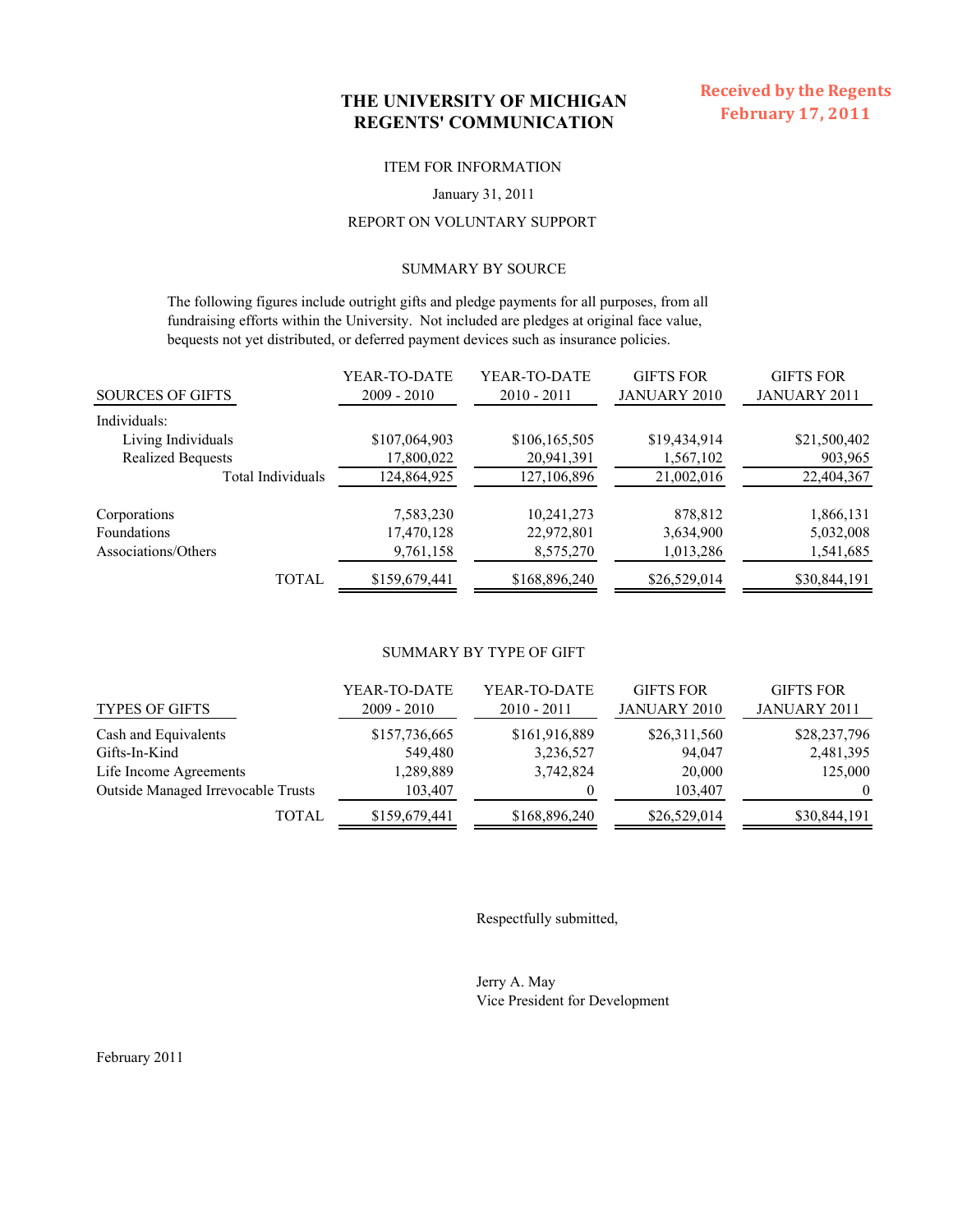# THE UNIVERSITY OF MICHIGAN
# REGENTS' COMMUNICATION

**Received by the Regents**
**February 17, 2011**

ITEM FOR INFORMATION

January 31, 2011

REPORT ON VOLUNTARY SUPPORT

## SUMMARY BY SOURCE

The following figures include outright gifts and pledge payments for all purposes, from all fundraising efforts within the University. Not included are pledges at original face value, bequests not yet distributed, or deferred payment devices such as insurance policies.

| SOURCES OF GIFTS | YEAR-TO-DATE 2009 - 2010 | YEAR-TO-DATE 2010 - 2011 | GIFTS FOR JANUARY 2010 | GIFTS FOR JANUARY 2011 |
|---|---|---|---|---|
| Individuals: | | | | |
| Living Individuals | $107,064,903 | $106,165,505 | $19,434,914 | $21,500,402 |
| Realized Bequests | 17,800,022 | 20,941,391 | 1,567,102 | 903,965 |
| Total Individuals | 124,864,925 | 127,106,896 | 21,002,016 | 22,404,367 |
| Corporations | 7,583,230 | 10,241,273 | 878,812 | 1,866,131 |
| Foundations | 17,470,128 | 22,972,801 | 3,634,900 | 5,032,008 |
| Associations/Others | 9,761,158 | 8,575,270 | 1,013,286 | 1,541,685 |
| TOTAL | $159,679,441 | $168,896,240 | $26,529,014 | $30,844,191 |

## SUMMARY BY TYPE OF GIFT

| TYPES OF GIFTS | YEAR-TO-DATE 2009 - 2010 | YEAR-TO-DATE 2010 - 2011 | GIFTS FOR JANUARY 2010 | GIFTS FOR JANUARY 2011 |
|---|---|---|---|---|
| Cash and Equivalents | $157,736,665 | $161,916,889 | $26,311,560 | $28,237,796 |
| Gifts-In-Kind | 549,480 | 3,236,527 | 94,047 | 2,481,395 |
| Life Income Agreements | 1,289,889 | 3,742,824 | 20,000 | 125,000 |
| Outside Managed Irrevocable Trusts | 103,407 | 0 | 103,407 | 0 |
| TOTAL | $159,679,441 | $168,896,240 | $26,529,014 | $30,844,191 |

Respectfully submitted,

Jerry A. May
Vice President for Development

February 2011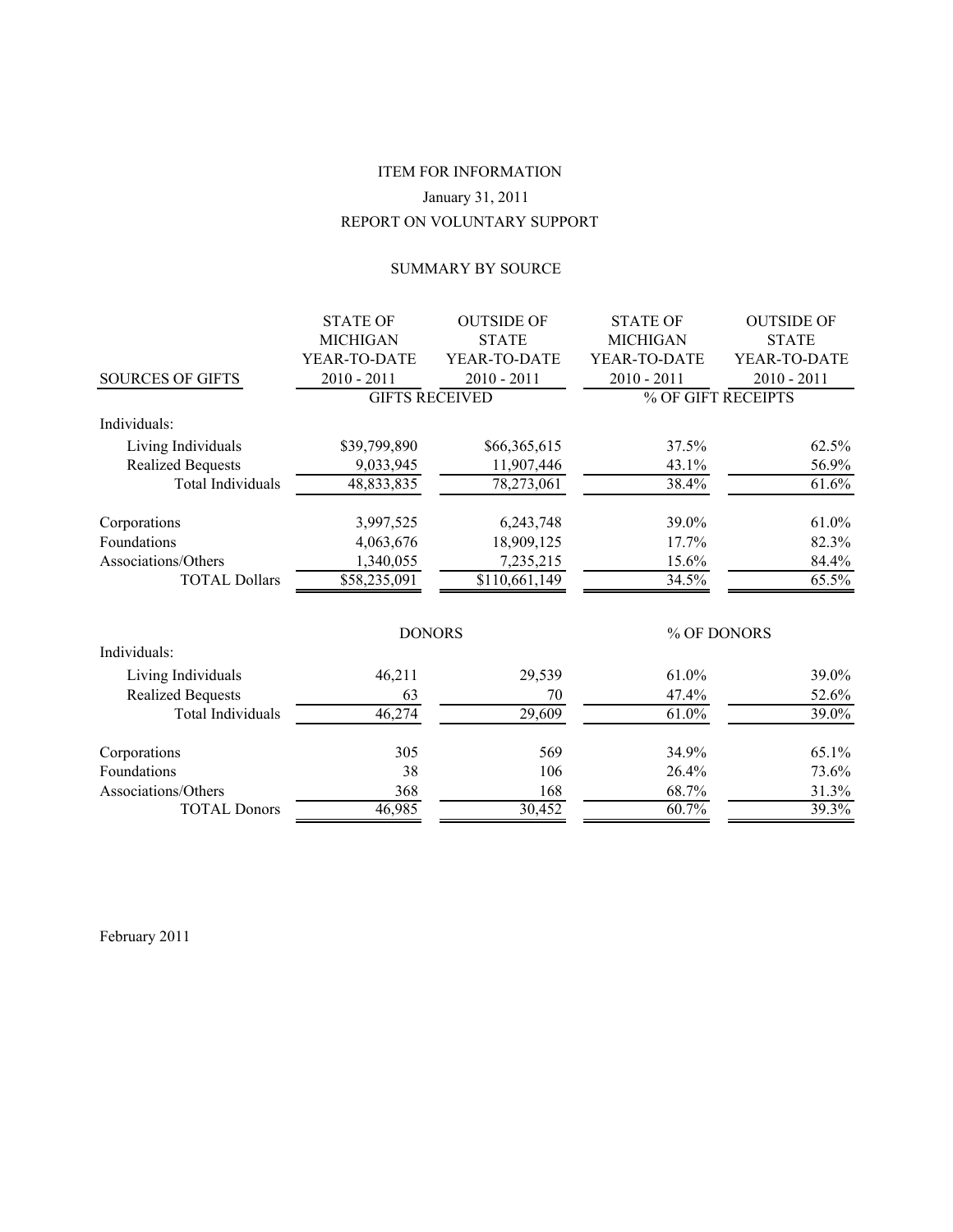ITEM FOR INFORMATION

January 31, 2011

REPORT ON VOLUNTARY SUPPORT

SUMMARY BY SOURCE

| SOURCES OF GIFTS | STATE OF MICHIGAN YEAR-TO-DATE 2010 - 2011 | OUTSIDE OF STATE YEAR-TO-DATE 2010 - 2011 | STATE OF MICHIGAN YEAR-TO-DATE 2010 - 2011 | OUTSIDE OF STATE YEAR-TO-DATE 2010 - 2011 |
|---|---|---|---|---|
| | GIFTS RECEIVED | | % OF GIFT RECEIPTS | |
| Individuals: | | | | |
| Living Individuals | $39,799,890 | $66,365,615 | 37.5% | 62.5% |
| Realized Bequests | 9,033,945 | 11,907,446 | 43.1% | 56.9% |
| Total Individuals | 48,833,835 | 78,273,061 | 38.4% | 61.6% |
| Corporations | 3,997,525 | 6,243,748 | 39.0% | 61.0% |
| Foundations | 4,063,676 | 18,909,125 | 17.7% | 82.3% |
| Associations/Others | 1,340,055 | 7,235,215 | 15.6% | 84.4% |
| TOTAL Dollars | $58,235,091 | $110,661,149 | 34.5% | 65.5% |
| | DONORS | | % OF DONORS | |
| Individuals: | | | | |
| Living Individuals | 46,211 | 29,539 | 61.0% | 39.0% |
| Realized Bequests | 63 | 70 | 47.4% | 52.6% |
| Total Individuals | 46,274 | 29,609 | 61.0% | 39.0% |
| Corporations | 305 | 569 | 34.9% | 65.1% |
| Foundations | 38 | 106 | 26.4% | 73.6% |
| Associations/Others | 368 | 168 | 68.7% | 31.3% |
| TOTAL Donors | 46,985 | 30,452 | 60.7% | 39.3% |

February 2011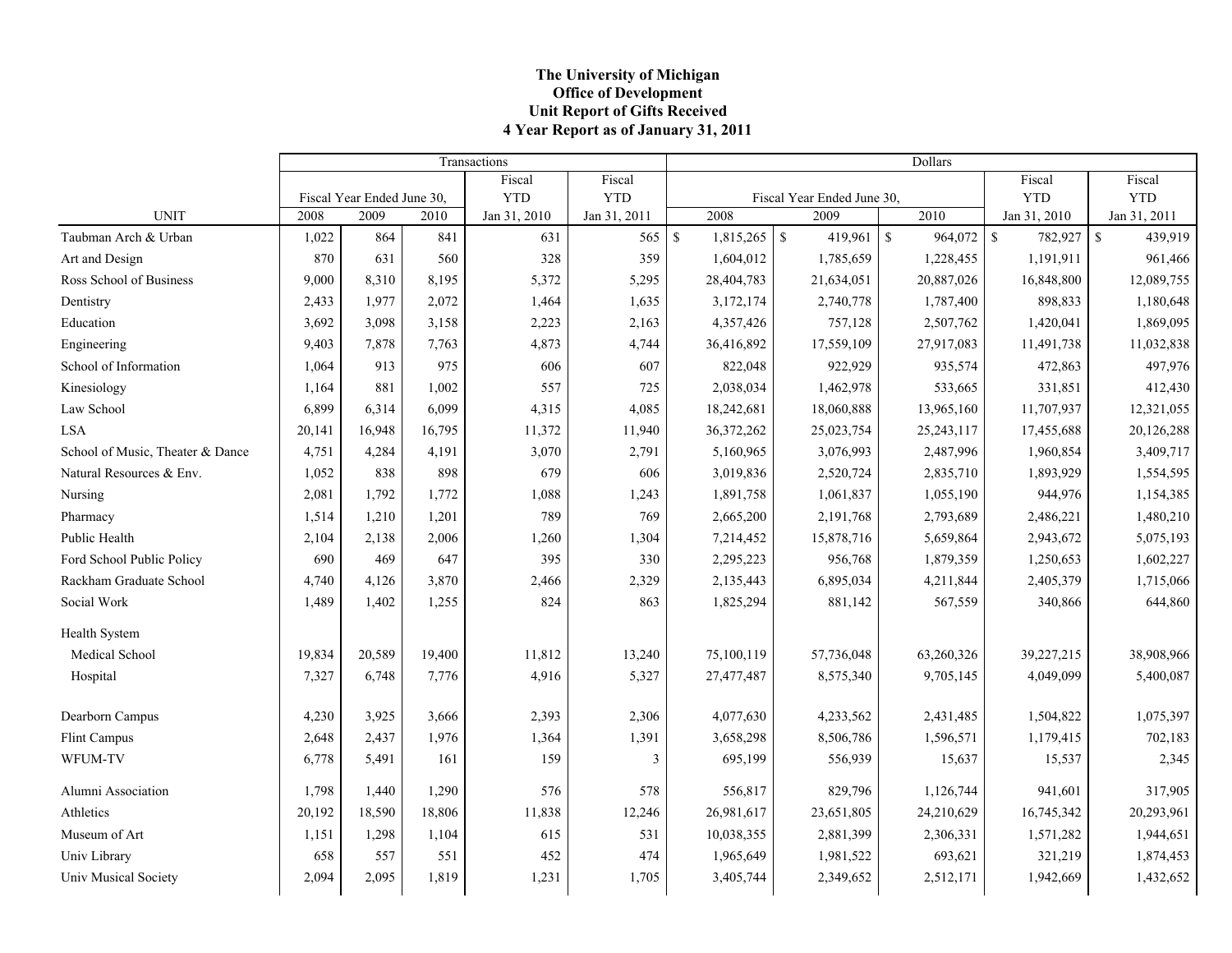**The University of Michigan**
**Office of Development**
**Unit Report of Gifts Received**
**4 Year Report as of January 31, 2011**

| | Transactions | | | | | Dollars | | | | |
|---|---|---|---|---|---|---|---|---|---|---|
| | Fiscal Year Ended June 30, | | | Fiscal YTD | Fiscal YTD | Fiscal Year Ended June 30, | | | Fiscal YTD | Fiscal YTD |
| UNIT | 2008 | 2009 | 2010 | Jan 31, 2010 | Jan 31, 2011 | 2008 | 2009 | 2010 | Jan 31, 2010 | Jan 31, 2011 |
| Taubman Arch & Urban | 1,022 | 864 | 841 | 631 | 565 | $ 1,815,265 | $ 419,961 | $ 964,072 | $ 782,927 | $ 439,919 |
| Art and Design | 870 | 631 | 560 | 328 | 359 | 1,604,012 | 1,785,659 | 1,228,455 | 1,191,911 | 961,466 |
| Ross School of Business | 9,000 | 8,310 | 8,195 | 5,372 | 5,295 | 28,404,783 | 21,634,051 | 20,887,026 | 16,848,800 | 12,089,755 |
| Dentistry | 2,433 | 1,977 | 2,072 | 1,464 | 1,635 | 3,172,174 | 2,740,778 | 1,787,400 | 898,833 | 1,180,648 |
| Education | 3,692 | 3,098 | 3,158 | 2,223 | 2,163 | 4,357,426 | 757,128 | 2,507,762 | 1,420,041 | 1,869,095 |
| Engineering | 9,403 | 7,878 | 7,763 | 4,873 | 4,744 | 36,416,892 | 17,559,109 | 27,917,083 | 11,491,738 | 11,032,838 |
| School of Information | 1,064 | 913 | 975 | 606 | 607 | 822,048 | 922,929 | 935,574 | 472,863 | 497,976 |
| Kinesiology | 1,164 | 881 | 1,002 | 557 | 725 | 2,038,034 | 1,462,978 | 533,665 | 331,851 | 412,430 |
| Law School | 6,899 | 6,314 | 6,099 | 4,315 | 4,085 | 18,242,681 | 18,060,888 | 13,965,160 | 11,707,937 | 12,321,055 |
| LSA | 20,141 | 16,948 | 16,795 | 11,372 | 11,940 | 36,372,262 | 25,023,754 | 25,243,117 | 17,455,688 | 20,126,288 |
| School of Music, Theater & Dance | 4,751 | 4,284 | 4,191 | 3,070 | 2,791 | 5,160,965 | 3,076,993 | 2,487,996 | 1,960,854 | 3,409,717 |
| Natural Resources & Env. | 1,052 | 838 | 898 | 679 | 606 | 3,019,836 | 2,520,724 | 2,835,710 | 1,893,929 | 1,554,595 |
| Nursing | 2,081 | 1,792 | 1,772 | 1,088 | 1,243 | 1,891,758 | 1,061,837 | 1,055,190 | 944,976 | 1,154,385 |
| Pharmacy | 1,514 | 1,210 | 1,201 | 789 | 769 | 2,665,200 | 2,191,768 | 2,793,689 | 2,486,221 | 1,480,210 |
| Public Health | 2,104 | 2,138 | 2,006 | 1,260 | 1,304 | 7,214,452 | 15,878,716 | 5,659,864 | 2,943,672 | 5,075,193 |
| Ford School Public Policy | 690 | 469 | 647 | 395 | 330 | 2,295,223 | 956,768 | 1,879,359 | 1,250,653 | 1,602,227 |
| Rackham Graduate School | 4,740 | 4,126 | 3,870 | 2,466 | 2,329 | 2,135,443 | 6,895,034 | 4,211,844 | 2,405,379 | 1,715,066 |
| Social Work | 1,489 | 1,402 | 1,255 | 824 | 863 | 1,825,294 | 881,142 | 567,559 | 340,866 | 644,860 |
| Health System | | | | | | | | | | |
| Medical School | 19,834 | 20,589 | 19,400 | 11,812 | 13,240 | 75,100,119 | 57,736,048 | 63,260,326 | 39,227,215 | 38,908,966 |
| Hospital | 7,327 | 6,748 | 7,776 | 4,916 | 5,327 | 27,477,487 | 8,575,340 | 9,705,145 | 4,049,099 | 5,400,087 |
| Dearborn Campus | 4,230 | 3,925 | 3,666 | 2,393 | 2,306 | 4,077,630 | 4,233,562 | 2,431,485 | 1,504,822 | 1,075,397 |
| Flint Campus | 2,648 | 2,437 | 1,976 | 1,364 | 1,391 | 3,658,298 | 8,506,786 | 1,596,571 | 1,179,415 | 702,183 |
| WFUM-TV | 6,778 | 5,491 | 161 | 159 | 3 | 695,199 | 556,939 | 15,637 | 15,537 | 2,345 |
| Alumni Association | 1,798 | 1,440 | 1,290 | 576 | 578 | 556,817 | 829,796 | 1,126,744 | 941,601 | 317,905 |
| Athletics | 20,192 | 18,590 | 18,806 | 11,838 | 12,246 | 26,981,617 | 23,651,805 | 24,210,629 | 16,745,342 | 20,293,961 |
| Museum of Art | 1,151 | 1,298 | 1,104 | 615 | 531 | 10,038,355 | 2,881,399 | 2,306,331 | 1,571,282 | 1,944,651 |
| Univ Library | 658 | 557 | 551 | 452 | 474 | 1,965,649 | 1,981,522 | 693,621 | 321,219 | 1,874,453 |
| Univ Musical Society | 2,094 | 2,095 | 1,819 | 1,231 | 1,705 | 3,405,744 | 2,349,652 | 2,512,171 | 1,942,669 | 1,432,652 |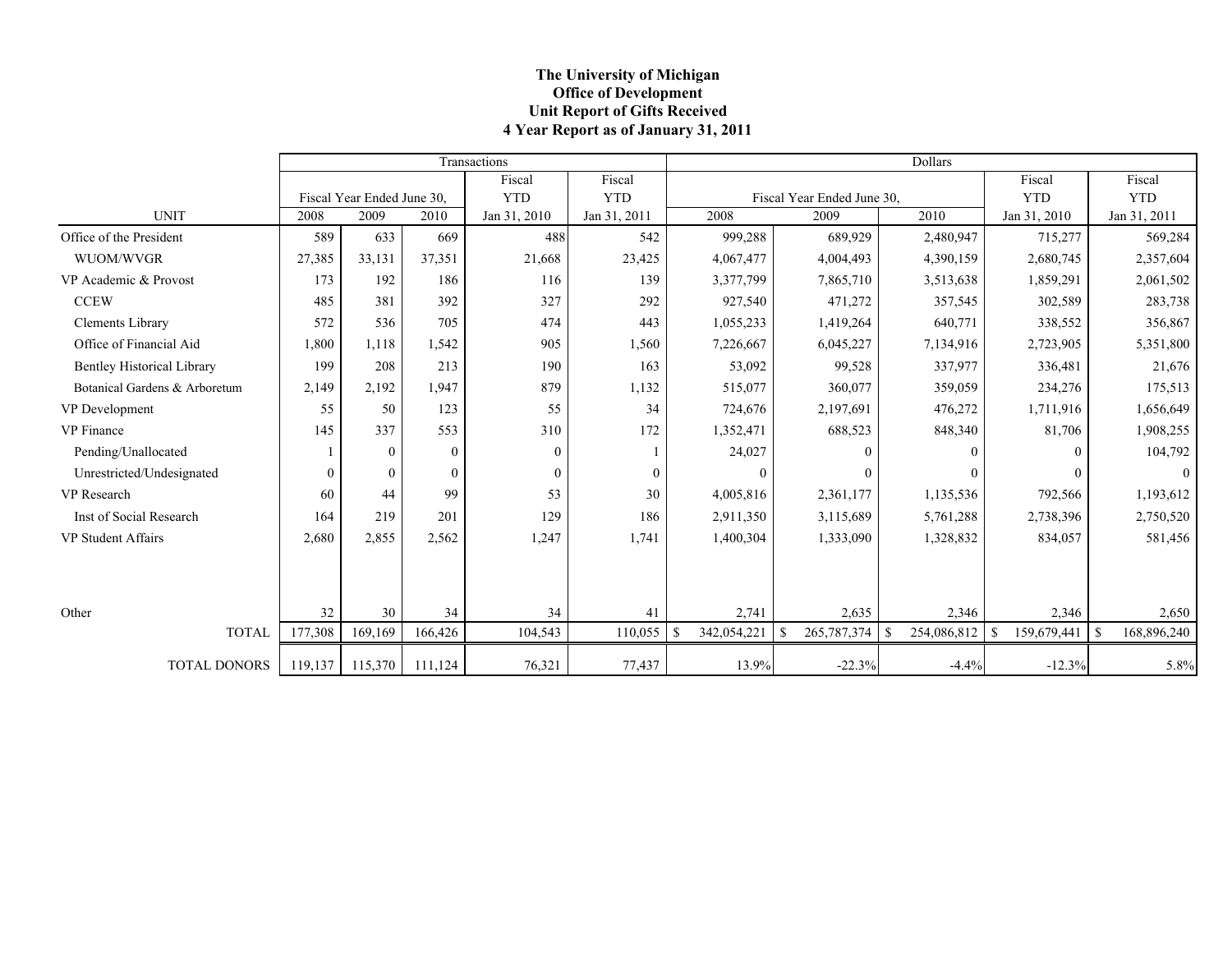**The University of Michigan**
**Office of Development**
**Unit Report of Gifts Received**
**4 Year Report as of January 31, 2011**

| | Transactions | | | | | Dollars | | | | |
|---|---|---|---|---|---|---|---|---|---|---|
| | Fiscal Year Ended June 30, | | | Fiscal YTD | Fiscal YTD | Fiscal Year Ended June 30, | | | Fiscal YTD | Fiscal YTD |
| UNIT | 2008 | 2009 | 2010 | Jan 31, 2010 | Jan 31, 2011 | 2008 | 2009 | 2010 | Jan 31, 2010 | Jan 31, 2011 |
| Office of the President | 589 | 633 | 669 | 488 | 542 | 999,288 | 689,929 | 2,480,947 | 715,277 | 569,284 |
| WUOM/WVGR | 27,385 | 33,131 | 37,351 | 21,668 | 23,425 | 4,067,477 | 4,004,493 | 4,390,159 | 2,680,745 | 2,357,604 |
| VP Academic & Provost | 173 | 192 | 186 | 116 | 139 | 3,377,799 | 7,865,710 | 3,513,638 | 1,859,291 | 2,061,502 |
| CCEW | 485 | 381 | 392 | 327 | 292 | 927,540 | 471,272 | 357,545 | 302,589 | 283,738 |
| Clements Library | 572 | 536 | 705 | 474 | 443 | 1,055,233 | 1,419,264 | 640,771 | 338,552 | 356,867 |
| Office of Financial Aid | 1,800 | 1,118 | 1,542 | 905 | 1,560 | 7,226,667 | 6,045,227 | 7,134,916 | 2,723,905 | 5,351,800 |
| Bentley Historical Library | 199 | 208 | 213 | 190 | 163 | 53,092 | 99,528 | 337,977 | 336,481 | 21,676 |
| Botanical Gardens & Arboretum | 2,149 | 2,192 | 1,947 | 879 | 1,132 | 515,077 | 360,077 | 359,059 | 234,276 | 175,513 |
| VP Development | 55 | 50 | 123 | 55 | 34 | 724,676 | 2,197,691 | 476,272 | 1,711,916 | 1,656,649 |
| VP Finance | 145 | 337 | 553 | 310 | 172 | 1,352,471 | 688,523 | 848,340 | 81,706 | 1,908,255 |
| Pending/Unallocated | 1 | 0 | 0 | 0 | 1 | 24,027 | 0 | 0 | 0 | 104,792 |
| Unrestricted/Undesignated | 0 | 0 | 0 | 0 | 0 | 0 | 0 | 0 | 0 | 0 |
| VP Research | 60 | 44 | 99 | 53 | 30 | 4,005,816 | 2,361,177 | 1,135,536 | 792,566 | 1,193,612 |
| Inst of Social Research | 164 | 219 | 201 | 129 | 186 | 2,911,350 | 3,115,689 | 5,761,288 | 2,738,396 | 2,750,520 |
| VP Student Affairs | 2,680 | 2,855 | 2,562 | 1,247 | 1,741 | 1,400,304 | 1,333,090 | 1,328,832 | 834,057 | 581,456 |
| Other | 32 | 30 | 34 | 34 | 41 | 2,741 | 2,635 | 2,346 | 2,346 | 2,650 |
| TOTAL | 177,308 | 169,169 | 166,426 | 104,543 | 110,055 | $ 342,054,221 | $ 265,787,374 | $ 254,086,812 | $ 159,679,441 | $ 168,896,240 |
| TOTAL DONORS | 119,137 | 115,370 | 111,124 | 76,321 | 77,437 | 13.9% | -22.3% | -4.4% | -12.3% | 5.8% |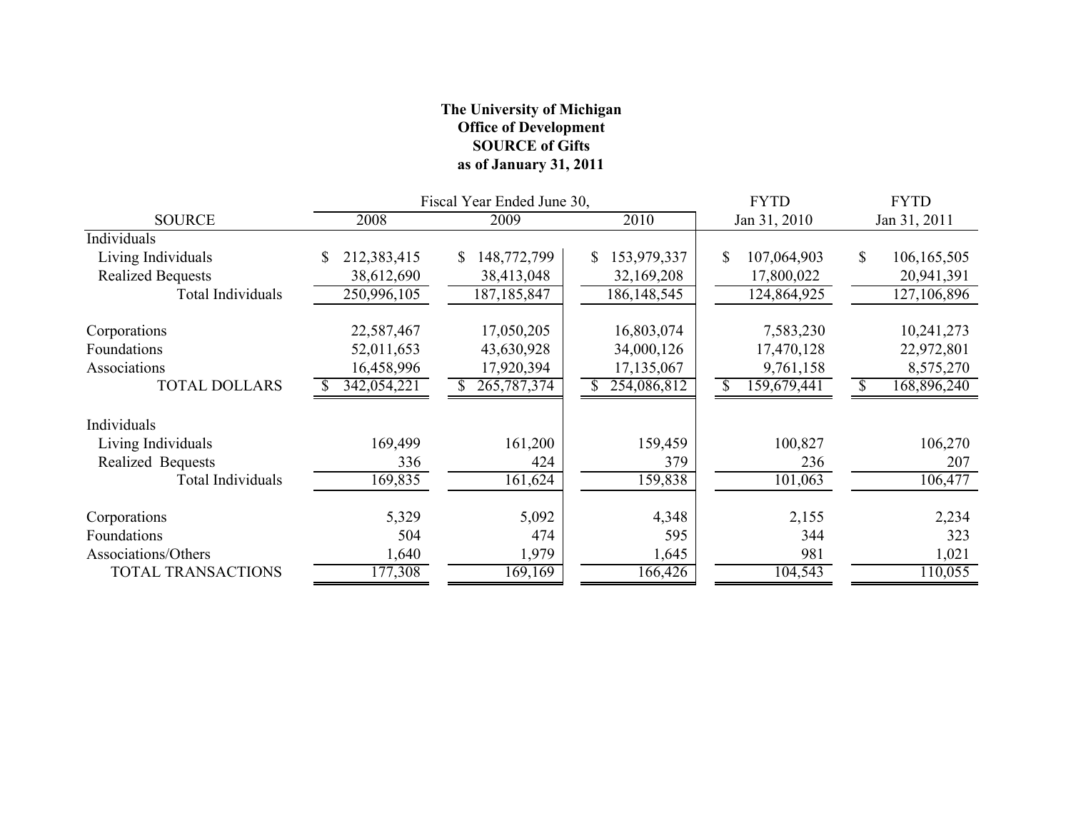**The University of Michigan**
**Office of Development**
**SOURCE of Gifts**
**as of January 31, 2011**

| SOURCE | Fiscal Year Ended June 30, 2008 | 2009 | 2010 | FYTD Jan 31, 2010 | FYTD Jan 31, 2011 |
|---|---|---|---|---|---|
| Individuals | | | | | |
| Living Individuals | $ 212,383,415 | $ 148,772,799 | $ 153,979,337 | $ 107,064,903 | $ 106,165,505 |
| Realized Bequests | 38,612,690 | 38,413,048 | 32,169,208 | 17,800,022 | 20,941,391 |
| Total Individuals | 250,996,105 | 187,185,847 | 186,148,545 | 124,864,925 | 127,106,896 |
| Corporations | 22,587,467 | 17,050,205 | 16,803,074 | 7,583,230 | 10,241,273 |
| Foundations | 52,011,653 | 43,630,928 | 34,000,126 | 17,470,128 | 22,972,801 |
| Associations | 16,458,996 | 17,920,394 | 17,135,067 | 9,761,158 | 8,575,270 |
| TOTAL DOLLARS | $ 342,054,221 | $ 265,787,374 | $ 254,086,812 | $ 159,679,441 | $ 168,896,240 |
| Individuals | | | | | |
| Living Individuals | 169,499 | 161,200 | 159,459 | 100,827 | 106,270 |
| Realized Bequests | 336 | 424 | 379 | 236 | 207 |
| Total Individuals | 169,835 | 161,624 | 159,838 | 101,063 | 106,477 |
| Corporations | 5,329 | 5,092 | 4,348 | 2,155 | 2,234 |
| Foundations | 504 | 474 | 595 | 344 | 323 |
| Associations/Others | 1,640 | 1,979 | 1,645 | 981 | 1,021 |
| TOTAL TRANSACTIONS | 177,308 | 169,169 | 166,426 | 104,543 | 110,055 |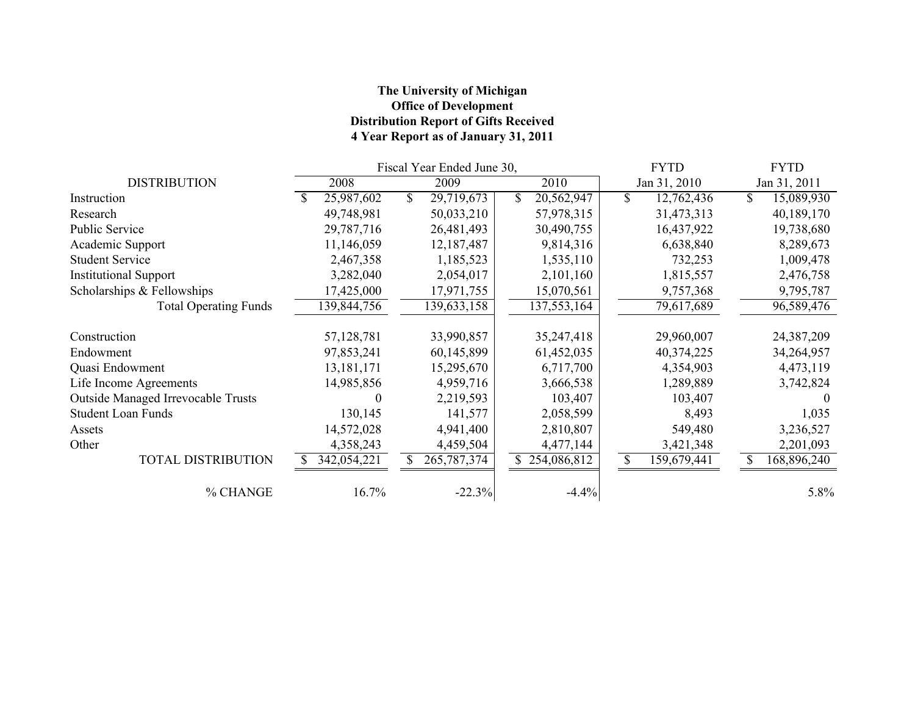**The University of Michigan**
**Office of Development**
**Distribution Report of Gifts Received**
**4 Year Report as of January 31, 2011**

| DISTRIBUTION | Fiscal Year Ended June 30, 2008 | 2009 | 2010 | FYTD Jan 31, 2010 | FYTD Jan 31, 2011 |
|---|---|---|---|---|---|
| Instruction | $ 25,987,602 | $ 29,719,673 | $ 20,562,947 | $ 12,762,436 | $ 15,089,930 |
| Research | 49,748,981 | 50,033,210 | 57,978,315 | 31,473,313 | 40,189,170 |
| Public Service | 29,787,716 | 26,481,493 | 30,490,755 | 16,437,922 | 19,738,680 |
| Academic Support | 11,146,059 | 12,187,487 | 9,814,316 | 6,638,840 | 8,289,673 |
| Student Service | 2,467,358 | 1,185,523 | 1,535,110 | 732,253 | 1,009,478 |
| Institutional Support | 3,282,040 | 2,054,017 | 2,101,160 | 1,815,557 | 2,476,758 |
| Scholarships & Fellowships | 17,425,000 | 17,971,755 | 15,070,561 | 9,757,368 | 9,795,787 |
| Total Operating Funds | 139,844,756 | 139,633,158 | 137,553,164 | 79,617,689 | 96,589,476 |
| | | | | | |
| Construction | 57,128,781 | 33,990,857 | 35,247,418 | 29,960,007 | 24,387,209 |
| Endowment | 97,853,241 | 60,145,899 | 61,452,035 | 40,374,225 | 34,264,957 |
| Quasi Endowment | 13,181,171 | 15,295,670 | 6,717,700 | 4,354,903 | 4,473,119 |
| Life Income Agreements | 14,985,856 | 4,959,716 | 3,666,538 | 1,289,889 | 3,742,824 |
| Outside Managed Irrevocable Trusts | 0 | 2,219,593 | 103,407 | 103,407 | 0 |
| Student Loan Funds | 130,145 | 141,577 | 2,058,599 | 8,493 | 1,035 |
| Assets | 14,572,028 | 4,941,400 | 2,810,807 | 549,480 | 3,236,527 |
| Other | 4,358,243 | 4,459,504 | 4,477,144 | 3,421,348 | 2,201,093 |
| TOTAL DISTRIBUTION | $ 342,054,221 | $ 265,787,374 | $ 254,086,812 | $ 159,679,441 | $ 168,896,240 |
| | | | | | |
| % CHANGE | 16.7% | -22.3% | -4.4% | | 5.8% |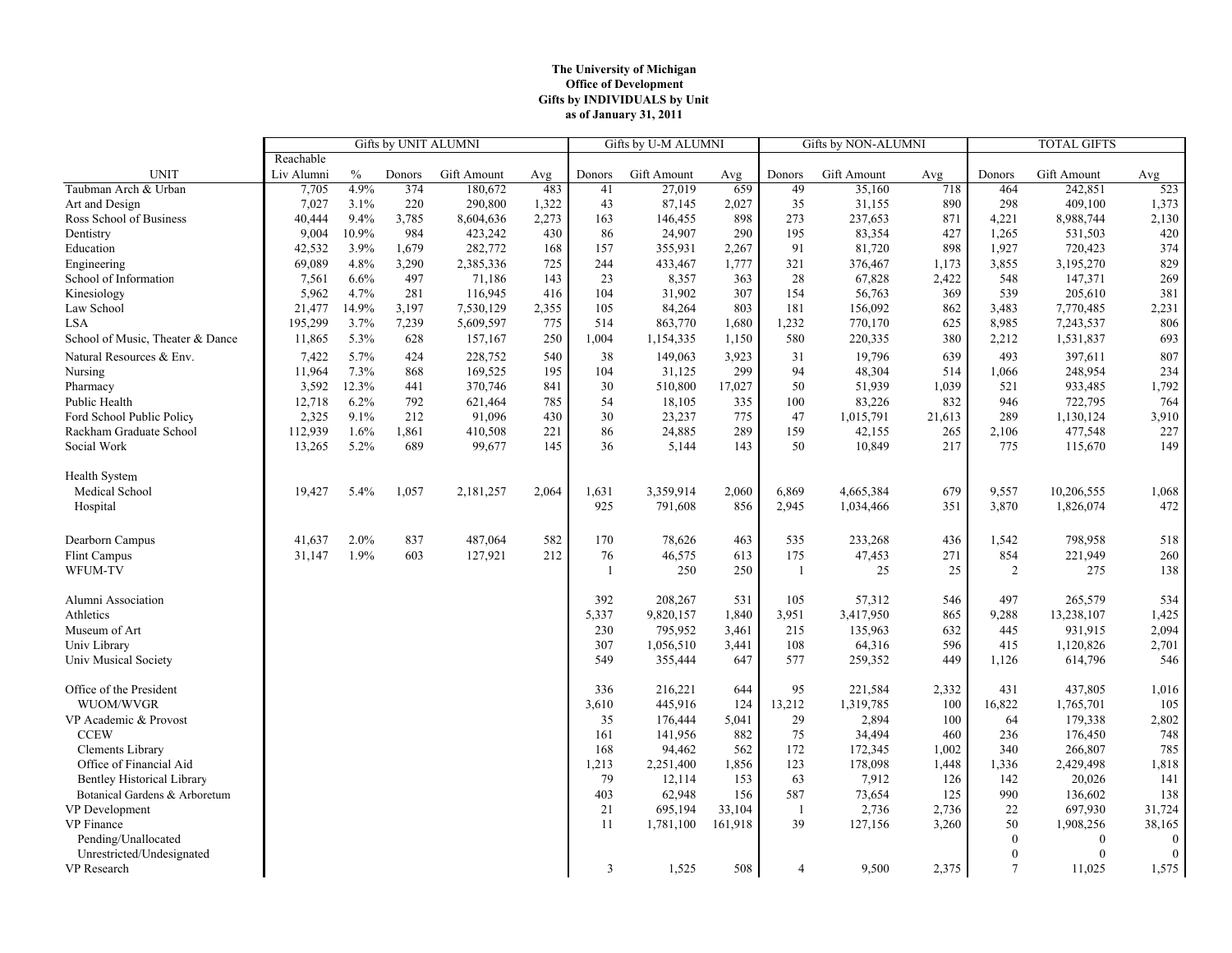**The University of Michigan**
**Office of Development**
**Gifts by INDIVIDUALS by Unit**
**as of January 31, 2011**

| | Gifts by UNIT ALUMNI | | | | | Gifts by U-M ALUMNI | | | Gifts by NON-ALUMNI | | | TOTAL GIFTS | | |
|---|---|---|---|---|---|---|---|---|---|---|---|---|---|---|
| UNIT | Reachable Liv Alumni | % | Donors | Gift Amount | Avg | Donors | Gift Amount | Avg | Donors | Gift Amount | Avg | Donors | Gift Amount | Avg |
| Taubman Arch & Urban | 7,705 | 4.9% | 374 | 180,672 | 483 | 41 | 27,019 | 659 | 49 | 35,160 | 718 | 464 | 242,851 | 523 |
| Art and Design | 7,027 | 3.1% | 220 | 290,800 | 1,322 | 43 | 87,145 | 2,027 | 35 | 31,155 | 890 | 298 | 409,100 | 1,373 |
| Ross School of Business | 40,444 | 9.4% | 3,785 | 8,604,636 | 2,273 | 163 | 146,455 | 898 | 273 | 237,653 | 871 | 4,221 | 8,988,744 | 2,130 |
| Dentistry | 9,004 | 10.9% | 984 | 423,242 | 430 | 86 | 24,907 | 290 | 195 | 83,354 | 427 | 1,265 | 531,503 | 420 |
| Education | 42,532 | 3.9% | 1,679 | 282,772 | 168 | 157 | 355,931 | 2,267 | 91 | 81,720 | 898 | 1,927 | 720,423 | 374 |
| Engineering | 69,089 | 4.8% | 3,290 | 2,385,336 | 725 | 244 | 433,467 | 1,777 | 321 | 376,467 | 1,173 | 3,855 | 3,195,270 | 829 |
| School of Information | 7,561 | 6.6% | 497 | 71,186 | 143 | 23 | 8,357 | 363 | 28 | 67,828 | 2,422 | 548 | 147,371 | 269 |
| Kinesiology | 5,962 | 4.7% | 281 | 116,945 | 416 | 104 | 31,902 | 307 | 154 | 56,763 | 369 | 539 | 205,610 | 381 |
| Law School | 21,477 | 14.9% | 3,197 | 7,530,129 | 2,355 | 105 | 84,264 | 803 | 181 | 156,092 | 862 | 3,483 | 7,770,485 | 2,231 |
| LSA | 195,299 | 3.7% | 7,239 | 5,609,597 | 775 | 514 | 863,770 | 1,680 | 1,232 | 770,170 | 625 | 8,985 | 7,243,537 | 806 |
| School of Music, Theater & Dance | 11,865 | 5.3% | 628 | 157,167 | 250 | 1,004 | 1,154,335 | 1,150 | 580 | 220,335 | 380 | 2,212 | 1,531,837 | 693 |
| Natural Resources & Env. | 7,422 | 5.7% | 424 | 228,752 | 540 | 38 | 149,063 | 3,923 | 31 | 19,796 | 639 | 493 | 397,611 | 807 |
| Nursing | 11,964 | 7.3% | 868 | 169,525 | 195 | 104 | 31,125 | 299 | 94 | 48,304 | 514 | 1,066 | 248,954 | 234 |
| Pharmacy | 3,592 | 12.3% | 441 | 370,746 | 841 | 30 | 510,800 | 17,027 | 50 | 51,939 | 1,039 | 521 | 933,485 | 1,792 |
| Public Health | 12,718 | 6.2% | 792 | 621,464 | 785 | 54 | 18,105 | 335 | 100 | 83,226 | 832 | 946 | 722,795 | 764 |
| Ford School Public Policy | 2,325 | 9.1% | 212 | 91,096 | 430 | 30 | 23,237 | 775 | 47 | 1,015,791 | 21,613 | 289 | 1,130,124 | 3,910 |
| Rackham Graduate School | 112,939 | 1.6% | 1,861 | 410,508 | 221 | 86 | 24,885 | 289 | 159 | 42,155 | 265 | 2,106 | 477,548 | 227 |
| Social Work | 13,265 | 5.2% | 689 | 99,677 | 145 | 36 | 5,144 | 143 | 50 | 10,849 | 217 | 775 | 115,670 | 149 |
| Health System | | | | | | | | | | | | | | |
| Medical School | 19,427 | 5.4% | 1,057 | 2,181,257 | 2,064 | 1,631 | 3,359,914 | 2,060 | 6,869 | 4,665,384 | 679 | 9,557 | 10,206,555 | 1,068 |
| Hospital | | | | | | 925 | 791,608 | 856 | 2,945 | 1,034,466 | 351 | 3,870 | 1,826,074 | 472 |
| Dearborn Campus | 41,637 | 2.0% | 837 | 487,064 | 582 | 170 | 78,626 | 463 | 535 | 233,268 | 436 | 1,542 | 798,958 | 518 |
| Flint Campus | 31,147 | 1.9% | 603 | 127,921 | 212 | 76 | 46,575 | 613 | 175 | 47,453 | 271 | 854 | 221,949 | 260 |
| WFUM-TV | | | | | | 1 | 250 | 250 | 1 | 25 | 25 | 2 | 275 | 138 |
| Alumni Association | | | | | | 392 | 208,267 | 531 | 105 | 57,312 | 546 | 497 | 265,579 | 534 |
| Athletics | | | | | | 5,337 | 9,820,157 | 1,840 | 3,951 | 3,417,950 | 865 | 9,288 | 13,238,107 | 1,425 |
| Museum of Art | | | | | | 230 | 795,952 | 3,461 | 215 | 135,963 | 632 | 445 | 931,915 | 2,094 |
| Univ Library | | | | | | 307 | 1,056,510 | 3,441 | 108 | 64,316 | 596 | 415 | 1,120,826 | 2,701 |
| Univ Musical Society | | | | | | 549 | 355,444 | 647 | 577 | 259,352 | 449 | 1,126 | 614,796 | 546 |
| Office of the President | | | | | | 336 | 216,221 | 644 | 95 | 221,584 | 2,332 | 431 | 437,805 | 1,016 |
| WUOM/WVGR | | | | | | 3,610 | 445,916 | 124 | 13,212 | 1,319,785 | 100 | 16,822 | 1,765,701 | 105 |
| VP Academic & Provost | | | | | | 35 | 176,444 | 5,041 | 29 | 2,894 | 100 | 64 | 179,338 | 2,802 |
| CCEW | | | | | | 161 | 141,956 | 882 | 75 | 34,494 | 460 | 236 | 176,450 | 748 |
| Clements Library | | | | | | 168 | 94,462 | 562 | 172 | 172,345 | 1,002 | 340 | 266,807 | 785 |
| Office of Financial Aid | | | | | | 1,213 | 2,251,400 | 1,856 | 123 | 178,098 | 1,448 | 1,336 | 2,429,498 | 1,818 |
| Bentley Historical Library | | | | | | 79 | 12,114 | 153 | 63 | 7,912 | 126 | 142 | 20,026 | 141 |
| Botanical Gardens & Arboretum | | | | | | 403 | 62,948 | 156 | 587 | 73,654 | 125 | 990 | 136,602 | 138 |
| VP Development | | | | | | 21 | 695,194 | 33,104 | 1 | 2,736 | 2,736 | 22 | 697,930 | 31,724 |
| VP Finance | | | | | | 11 | 1,781,100 | 161,918 | 39 | 127,156 | 3,260 | 50 | 1,908,256 | 38,165 |
| Pending/Unallocated | | | | | | | | | | | | 0 | 0 | 0 |
| Unrestricted/Undesignated | | | | | | | | | | | | 0 | 0 | 0 |
| VP Research | | | | | | 3 | 1,525 | 508 | 4 | 9,500 | 2,375 | 7 | 11,025 | 1,575 |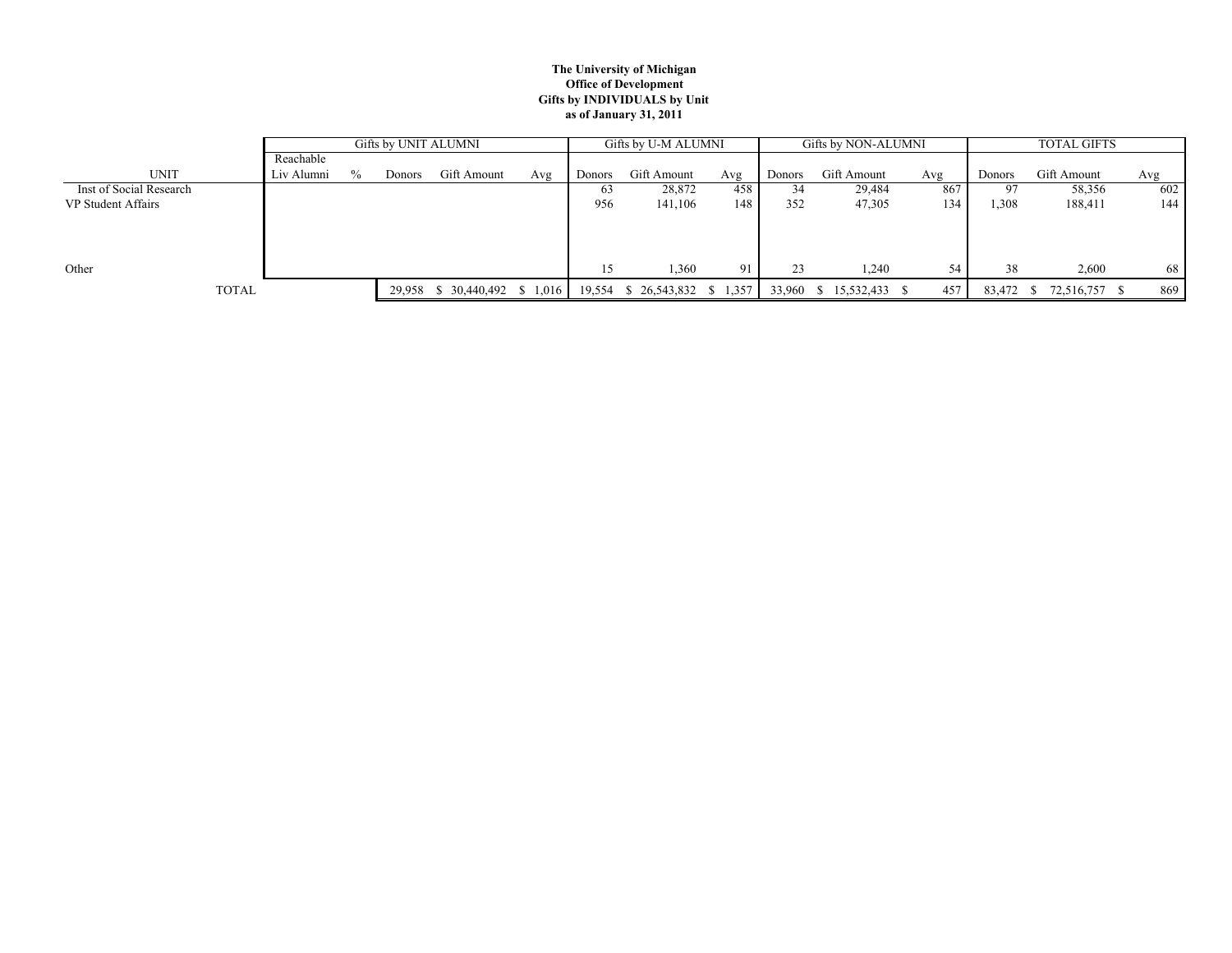**The University of Michigan**
**Office of Development**
**Gifts by INDIVIDUALS by Unit**
**as of January 31, 2011**

| | Gifts by UNIT ALUMNI | | | | | Gifts by U-M ALUMNI | | | Gifts by NON-ALUMNI | | | TOTAL GIFTS | | |
|---|---|---|---|---|---|---|---|---|---|---|---|---|---|---|
| UNIT | Reachable Liv Alumni | % | Donors | Gift Amount | Avg | Donors | Gift Amount | Avg | Donors | Gift Amount | Avg | Donors | Gift Amount | Avg |
| Inst of Social Research | | | | | | 63 | 28,872 | 458 | 34 | 29,484 | 867 | 97 | 58,356 | 602 |
| VP Student Affairs | | | | | | 956 | 141,106 | 148 | 352 | 47,305 | 134 | 1,308 | 188,411 | 144 |
| Other | | | | | | 15 | 1,360 | 91 | 23 | 1,240 | 54 | 38 | 2,600 | 68 |
| TOTAL | | | 29,958 | $ 30,440,492 | $ 1,016 | 19,554 | $ 26,543,832 | $ 1,357 | 33,960 | $ 15,532,433 | $ 457 | 83,472 | $ 72,516,757 | $ 869 |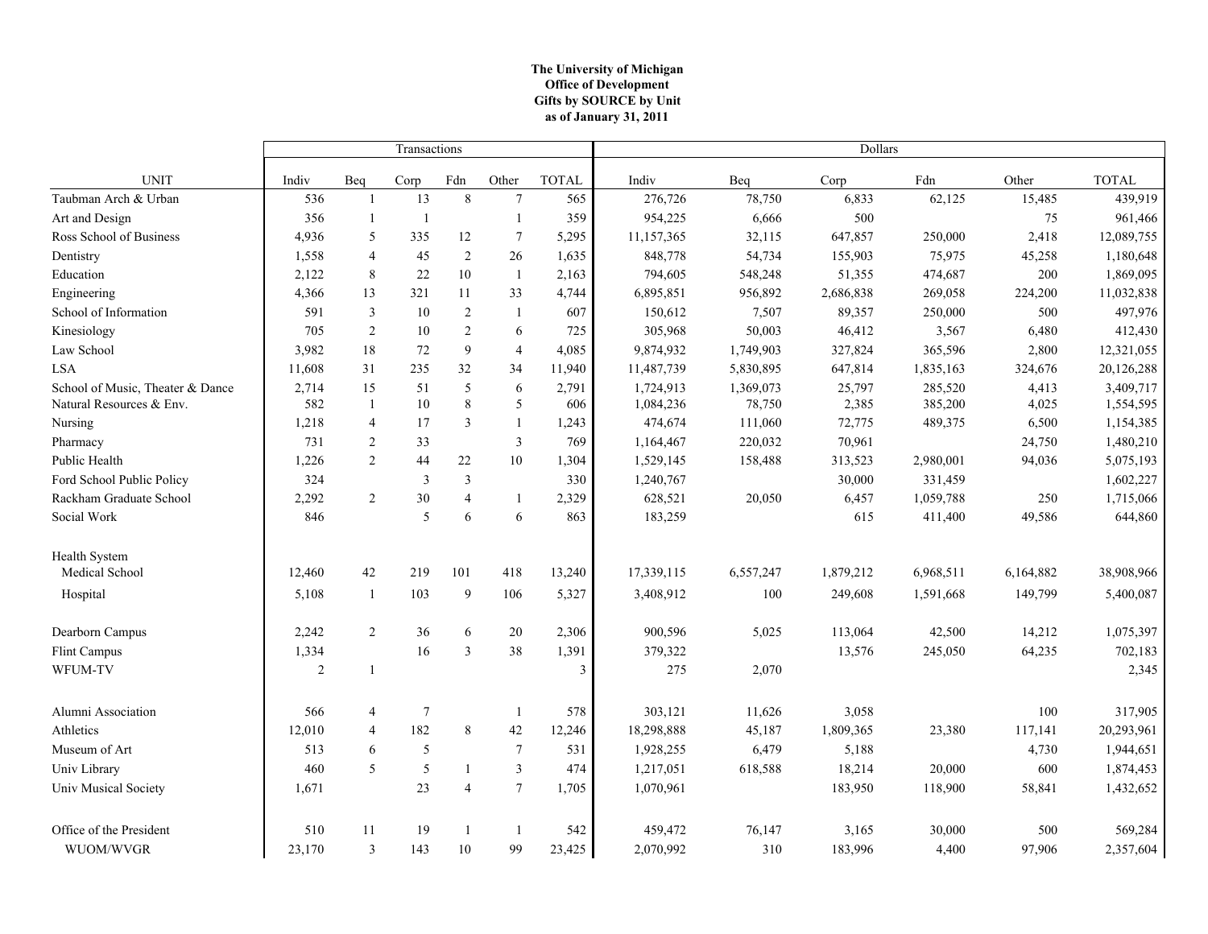**The University of Michigan**
**Office of Development**
**Gifts by SOURCE by Unit**
**as of January 31, 2011**

| UNIT | Transactions | | | | | | Dollars | | | | | |
|---|---|---|---|---|---|---|---|---|---|---|---|---|
| | Indiv | Beq | Corp | Fdn | Other | TOTAL | Indiv | Beq | Corp | Fdn | Other | TOTAL |
| Taubman Arch & Urban | 536 | 1 | 13 | 8 | 7 | 565 | 276,726 | 78,750 | 6,833 | 62,125 | 15,485 | 439,919 |
| Art and Design | 356 | 1 | 1 | | 1 | 359 | 954,225 | 6,666 | 500 | | 75 | 961,466 |
| Ross School of Business | 4,936 | 5 | 335 | 12 | 7 | 5,295 | 11,157,365 | 32,115 | 647,857 | 250,000 | 2,418 | 12,089,755 |
| Dentistry | 1,558 | 4 | 45 | 2 | 26 | 1,635 | 848,778 | 54,734 | 155,903 | 75,975 | 45,258 | 1,180,648 |
| Education | 2,122 | 8 | 22 | 10 | 1 | 2,163 | 794,605 | 548,248 | 51,355 | 474,687 | 200 | 1,869,095 |
| Engineering | 4,366 | 13 | 321 | 11 | 33 | 4,744 | 6,895,851 | 956,892 | 2,686,838 | 269,058 | 224,200 | 11,032,838 |
| School of Information | 591 | 3 | 10 | 2 | 1 | 607 | 150,612 | 7,507 | 89,357 | 250,000 | 500 | 497,976 |
| Kinesiology | 705 | 2 | 10 | 2 | 6 | 725 | 305,968 | 50,003 | 46,412 | 3,567 | 6,480 | 412,430 |
| Law School | 3,982 | 18 | 72 | 9 | 4 | 4,085 | 9,874,932 | 1,749,903 | 327,824 | 365,596 | 2,800 | 12,321,055 |
| LSA | 11,608 | 31 | 235 | 32 | 34 | 11,940 | 11,487,739 | 5,830,895 | 647,814 | 1,835,163 | 324,676 | 20,126,288 |
| School of Music, Theater & Dance | 2,714 | 15 | 51 | 5 | 6 | 2,791 | 1,724,913 | 1,369,073 | 25,797 | 285,520 | 4,413 | 3,409,717 |
| Natural Resources & Env. | 582 | 1 | 10 | 8 | 5 | 606 | 1,084,236 | 78,750 | 2,385 | 385,200 | 4,025 | 1,554,595 |
| Nursing | 1,218 | 4 | 17 | 3 | 1 | 1,243 | 474,674 | 111,060 | 72,775 | 489,375 | 6,500 | 1,154,385 |
| Pharmacy | 731 | 2 | 33 | | 3 | 769 | 1,164,467 | 220,032 | 70,961 | | 24,750 | 1,480,210 |
| Public Health | 1,226 | 2 | 44 | 22 | 10 | 1,304 | 1,529,145 | 158,488 | 313,523 | 2,980,001 | 94,036 | 5,075,193 |
| Ford School Public Policy | 324 | | 3 | 3 | | 330 | 1,240,767 | | 30,000 | 331,459 | | 1,602,227 |
| Rackham Graduate School | 2,292 | 2 | 30 | 4 | 1 | 2,329 | 628,521 | 20,050 | 6,457 | 1,059,788 | 250 | 1,715,066 |
| Social Work | 846 | | 5 | 6 | 6 | 863 | 183,259 | | 615 | 411,400 | 49,586 | 644,860 |
| Health System | | | | | | | | | | | | |
| Medical School | 12,460 | 42 | 219 | 101 | 418 | 13,240 | 17,339,115 | 6,557,247 | 1,879,212 | 6,968,511 | 6,164,882 | 38,908,966 |
| Hospital | 5,108 | 1 | 103 | 9 | 106 | 5,327 | 3,408,912 | 100 | 249,608 | 1,591,668 | 149,799 | 5,400,087 |
| Dearborn Campus | 2,242 | 2 | 36 | 6 | 20 | 2,306 | 900,596 | 5,025 | 113,064 | 42,500 | 14,212 | 1,075,397 |
| Flint Campus | 1,334 | | 16 | 3 | 38 | 1,391 | 379,322 | | 13,576 | 245,050 | 64,235 | 702,183 |
| WFUM-TV | 2 | 1 | | | | 3 | 275 | 2,070 | | | | 2,345 |
| Alumni Association | 566 | 4 | 7 | | 1 | 578 | 303,121 | 11,626 | 3,058 | | 100 | 317,905 |
| Athletics | 12,010 | 4 | 182 | 8 | 42 | 12,246 | 18,298,888 | 45,187 | 1,809,365 | 23,380 | 117,141 | 20,293,961 |
| Museum of Art | 513 | 6 | 5 | | 7 | 531 | 1,928,255 | 6,479 | 5,188 | | 4,730 | 1,944,651 |
| Univ Library | 460 | 5 | 5 | 1 | 3 | 474 | 1,217,051 | 618,588 | 18,214 | 20,000 | 600 | 1,874,453 |
| Univ Musical Society | 1,671 | | 23 | 4 | 7 | 1,705 | 1,070,961 | | 183,950 | 118,900 | 58,841 | 1,432,652 |
| Office of the President | 510 | 11 | 19 | 1 | 1 | 542 | 459,472 | 76,147 | 3,165 | 30,000 | 500 | 569,284 |
| WUOM/WVGR | 23,170 | 3 | 143 | 10 | 99 | 23,425 | 2,070,992 | 310 | 183,996 | 4,400 | 97,906 | 2,357,604 |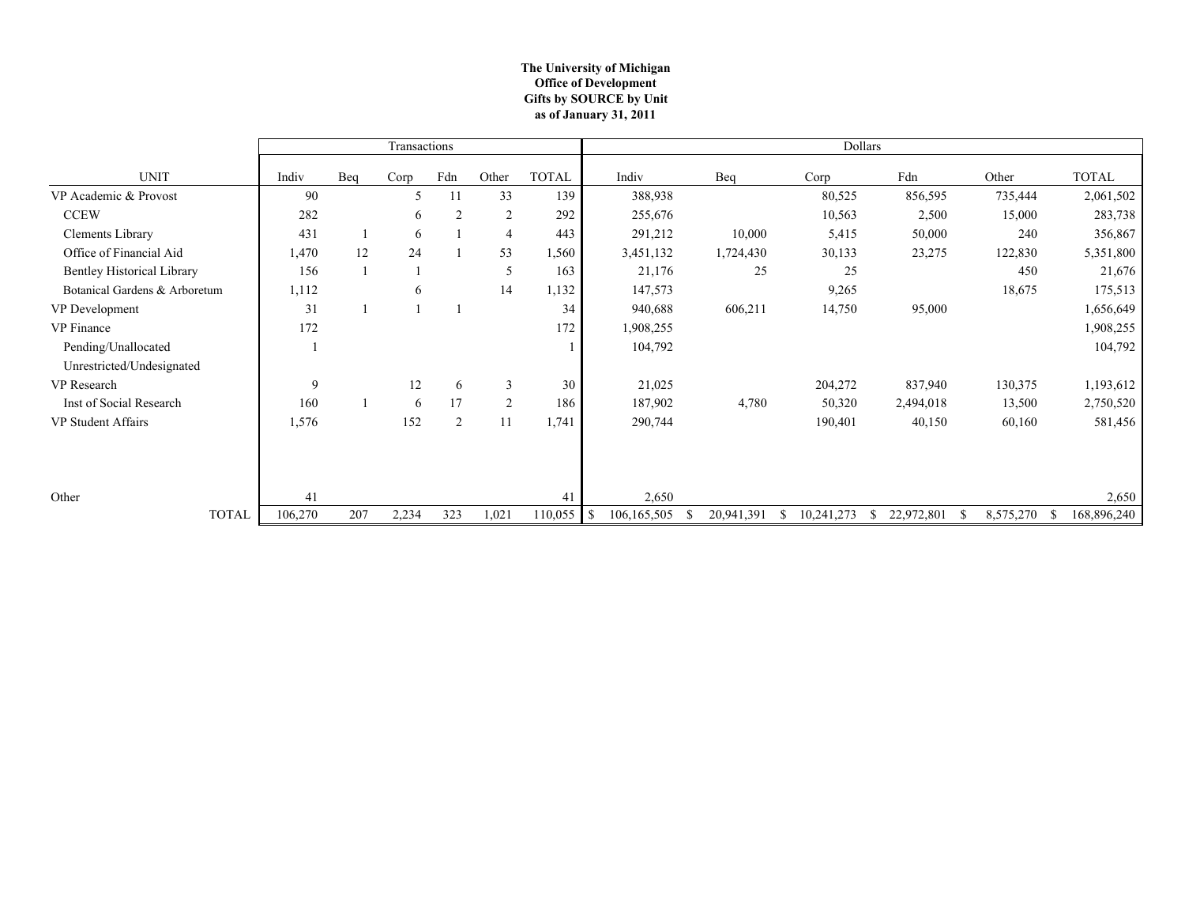**The University of Michigan**
**Office of Development**
**Gifts by SOURCE by Unit**
**as of January 31, 2011**

| | Transactions | | | | | | Dollars | | | | | |
|---|---|---|---|---|---|---|---|---|---|---|---|---|
| UNIT | Indiv | Beq | Corp | Fdn | Other | TOTAL | Indiv | Beq | Corp | Fdn | Other | TOTAL |
| VP Academic & Provost | 90 | | 5 | 11 | 33 | 139 | 388,938 | | 80,525 | 856,595 | 735,444 | 2,061,502 |
| CCEW | 282 | | 6 | 2 | 2 | 292 | 255,676 | | 10,563 | 2,500 | 15,000 | 283,738 |
| Clements Library | 431 | 1 | 6 | 1 | 4 | 443 | 291,212 | 10,000 | 5,415 | 50,000 | 240 | 356,867 |
| Office of Financial Aid | 1,470 | 12 | 24 | 1 | 53 | 1,560 | 3,451,132 | 1,724,430 | 30,133 | 23,275 | 122,830 | 5,351,800 |
| Bentley Historical Library | 156 | 1 | 1 | | 5 | 163 | 21,176 | 25 | 25 | | 450 | 21,676 |
| Botanical Gardens & Arboretum | 1,112 | | 6 | | 14 | 1,132 | 147,573 | | 9,265 | | 18,675 | 175,513 |
| VP Development | 31 | 1 | 1 | 1 | | 34 | 940,688 | 606,211 | 14,750 | 95,000 | | 1,656,649 |
| VP Finance | 172 | | | | | 172 | 1,908,255 | | | | | 1,908,255 |
| Pending/Unallocated | 1 | | | | | 1 | 104,792 | | | | | 104,792 |
| Unrestricted/Undesignated | | | | | | | | | | | | |
| VP Research | 9 | | 12 | 6 | 3 | 30 | 21,025 | | 204,272 | 837,940 | 130,375 | 1,193,612 |
| Inst of Social Research | 160 | 1 | 6 | 17 | 2 | 186 | 187,902 | 4,780 | 50,320 | 2,494,018 | 13,500 | 2,750,520 |
| VP Student Affairs | 1,576 | | 152 | 2 | 11 | 1,741 | 290,744 | | 190,401 | 40,150 | 60,160 | 581,456 |
| Other | 41 | | | | | 41 | 2,650 | | | | | 2,650 |
| TOTAL | 106,270 | 207 | 2,234 | 323 | 1,021 | 110,055 | $ 106,165,505 | $ 20,941,391 | $ 10,241,273 | $ 22,972,801 | $ 8,575,270 | $ 168,896,240 |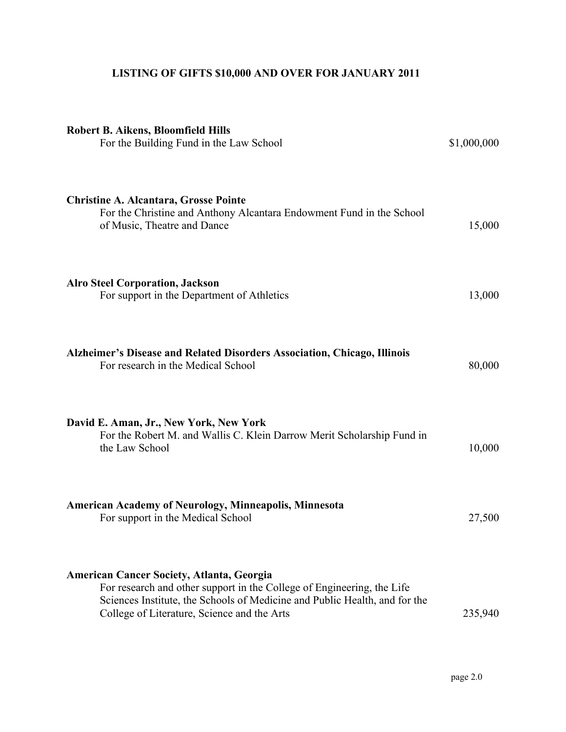# LISTING OF GIFTS $10,000 AND OVER FOR JANUARY 2011

**Robert B. Aikens, Bloomfield Hills**
For the Building Fund in the Law School — $1,000,000

**Christine A. Alcantara, Grosse Pointe**
For the Christine and Anthony Alcantara Endowment Fund in the School of Music, Theatre and Dance — 15,000

**Alro Steel Corporation, Jackson**
For support in the Department of Athletics — 13,000

**Alzheimer's Disease and Related Disorders Association, Chicago, Illinois**
For research in the Medical School — 80,000

**David E. Aman, Jr., New York, New York**
For the Robert M. and Wallis C. Klein Darrow Merit Scholarship Fund in the Law School — 10,000

**American Academy of Neurology, Minneapolis, Minnesota**
For support in the Medical School — 27,500

**American Cancer Society, Atlanta, Georgia**
For research and other support in the College of Engineering, the Life Sciences Institute, the Schools of Medicine and Public Health, and for the College of Literature, Science and the Arts — 235,940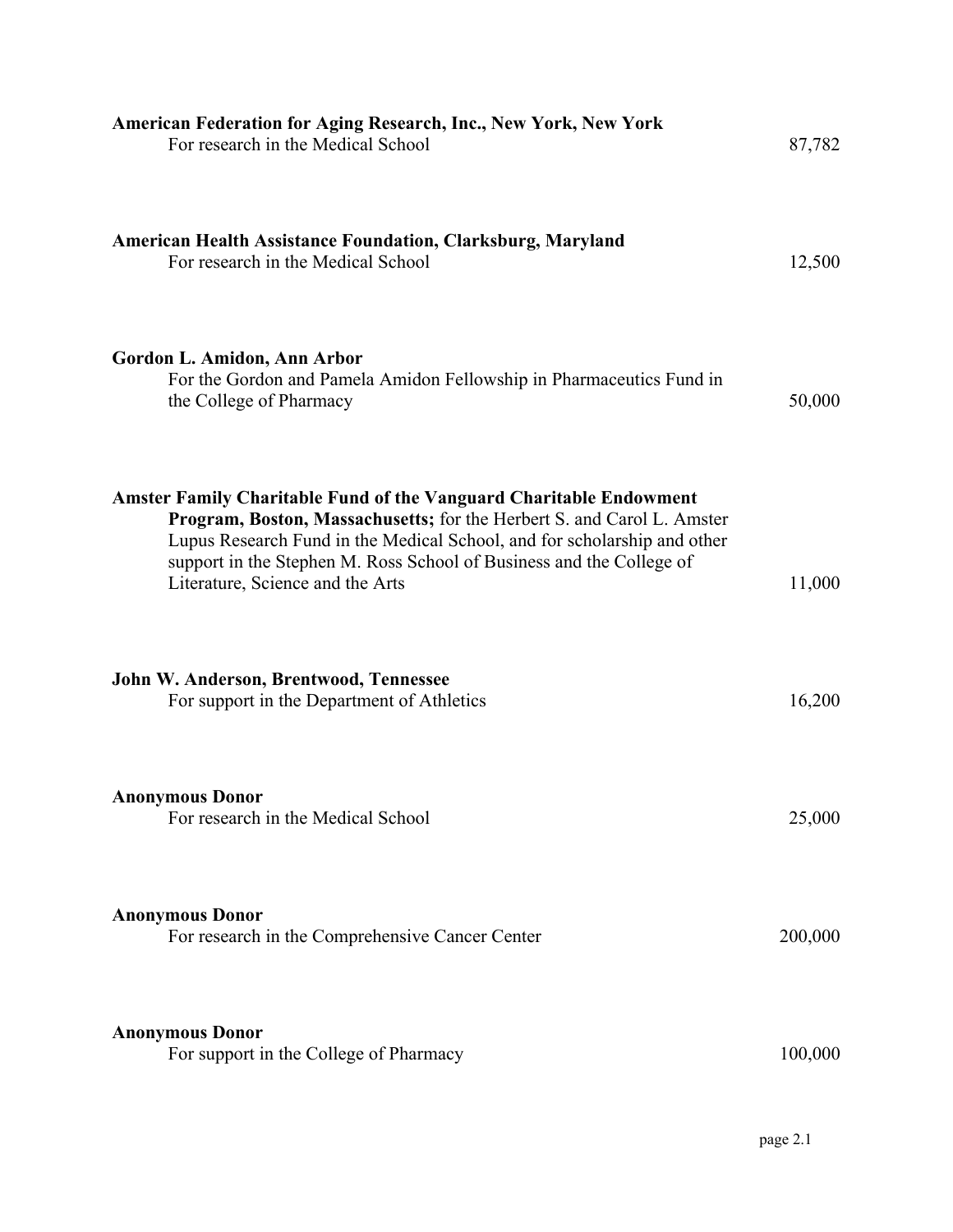**American Federation for Aging Research, Inc., New York, New York**
For research in the Medical School — 87,782

**American Health Assistance Foundation, Clarksburg, Maryland**
For research in the Medical School — 12,500

**Gordon L. Amidon, Ann Arbor**
For the Gordon and Pamela Amidon Fellowship in Pharmaceutics Fund in the College of Pharmacy — 50,000

**Amster Family Charitable Fund of the Vanguard Charitable Endowment Program, Boston, Massachusetts;** for the Herbert S. and Carol L. Amster Lupus Research Fund in the Medical School, and for scholarship and other support in the Stephen M. Ross School of Business and the College of Literature, Science and the Arts — 11,000

**John W. Anderson, Brentwood, Tennessee**
For support in the Department of Athletics — 16,200

**Anonymous Donor**
For research in the Medical School — 25,000

**Anonymous Donor**
For research in the Comprehensive Cancer Center — 200,000

**Anonymous Donor**
For support in the College of Pharmacy — 100,000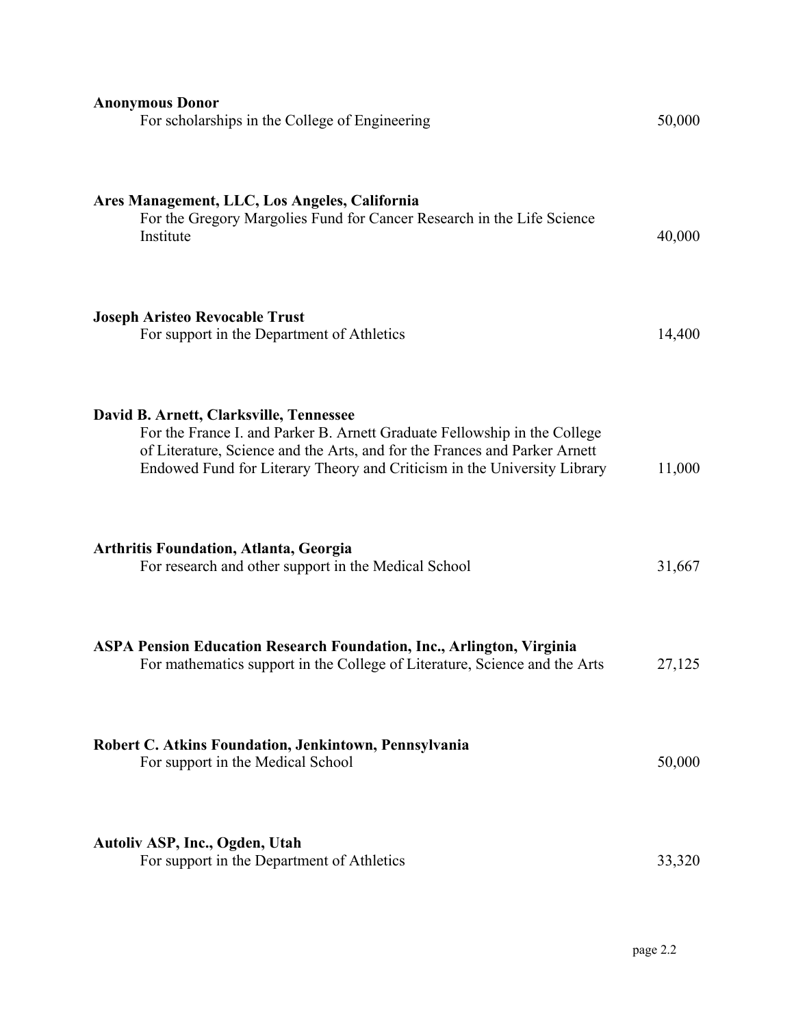**Anonymous Donor**
For scholarships in the College of Engineering — 50,000

**Ares Management, LLC, Los Angeles, California**
For the Gregory Margolies Fund for Cancer Research in the Life Science Institute — 40,000

**Joseph Aristeo Revocable Trust**
For support in the Department of Athletics — 14,400

**David B. Arnett, Clarksville, Tennessee**
For the France I. and Parker B. Arnett Graduate Fellowship in the College of Literature, Science and the Arts, and for the Frances and Parker Arnett Endowed Fund for Literary Theory and Criticism in the University Library — 11,000

**Arthritis Foundation, Atlanta, Georgia**
For research and other support in the Medical School — 31,667

**ASPA Pension Education Research Foundation, Inc., Arlington, Virginia**
For mathematics support in the College of Literature, Science and the Arts — 27,125

**Robert C. Atkins Foundation, Jenkintown, Pennsylvania**
For support in the Medical School — 50,000

**Autoliv ASP, Inc., Ogden, Utah**
For support in the Department of Athletics — 33,320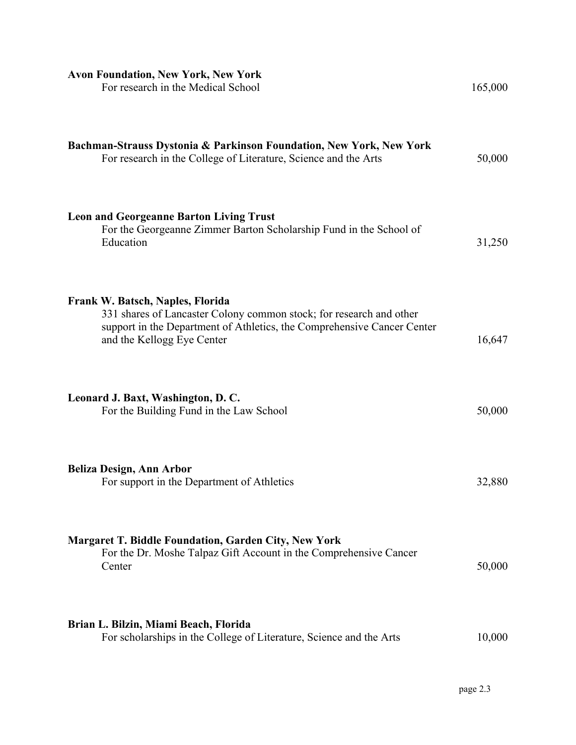**Avon Foundation, New York, New York**
For research in the Medical School 165,000

**Bachman-Strauss Dystonia & Parkinson Foundation, New York, New York**
For research in the College of Literature, Science and the Arts 50,000

**Leon and Georgeanne Barton Living Trust**
For the Georgeanne Zimmer Barton Scholarship Fund in the School of Education 31,250

**Frank W. Batsch, Naples, Florida**
331 shares of Lancaster Colony common stock; for research and other support in the Department of Athletics, the Comprehensive Cancer Center and the Kellogg Eye Center 16,647

**Leonard J. Baxt, Washington, D. C.**
For the Building Fund in the Law School 50,000

**Beliza Design, Ann Arbor**
For support in the Department of Athletics 32,880

**Margaret T. Biddle Foundation, Garden City, New York**
For the Dr. Moshe Talpaz Gift Account in the Comprehensive Cancer Center 50,000

**Brian L. Bilzin, Miami Beach, Florida**
For scholarships in the College of Literature, Science and the Arts 10,000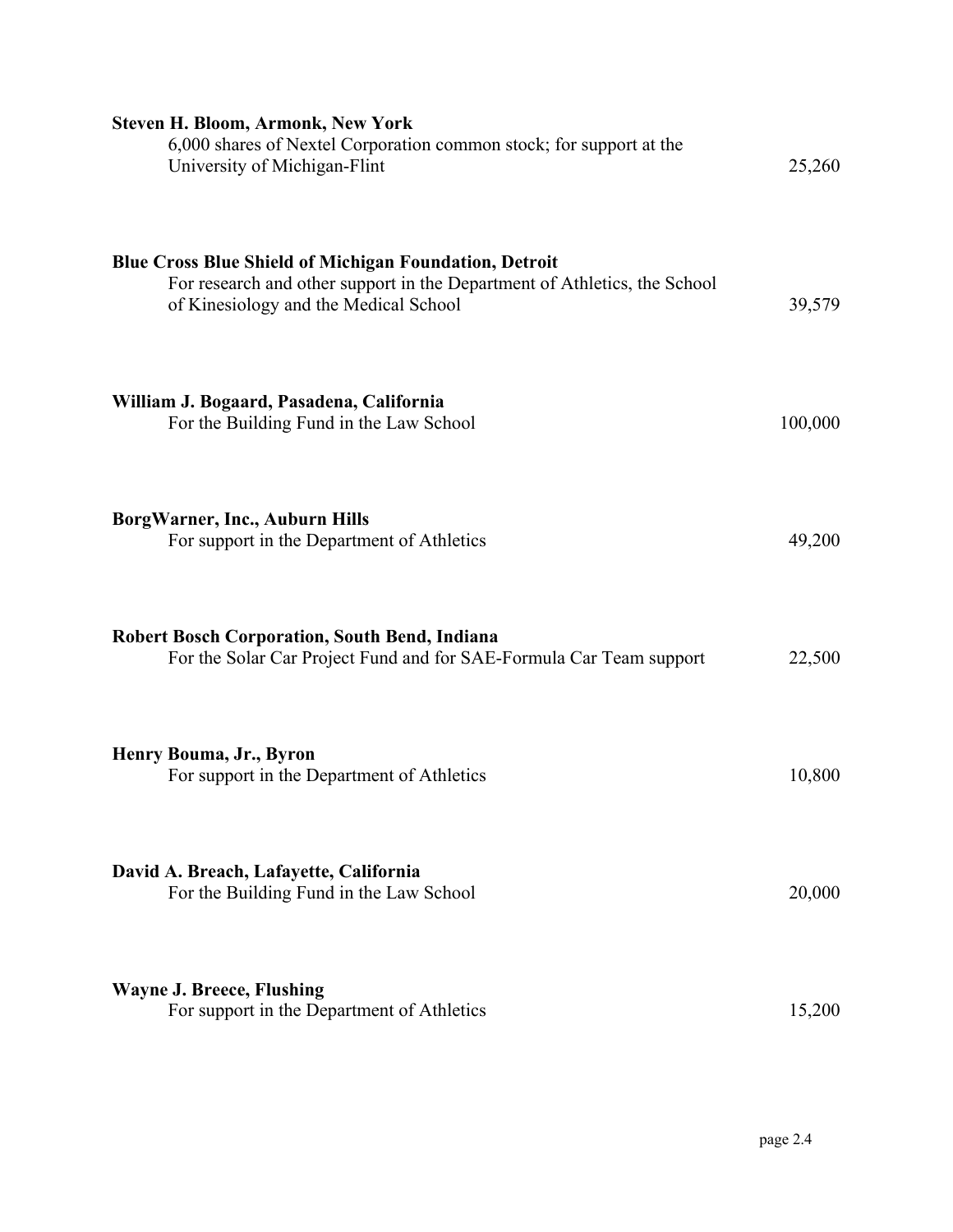**Steven H. Bloom, Armonk, New York**
6,000 shares of Nextel Corporation common stock; for support at the University of Michigan-Flint — 25,260

**Blue Cross Blue Shield of Michigan Foundation, Detroit**
For research and other support in the Department of Athletics, the School of Kinesiology and the Medical School — 39,579

**William J. Bogaard, Pasadena, California**
For the Building Fund in the Law School — 100,000

**BorgWarner, Inc., Auburn Hills**
For support in the Department of Athletics — 49,200

**Robert Bosch Corporation, South Bend, Indiana**
For the Solar Car Project Fund and for SAE-Formula Car Team support — 22,500

**Henry Bouma, Jr., Byron**
For support in the Department of Athletics — 10,800

**David A. Breach, Lafayette, California**
For the Building Fund in the Law School — 20,000

**Wayne J. Breece, Flushing**
For support in the Department of Athletics — 15,200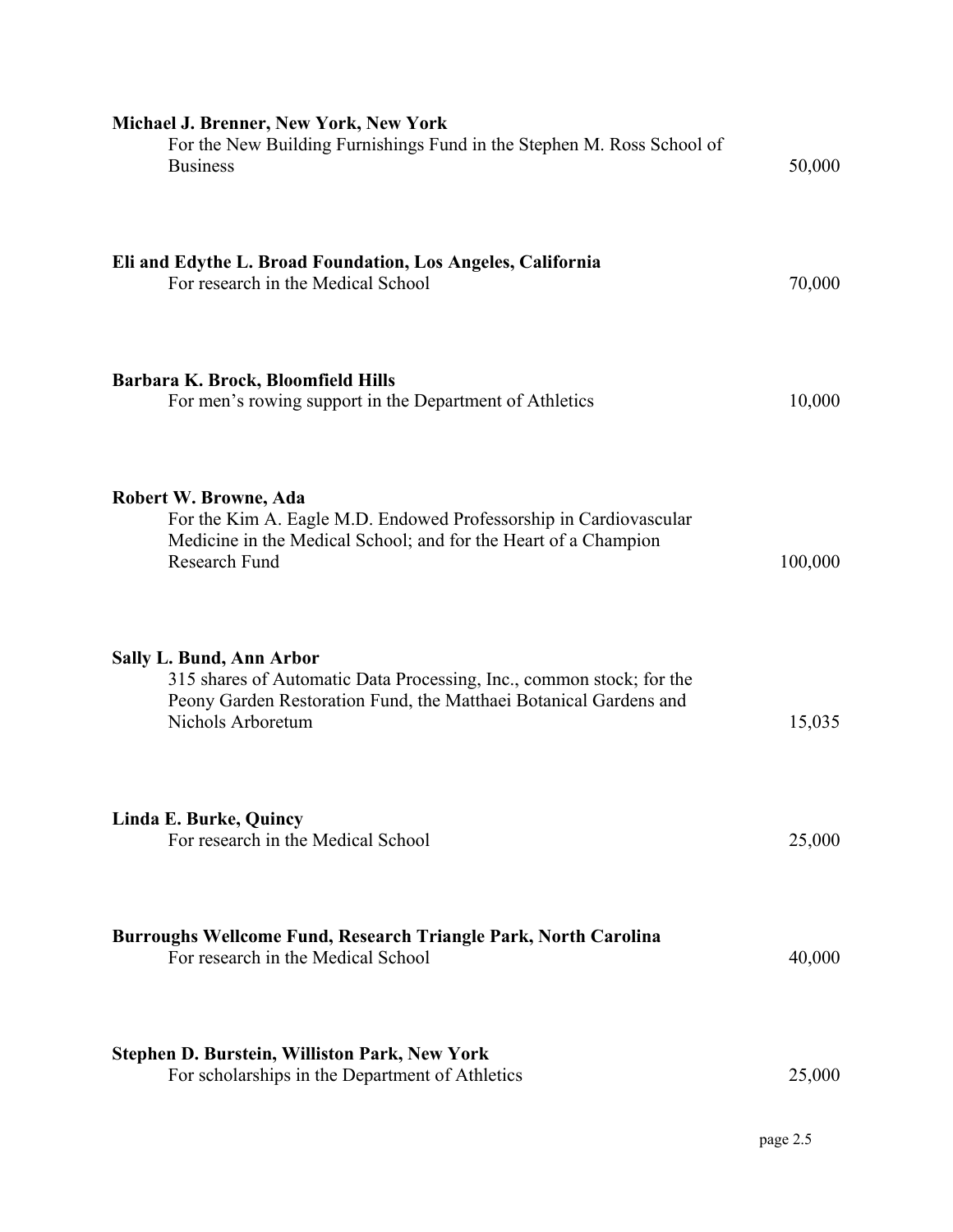**Michael J. Brenner, New York, New York**
For the New Building Furnishings Fund in the Stephen M. Ross School of Business 50,000

**Eli and Edythe L. Broad Foundation, Los Angeles, California**
For research in the Medical School 70,000

**Barbara K. Brock, Bloomfield Hills**
For men's rowing support in the Department of Athletics 10,000

**Robert W. Browne, Ada**
For the Kim A. Eagle M.D. Endowed Professorship in Cardiovascular Medicine in the Medical School; and for the Heart of a Champion Research Fund 100,000

**Sally L. Bund, Ann Arbor**
315 shares of Automatic Data Processing, Inc., common stock; for the Peony Garden Restoration Fund, the Matthaei Botanical Gardens and Nichols Arboretum 15,035

**Linda E. Burke, Quincy**
For research in the Medical School 25,000

**Burroughs Wellcome Fund, Research Triangle Park, North Carolina**
For research in the Medical School 40,000

**Stephen D. Burstein, Williston Park, New York**
For scholarships in the Department of Athletics 25,000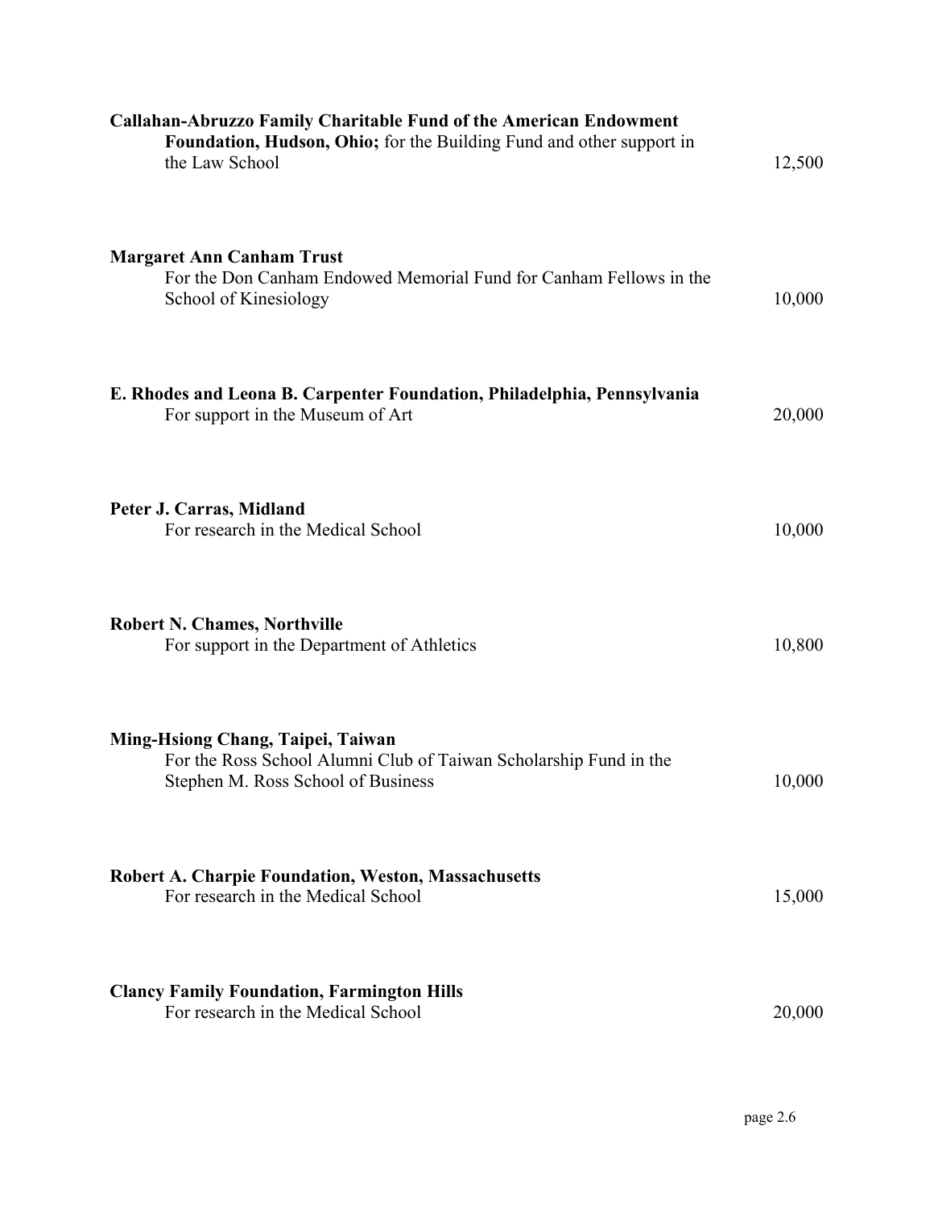**Callahan-Abruzzo Family Charitable Fund of the American Endowment Foundation, Hudson, Ohio;** for the Building Fund and other support in the Law School — 12,500

**Margaret Ann Canham Trust**
For the Don Canham Endowed Memorial Fund for Canham Fellows in the School of Kinesiology — 10,000

**E. Rhodes and Leona B. Carpenter Foundation, Philadelphia, Pennsylvania**
For support in the Museum of Art — 20,000

**Peter J. Carras, Midland**
For research in the Medical School — 10,000

**Robert N. Chames, Northville**
For support in the Department of Athletics — 10,800

**Ming-Hsiong Chang, Taipei, Taiwan**
For the Ross School Alumni Club of Taiwan Scholarship Fund in the Stephen M. Ross School of Business — 10,000

**Robert A. Charpie Foundation, Weston, Massachusetts**
For research in the Medical School — 15,000

**Clancy Family Foundation, Farmington Hills**
For research in the Medical School — 20,000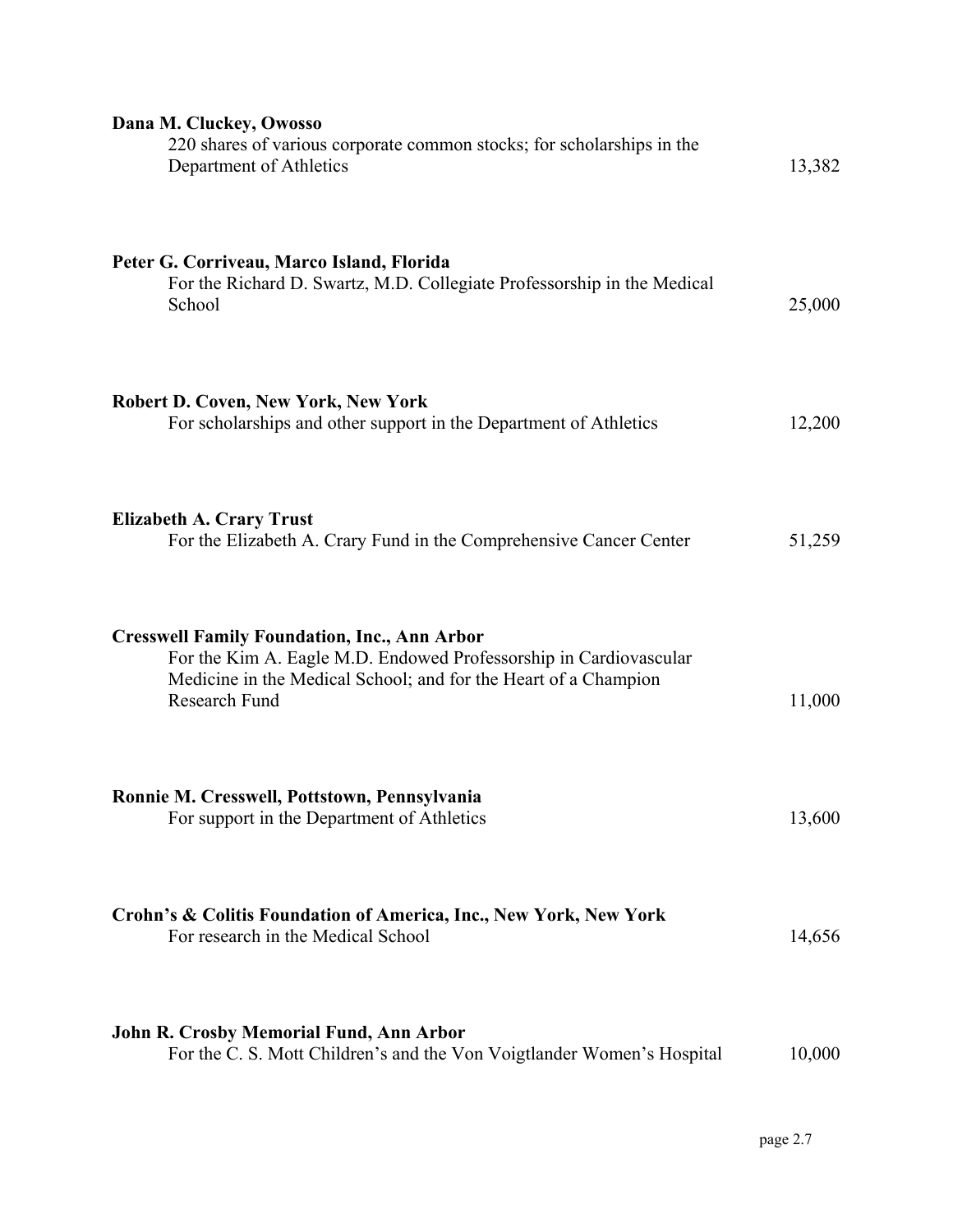**Dana M. Cluckey, Owosso**
220 shares of various corporate common stocks; for scholarships in the Department of Athletics 13,382

**Peter G. Corriveau, Marco Island, Florida**
For the Richard D. Swartz, M.D. Collegiate Professorship in the Medical School 25,000

**Robert D. Coven, New York, New York**
For scholarships and other support in the Department of Athletics 12,200

**Elizabeth A. Crary Trust**
For the Elizabeth A. Crary Fund in the Comprehensive Cancer Center 51,259

**Cresswell Family Foundation, Inc., Ann Arbor**
For the Kim A. Eagle M.D. Endowed Professorship in Cardiovascular Medicine in the Medical School; and for the Heart of a Champion Research Fund 11,000

**Ronnie M. Cresswell, Pottstown, Pennsylvania**
For support in the Department of Athletics 13,600

**Crohn's & Colitis Foundation of America, Inc., New York, New York**
For research in the Medical School 14,656

**John R. Crosby Memorial Fund, Ann Arbor**
For the C. S. Mott Children's and the Von Voigtlander Women's Hospital 10,000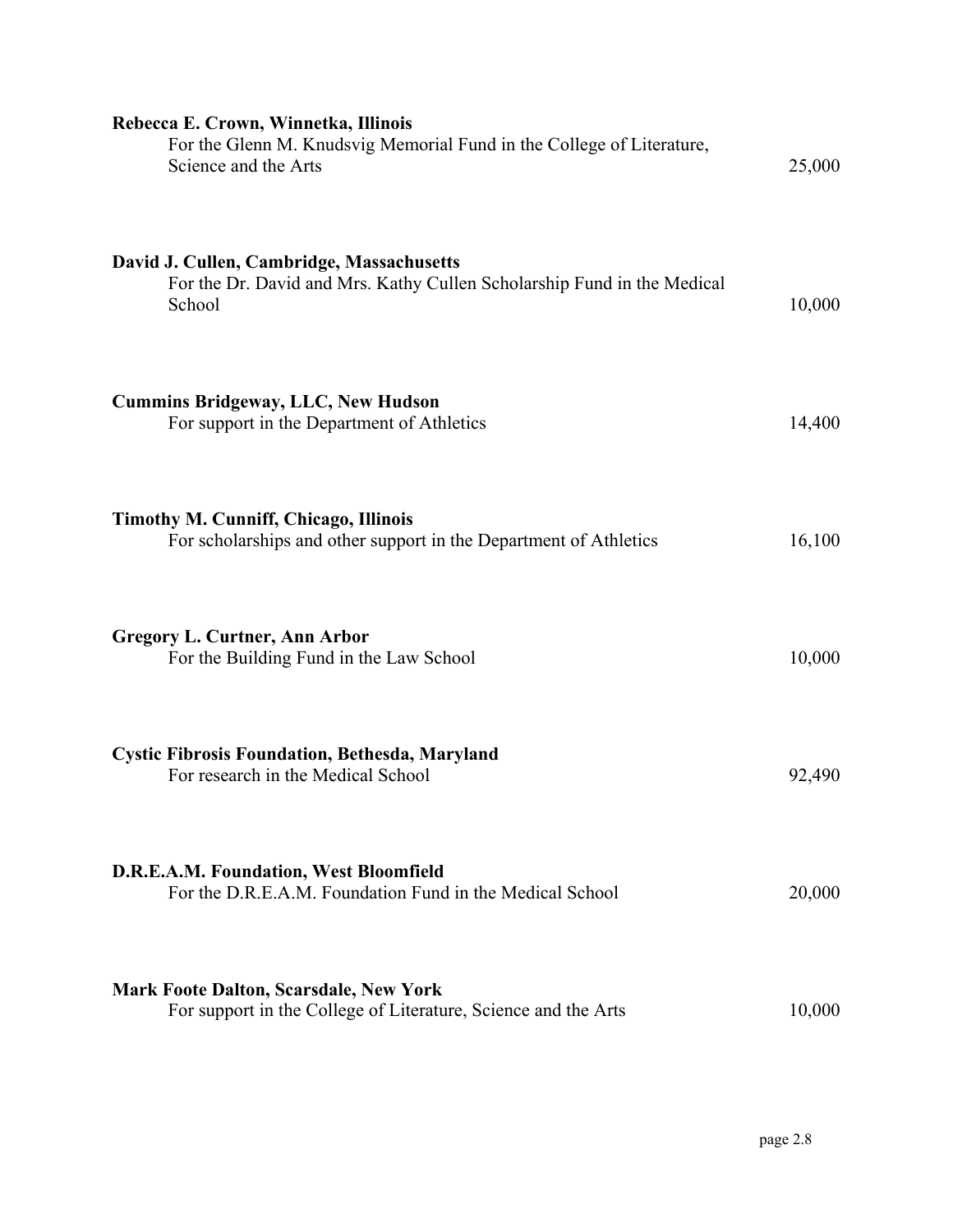**Rebecca E. Crown, Winnetka, Illinois**
For the Glenn M. Knudsvig Memorial Fund in the College of Literature, Science and the Arts — 25,000

**David J. Cullen, Cambridge, Massachusetts**
For the Dr. David and Mrs. Kathy Cullen Scholarship Fund in the Medical School — 10,000

**Cummins Bridgeway, LLC, New Hudson**
For support in the Department of Athletics — 14,400

**Timothy M. Cunniff, Chicago, Illinois**
For scholarships and other support in the Department of Athletics — 16,100

**Gregory L. Curtner, Ann Arbor**
For the Building Fund in the Law School — 10,000

**Cystic Fibrosis Foundation, Bethesda, Maryland**
For research in the Medical School — 92,490

**D.R.E.A.M. Foundation, West Bloomfield**
For the D.R.E.A.M. Foundation Fund in the Medical School — 20,000

**Mark Foote Dalton, Scarsdale, New York**
For support in the College of Literature, Science and the Arts — 10,000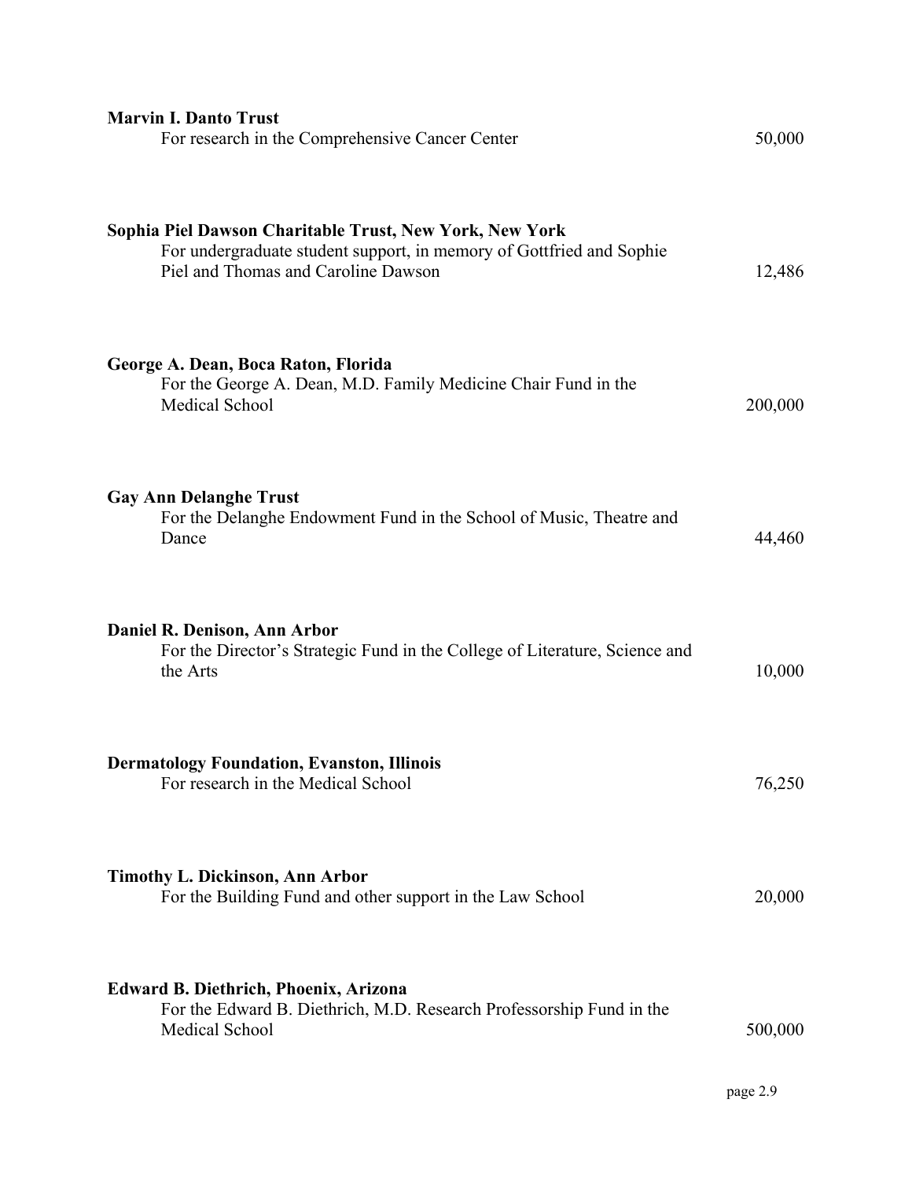**Marvin I. Danto Trust**
For research in the Comprehensive Cancer Center 50,000

**Sophia Piel Dawson Charitable Trust, New York, New York**
For undergraduate student support, in memory of Gottfried and Sophie Piel and Thomas and Caroline Dawson 12,486

**George A. Dean, Boca Raton, Florida**
For the George A. Dean, M.D. Family Medicine Chair Fund in the Medical School 200,000

**Gay Ann Delanghe Trust**
For the Delanghe Endowment Fund in the School of Music, Theatre and Dance 44,460

**Daniel R. Denison, Ann Arbor**
For the Director's Strategic Fund in the College of Literature, Science and the Arts 10,000

**Dermatology Foundation, Evanston, Illinois**
For research in the Medical School 76,250

**Timothy L. Dickinson, Ann Arbor**
For the Building Fund and other support in the Law School 20,000

**Edward B. Diethrich, Phoenix, Arizona**
For the Edward B. Diethrich, M.D. Research Professorship Fund in the Medical School 500,000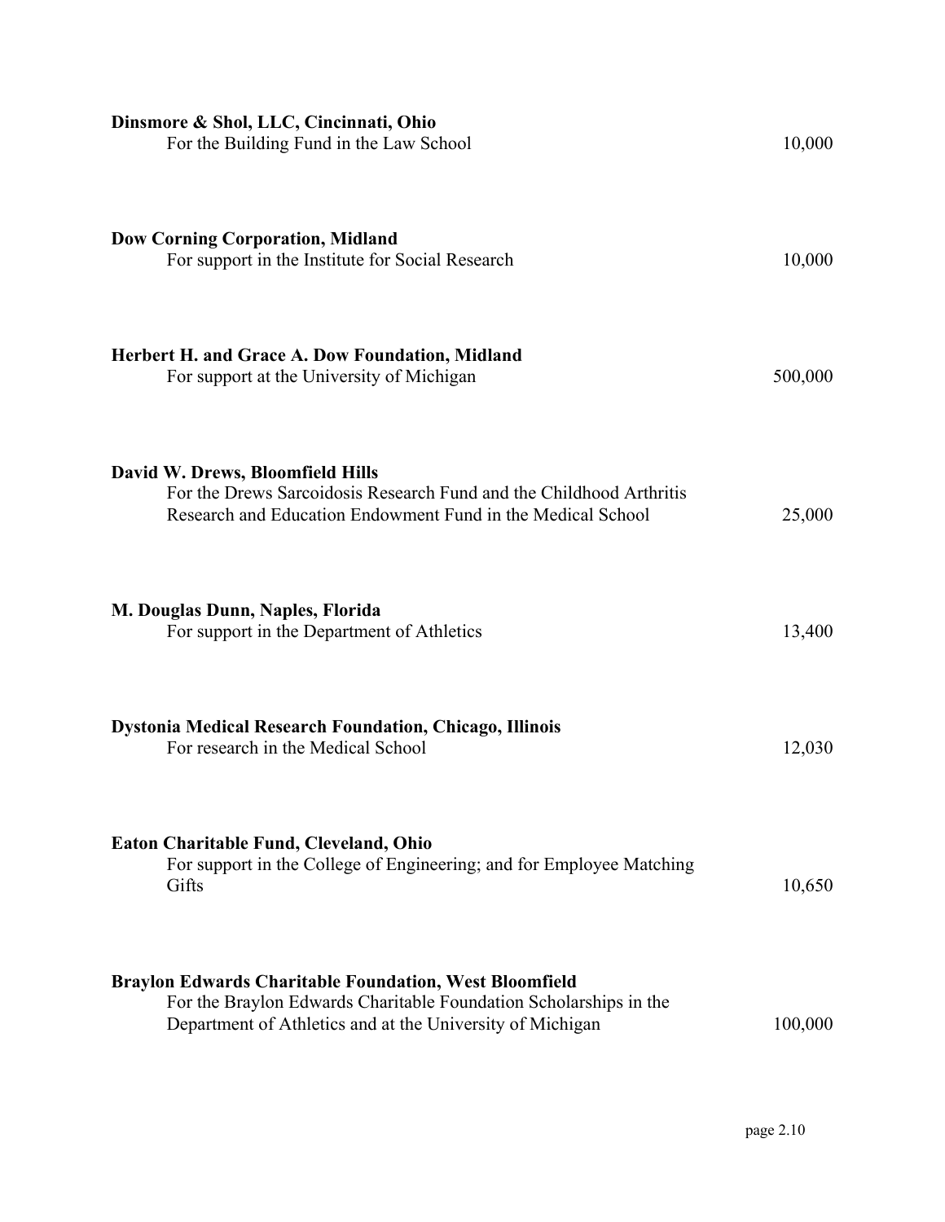**Dinsmore & Shol, LLC, Cincinnati, Ohio**
For the Building Fund in the Law School — 10,000

**Dow Corning Corporation, Midland**
For support in the Institute for Social Research — 10,000

**Herbert H. and Grace A. Dow Foundation, Midland**
For support at the University of Michigan — 500,000

**David W. Drews, Bloomfield Hills**
For the Drews Sarcoidosis Research Fund and the Childhood Arthritis Research and Education Endowment Fund in the Medical School — 25,000

**M. Douglas Dunn, Naples, Florida**
For support in the Department of Athletics — 13,400

**Dystonia Medical Research Foundation, Chicago, Illinois**
For research in the Medical School — 12,030

**Eaton Charitable Fund, Cleveland, Ohio**
For support in the College of Engineering; and for Employee Matching Gifts — 10,650

**Braylon Edwards Charitable Foundation, West Bloomfield**
For the Braylon Edwards Charitable Foundation Scholarships in the Department of Athletics and at the University of Michigan — 100,000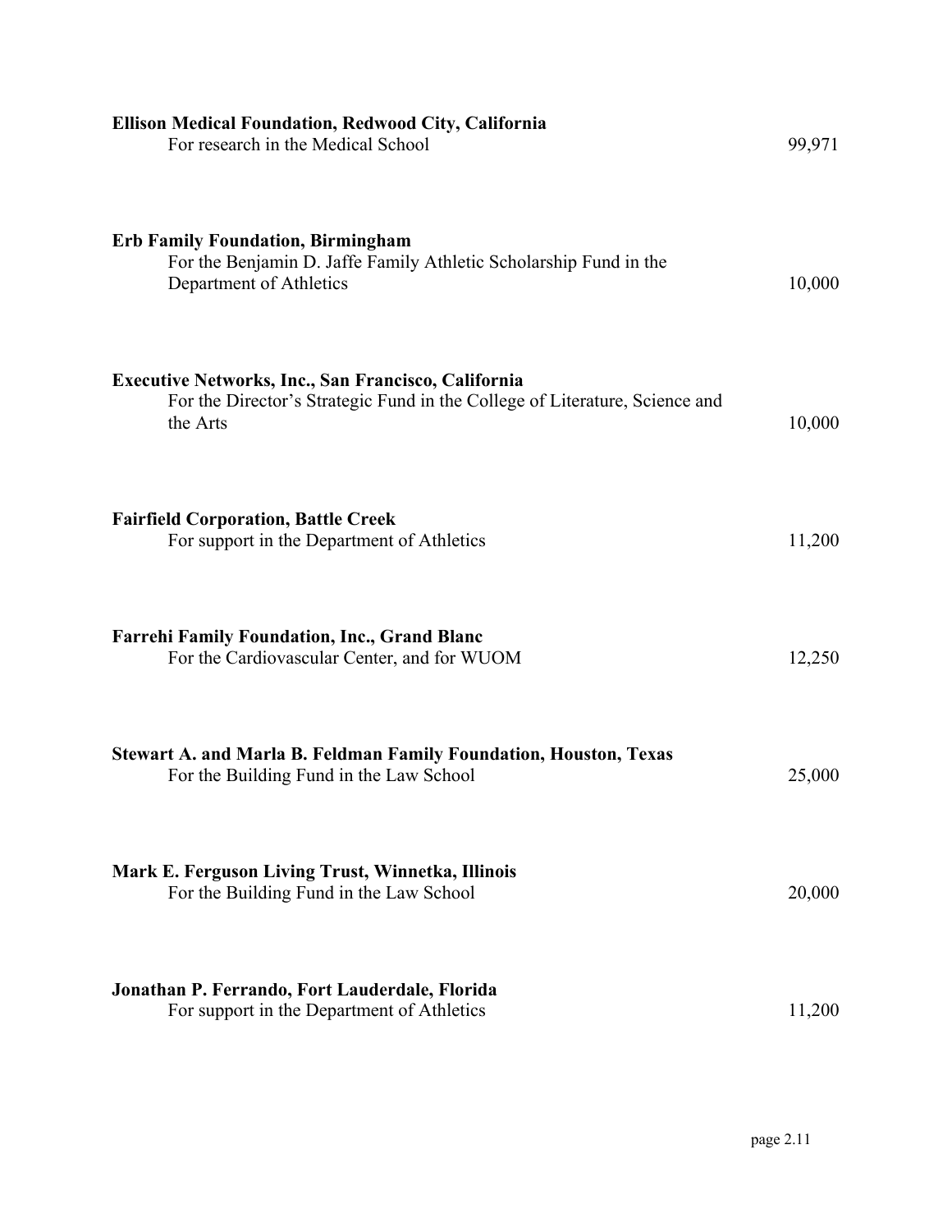**Ellison Medical Foundation, Redwood City, California**
For research in the Medical School 99,971

**Erb Family Foundation, Birmingham**
For the Benjamin D. Jaffe Family Athletic Scholarship Fund in the Department of Athletics 10,000

**Executive Networks, Inc., San Francisco, California**
For the Director's Strategic Fund in the College of Literature, Science and the Arts 10,000

**Fairfield Corporation, Battle Creek**
For support in the Department of Athletics 11,200

**Farrehi Family Foundation, Inc., Grand Blanc**
For the Cardiovascular Center, and for WUOM 12,250

**Stewart A. and Marla B. Feldman Family Foundation, Houston, Texas**
For the Building Fund in the Law School 25,000

**Mark E. Ferguson Living Trust, Winnetka, Illinois**
For the Building Fund in the Law School 20,000

**Jonathan P. Ferrando, Fort Lauderdale, Florida**
For support in the Department of Athletics 11,200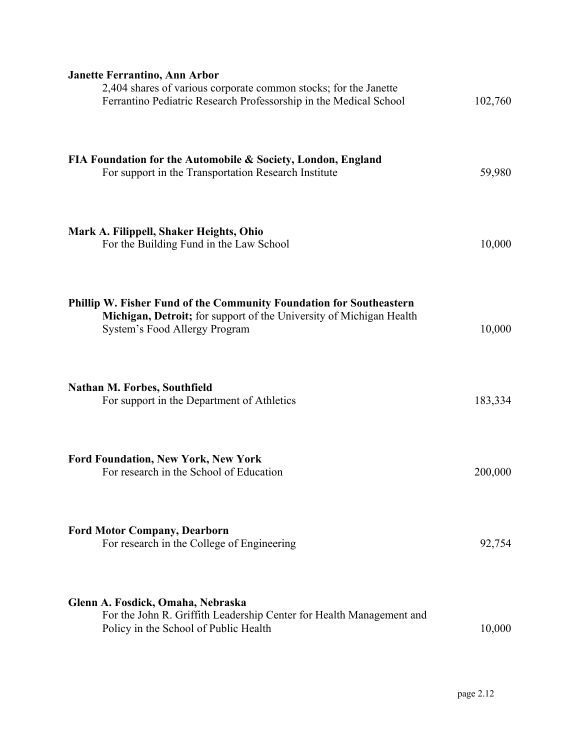**Janette Ferrantino, Ann Arbor**
2,404 shares of various corporate common stocks; for the Janette Ferrantino Pediatric Research Professorship in the Medical School — 102,760

**FIA Foundation for the Automobile & Society, London, England**
For support in the Transportation Research Institute — 59,980

**Mark A. Filippell, Shaker Heights, Ohio**
For the Building Fund in the Law School — 10,000

**Phillip W. Fisher Fund of the Community Foundation for Southeastern Michigan, Detroit;** for support of the University of Michigan Health System's Food Allergy Program — 10,000

**Nathan M. Forbes, Southfield**
For support in the Department of Athletics — 183,334

**Ford Foundation, New York, New York**
For research in the School of Education — 200,000

**Ford Motor Company, Dearborn**
For research in the College of Engineering — 92,754

**Glenn A. Fosdick, Omaha, Nebraska**
For the John R. Griffith Leadership Center for Health Management and Policy in the School of Public Health — 10,000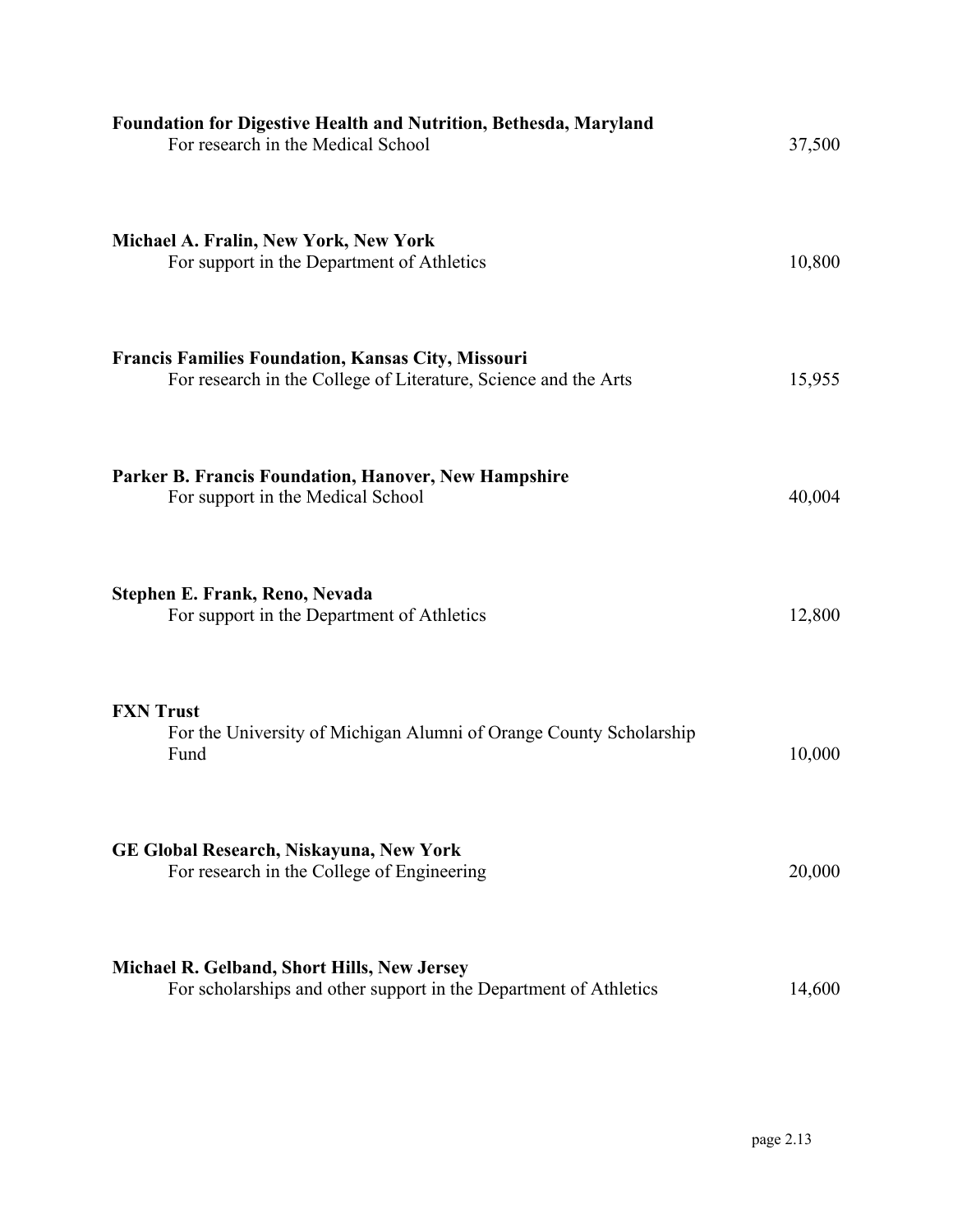**Foundation for Digestive Health and Nutrition, Bethesda, Maryland**
For research in the Medical School 37,500

**Michael A. Fralin, New York, New York**
For support in the Department of Athletics 10,800

**Francis Families Foundation, Kansas City, Missouri**
For research in the College of Literature, Science and the Arts 15,955

**Parker B. Francis Foundation, Hanover, New Hampshire**
For support in the Medical School 40,004

**Stephen E. Frank, Reno, Nevada**
For support in the Department of Athletics 12,800

**FXN Trust**
For the University of Michigan Alumni of Orange County Scholarship Fund 10,000

**GE Global Research, Niskayuna, New York**
For research in the College of Engineering 20,000

**Michael R. Gelband, Short Hills, New Jersey**
For scholarships and other support in the Department of Athletics 14,600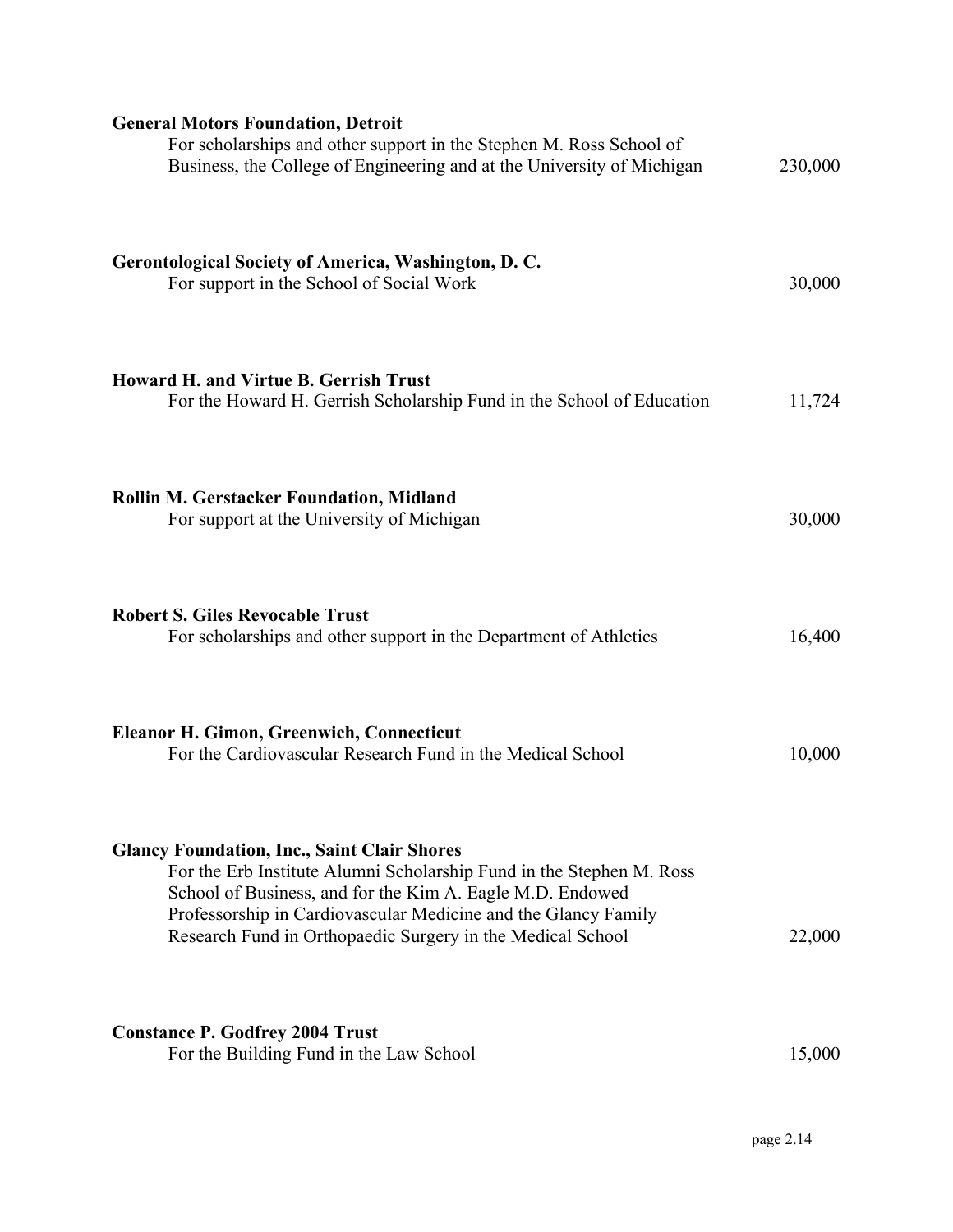**General Motors Foundation, Detroit**
For scholarships and other support in the Stephen M. Ross School of Business, the College of Engineering and at the University of Michigan — 230,000

**Gerontological Society of America, Washington, D. C.**
For support in the School of Social Work — 30,000

**Howard H. and Virtue B. Gerrish Trust**
For the Howard H. Gerrish Scholarship Fund in the School of Education — 11,724

**Rollin M. Gerstacker Foundation, Midland**
For support at the University of Michigan — 30,000

**Robert S. Giles Revocable Trust**
For scholarships and other support in the Department of Athletics — 16,400

**Eleanor H. Gimon, Greenwich, Connecticut**
For the Cardiovascular Research Fund in the Medical School — 10,000

**Glancy Foundation, Inc., Saint Clair Shores**
For the Erb Institute Alumni Scholarship Fund in the Stephen M. Ross School of Business, and for the Kim A. Eagle M.D. Endowed Professorship in Cardiovascular Medicine and the Glancy Family Research Fund in Orthopaedic Surgery in the Medical School — 22,000

**Constance P. Godfrey 2004 Trust**
For the Building Fund in the Law School — 15,000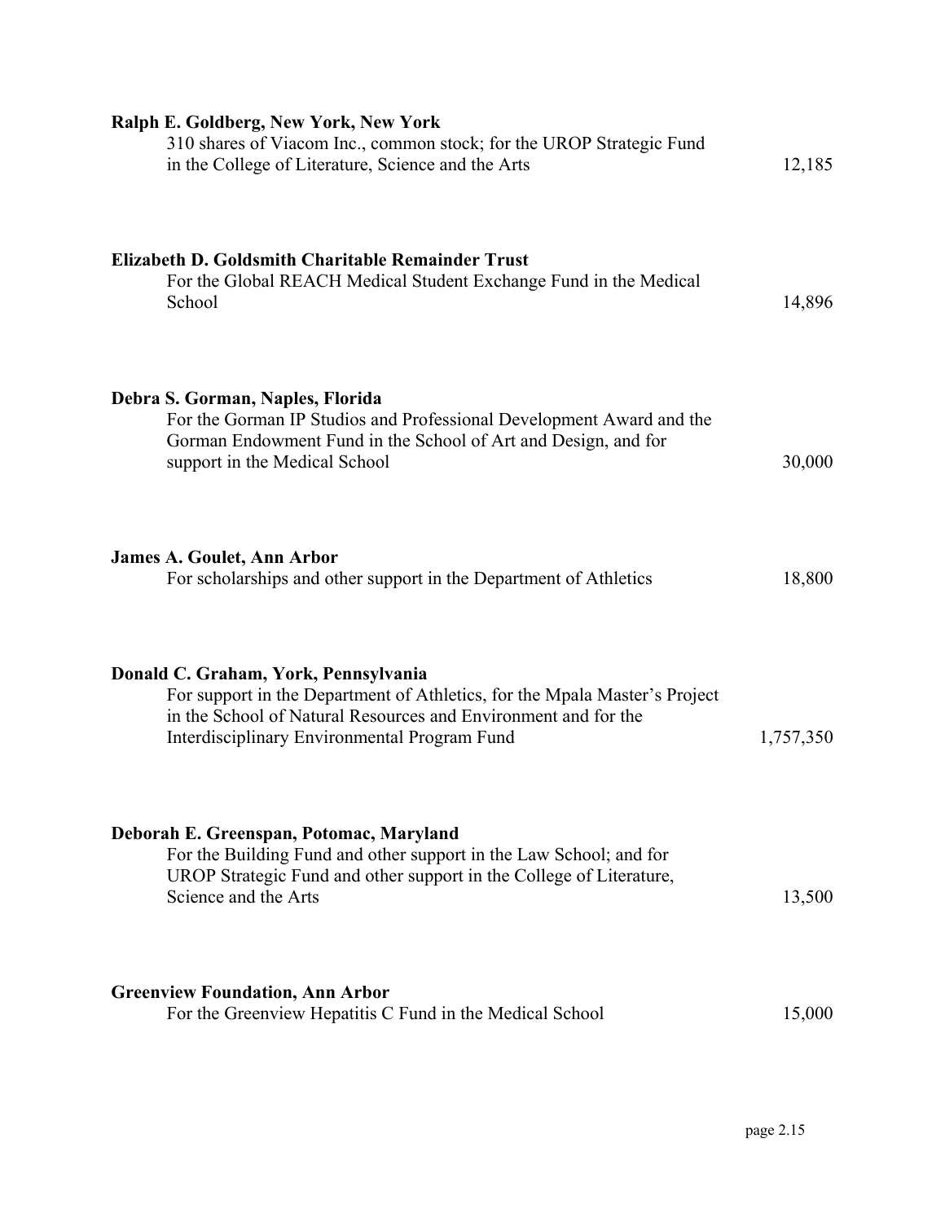**Ralph E. Goldberg, New York, New York**
310 shares of Viacom Inc., common stock; for the UROP Strategic Fund in the College of Literature, Science and the Arts — 12,185

**Elizabeth D. Goldsmith Charitable Remainder Trust**
For the Global REACH Medical Student Exchange Fund in the Medical School — 14,896

**Debra S. Gorman, Naples, Florida**
For the Gorman IP Studios and Professional Development Award and the Gorman Endowment Fund in the School of Art and Design, and for support in the Medical School — 30,000

**James A. Goulet, Ann Arbor**
For scholarships and other support in the Department of Athletics — 18,800

**Donald C. Graham, York, Pennsylvania**
For support in the Department of Athletics, for the Mpala Master's Project in the School of Natural Resources and Environment and for the Interdisciplinary Environmental Program Fund — 1,757,350

**Deborah E. Greenspan, Potomac, Maryland**
For the Building Fund and other support in the Law School; and for UROP Strategic Fund and other support in the College of Literature, Science and the Arts — 13,500

**Greenview Foundation, Ann Arbor**
For the Greenview Hepatitis C Fund in the Medical School — 15,000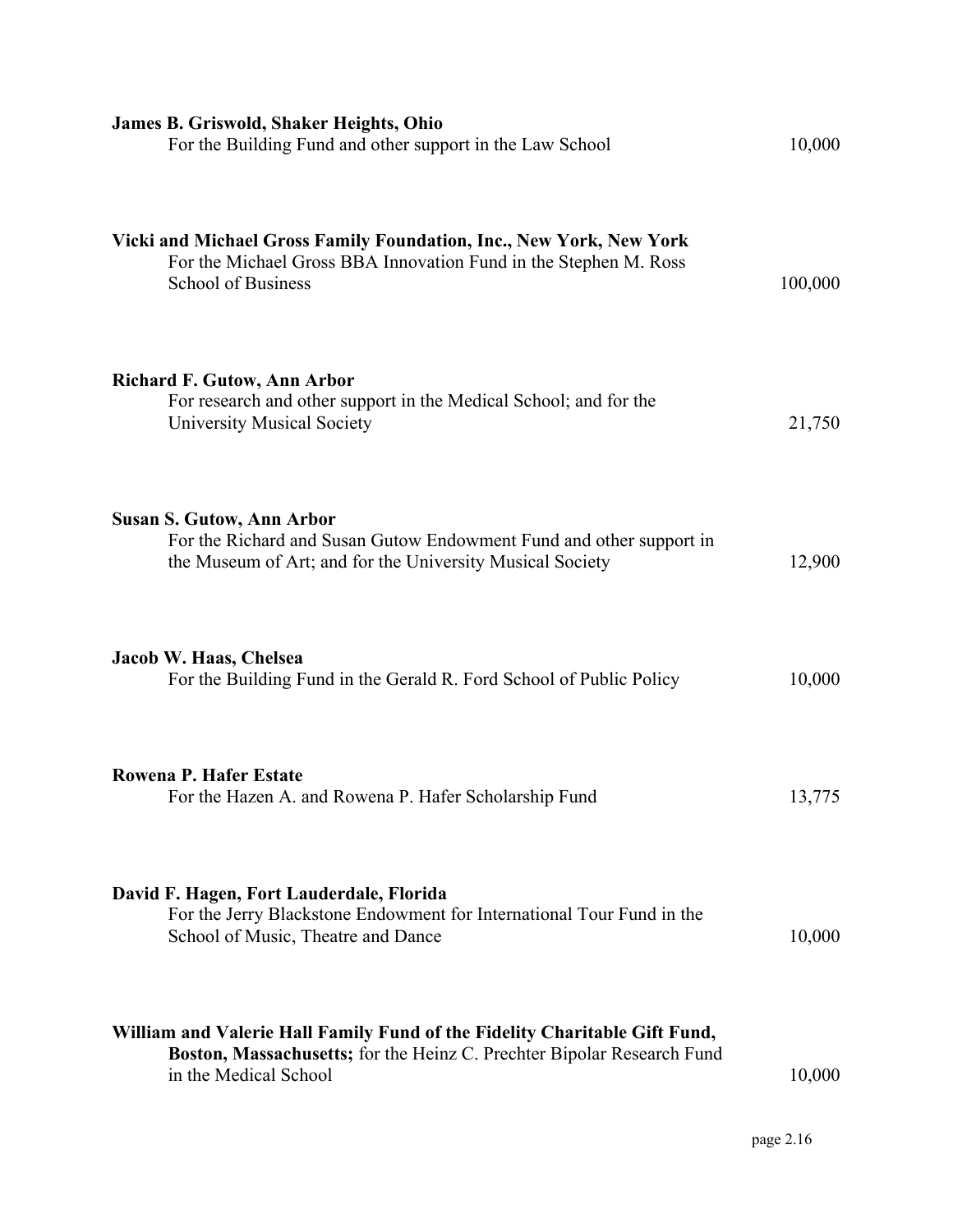**James B. Griswold, Shaker Heights, Ohio**
For the Building Fund and other support in the Law School — 10,000

**Vicki and Michael Gross Family Foundation, Inc., New York, New York**
For the Michael Gross BBA Innovation Fund in the Stephen M. Ross School of Business — 100,000

**Richard F. Gutow, Ann Arbor**
For research and other support in the Medical School; and for the University Musical Society — 21,750

**Susan S. Gutow, Ann Arbor**
For the Richard and Susan Gutow Endowment Fund and other support in the Museum of Art; and for the University Musical Society — 12,900

**Jacob W. Haas, Chelsea**
For the Building Fund in the Gerald R. Ford School of Public Policy — 10,000

**Rowena P. Hafer Estate**
For the Hazen A. and Rowena P. Hafer Scholarship Fund — 13,775

**David F. Hagen, Fort Lauderdale, Florida**
For the Jerry Blackstone Endowment for International Tour Fund in the School of Music, Theatre and Dance — 10,000

**William and Valerie Hall Family Fund of the Fidelity Charitable Gift Fund, Boston, Massachusetts;** for the Heinz C. Prechter Bipolar Research Fund in the Medical School — 10,000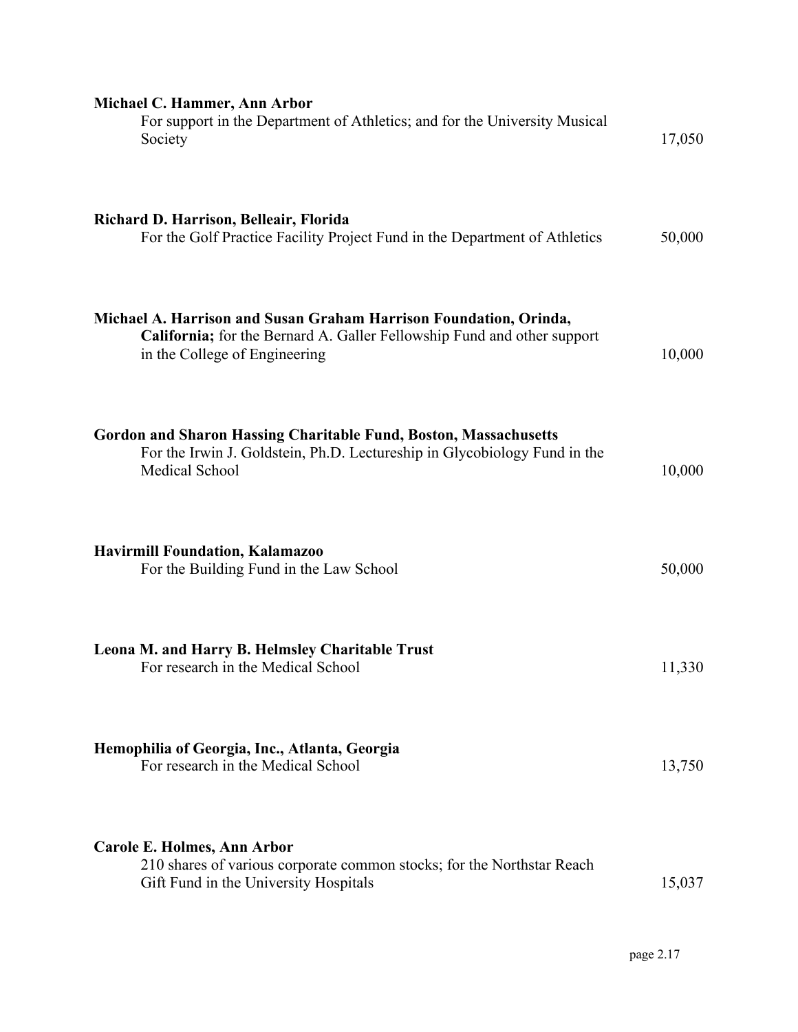**Michael C. Hammer, Ann Arbor**
For support in the Department of Athletics; and for the University Musical Society — 17,050

**Richard D. Harrison, Belleair, Florida**
For the Golf Practice Facility Project Fund in the Department of Athletics — 50,000

**Michael A. Harrison and Susan Graham Harrison Foundation, Orinda, California;** for the Bernard A. Galler Fellowship Fund and other support in the College of Engineering — 10,000

**Gordon and Sharon Hassing Charitable Fund, Boston, Massachusetts**
For the Irwin J. Goldstein, Ph.D. Lectureship in Glycobiology Fund in the Medical School — 10,000

**Havirmill Foundation, Kalamazoo**
For the Building Fund in the Law School — 50,000

**Leona M. and Harry B. Helmsley Charitable Trust**
For research in the Medical School — 11,330

**Hemophilia of Georgia, Inc., Atlanta, Georgia**
For research in the Medical School — 13,750

**Carole E. Holmes, Ann Arbor**
210 shares of various corporate common stocks; for the Northstar Reach Gift Fund in the University Hospitals — 15,037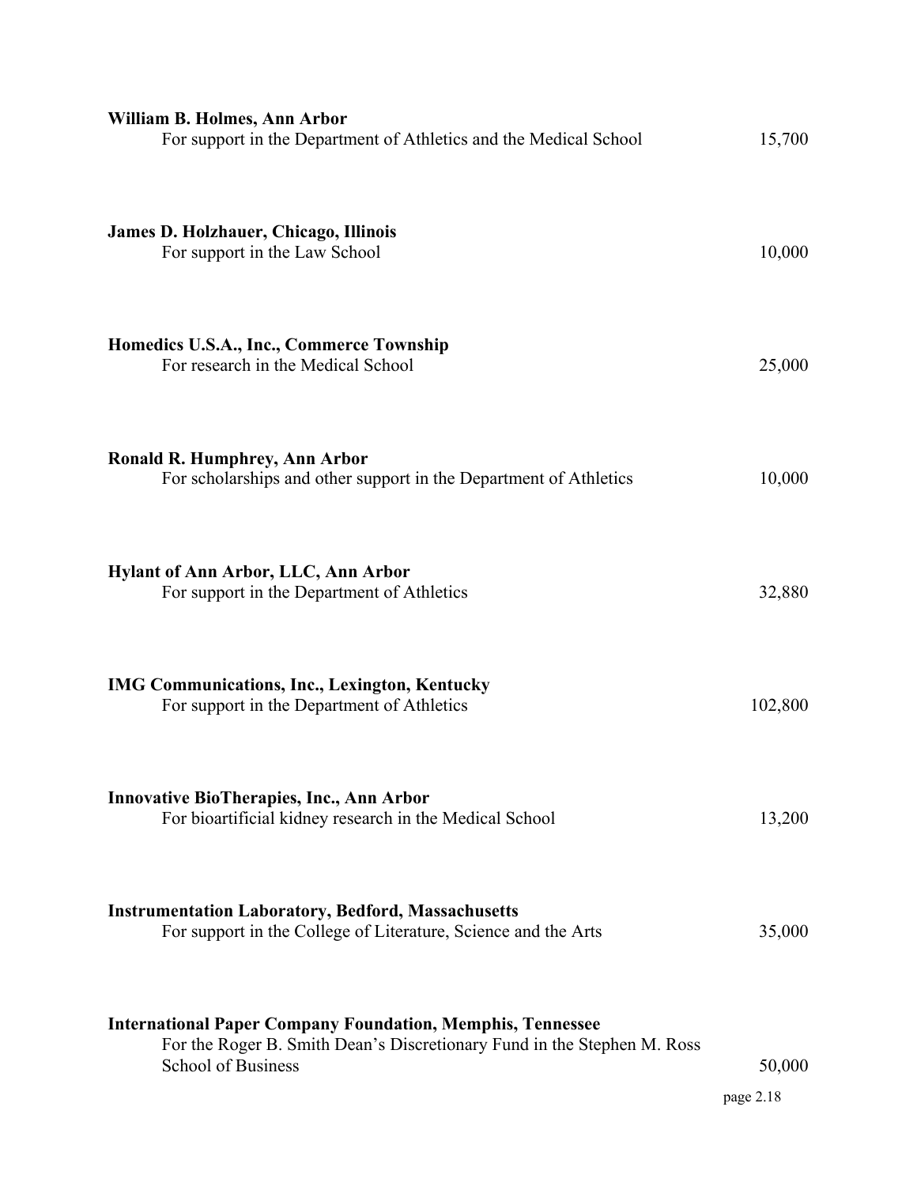**William B. Holmes, Ann Arbor**
For support in the Department of Athletics and the Medical School 15,700

**James D. Holzhauer, Chicago, Illinois**
For support in the Law School 10,000

**Homedics U.S.A., Inc., Commerce Township**
For research in the Medical School 25,000

**Ronald R. Humphrey, Ann Arbor**
For scholarships and other support in the Department of Athletics 10,000

**Hylant of Ann Arbor, LLC, Ann Arbor**
For support in the Department of Athletics 32,880

**IMG Communications, Inc., Lexington, Kentucky**
For support in the Department of Athletics 102,800

**Innovative BioTherapies, Inc., Ann Arbor**
For bioartificial kidney research in the Medical School 13,200

**Instrumentation Laboratory, Bedford, Massachusetts**
For support in the College of Literature, Science and the Arts 35,000

**International Paper Company Foundation, Memphis, Tennessee**
For the Roger B. Smith Dean's Discretionary Fund in the Stephen M. Ross School of Business 50,000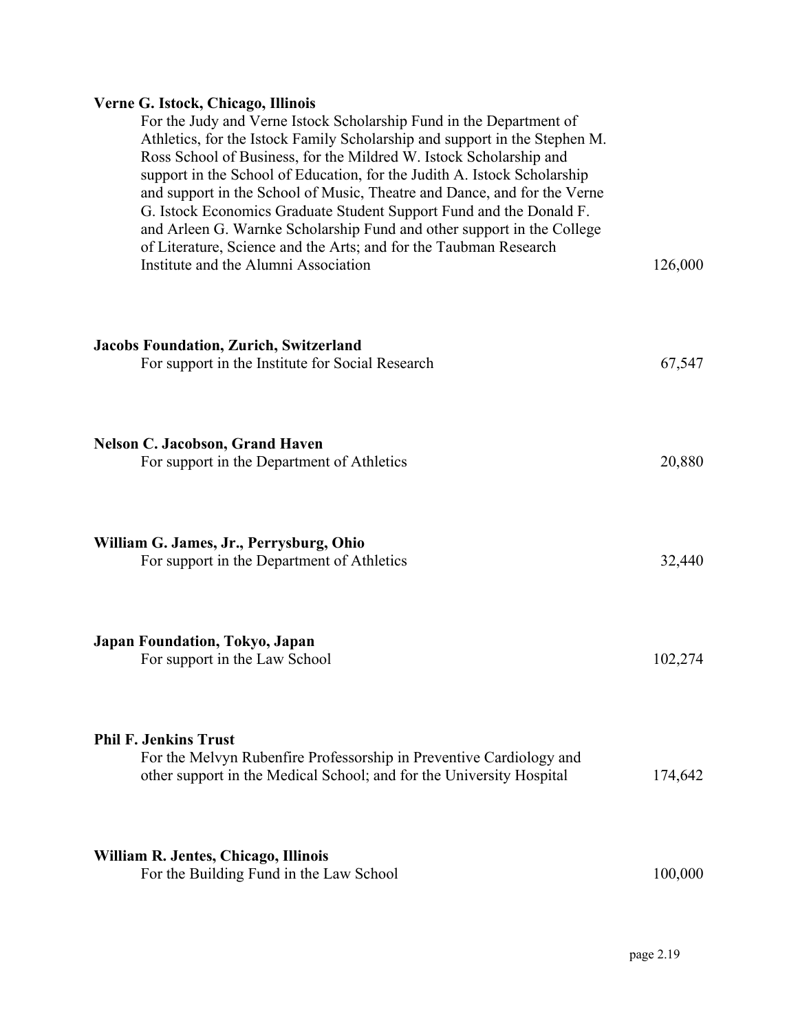**Verne G. Istock, Chicago, Illinois**

For the Judy and Verne Istock Scholarship Fund in the Department of Athletics, for the Istock Family Scholarship and support in the Stephen M. Ross School of Business, for the Mildred W. Istock Scholarship and support in the School of Education, for the Judith A. Istock Scholarship and support in the School of Music, Theatre and Dance, and for the Verne G. Istock Economics Graduate Student Support Fund and the Donald F. and Arleen G. Warnke Scholarship Fund and other support in the College of Literature, Science and the Arts; and for the Taubman Research Institute and the Alumni Association — 126,000

**Jacobs Foundation, Zurich, Switzerland**

For support in the Institute for Social Research — 67,547

**Nelson C. Jacobson, Grand Haven**

For support in the Department of Athletics — 20,880

**William G. James, Jr., Perrysburg, Ohio**

For support in the Department of Athletics — 32,440

**Japan Foundation, Tokyo, Japan**

For support in the Law School — 102,274

**Phil F. Jenkins Trust**

For the Melvyn Rubenfire Professorship in Preventive Cardiology and other support in the Medical School; and for the University Hospital — 174,642

**William R. Jentes, Chicago, Illinois**

For the Building Fund in the Law School — 100,000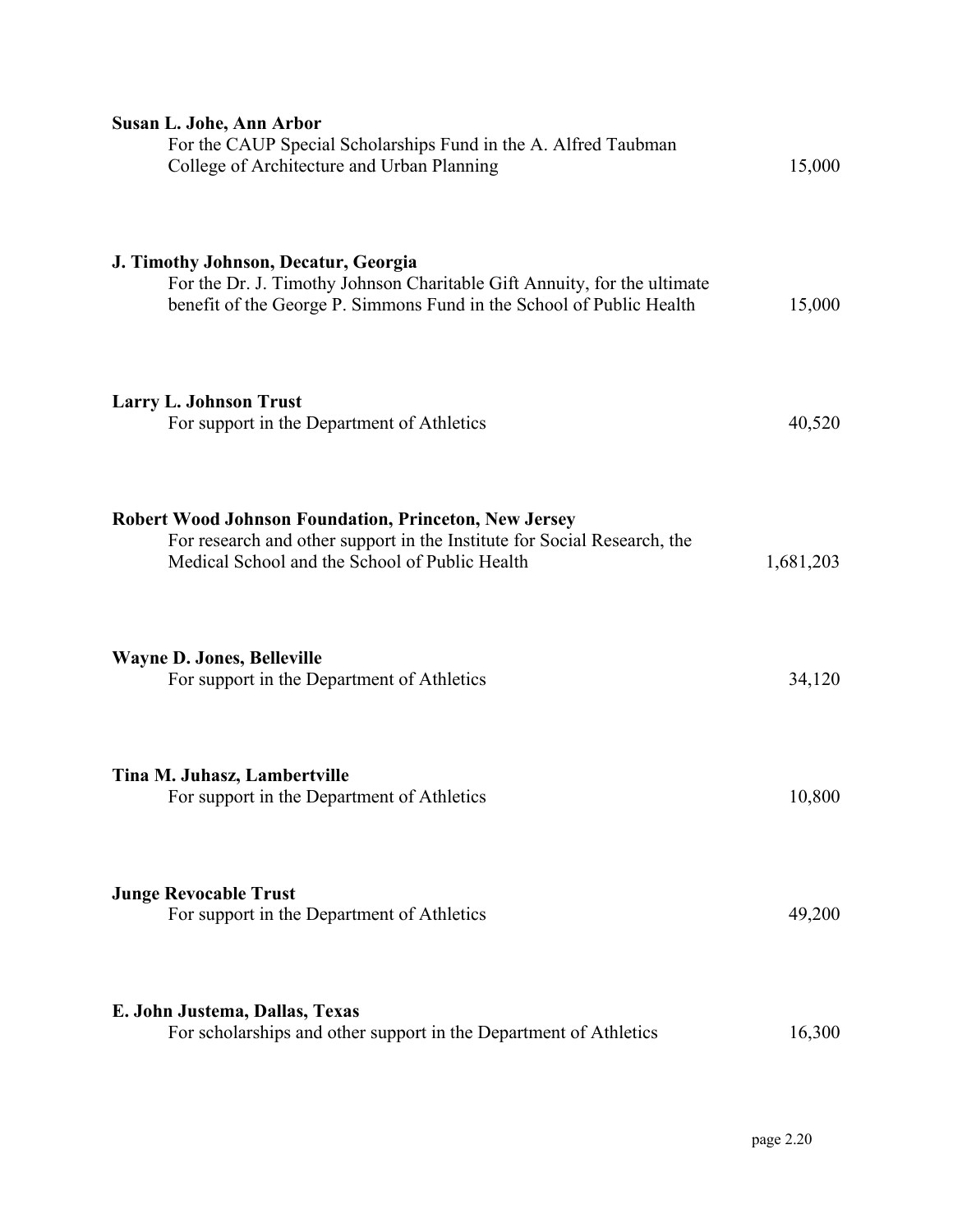**Susan L. Johe, Ann Arbor**
For the CAUP Special Scholarships Fund in the A. Alfred Taubman College of Architecture and Urban Planning — 15,000

**J. Timothy Johnson, Decatur, Georgia**
For the Dr. J. Timothy Johnson Charitable Gift Annuity, for the ultimate benefit of the George P. Simmons Fund in the School of Public Health — 15,000

**Larry L. Johnson Trust**
For support in the Department of Athletics — 40,520

**Robert Wood Johnson Foundation, Princeton, New Jersey**
For research and other support in the Institute for Social Research, the Medical School and the School of Public Health — 1,681,203

**Wayne D. Jones, Belleville**
For support in the Department of Athletics — 34,120

**Tina M. Juhasz, Lambertville**
For support in the Department of Athletics — 10,800

**Junge Revocable Trust**
For support in the Department of Athletics — 49,200

**E. John Justema, Dallas, Texas**
For scholarships and other support in the Department of Athletics — 16,300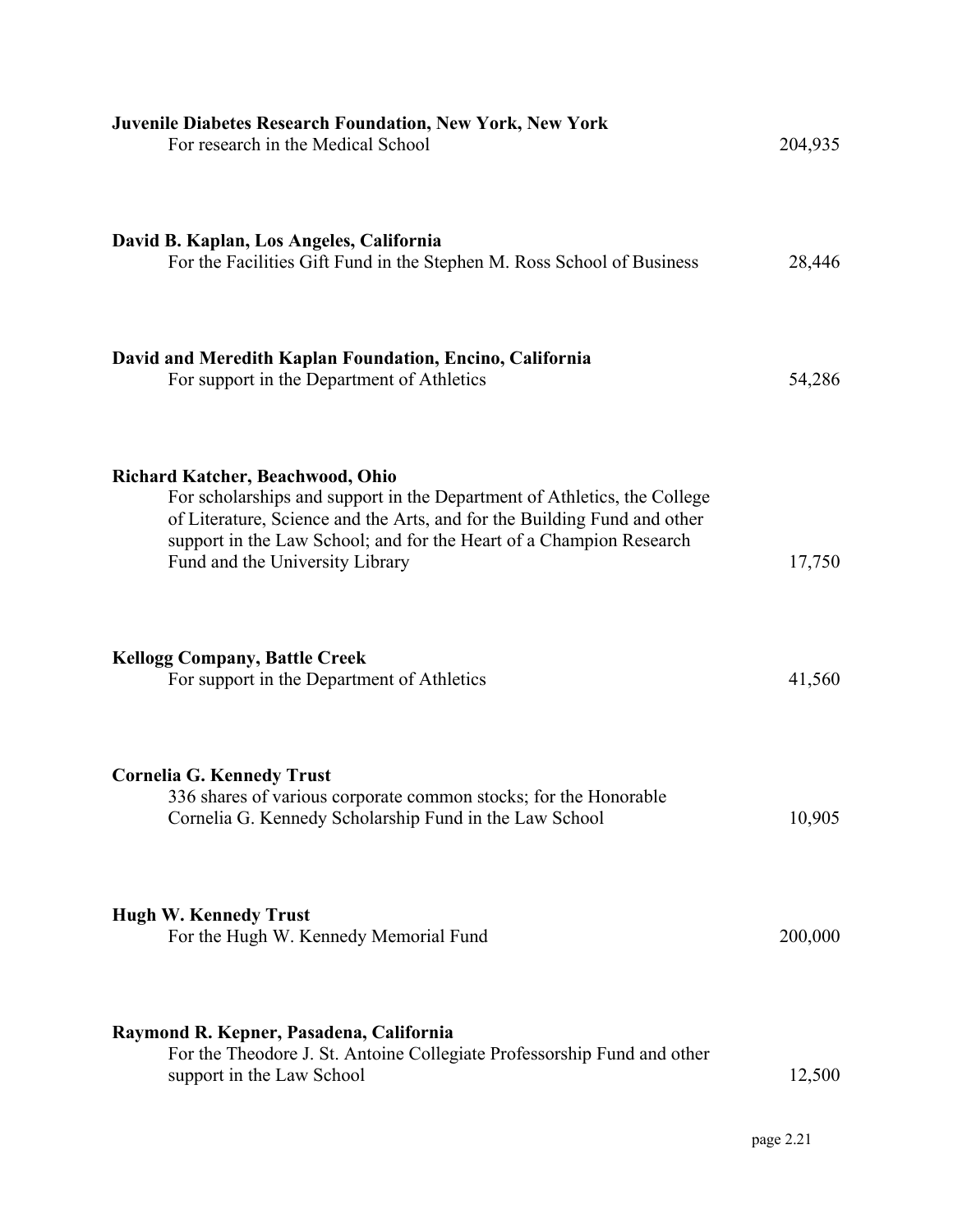**Juvenile Diabetes Research Foundation, New York, New York**
For research in the Medical School 204,935

**David B. Kaplan, Los Angeles, California**
For the Facilities Gift Fund in the Stephen M. Ross School of Business 28,446

**David and Meredith Kaplan Foundation, Encino, California**
For support in the Department of Athletics 54,286

**Richard Katcher, Beachwood, Ohio**
For scholarships and support in the Department of Athletics, the College of Literature, Science and the Arts, and for the Building Fund and other support in the Law School; and for the Heart of a Champion Research Fund and the University Library 17,750

**Kellogg Company, Battle Creek**
For support in the Department of Athletics 41,560

**Cornelia G. Kennedy Trust**
336 shares of various corporate common stocks; for the Honorable Cornelia G. Kennedy Scholarship Fund in the Law School 10,905

**Hugh W. Kennedy Trust**
For the Hugh W. Kennedy Memorial Fund 200,000

**Raymond R. Kepner, Pasadena, California**
For the Theodore J. St. Antoine Collegiate Professorship Fund and other support in the Law School 12,500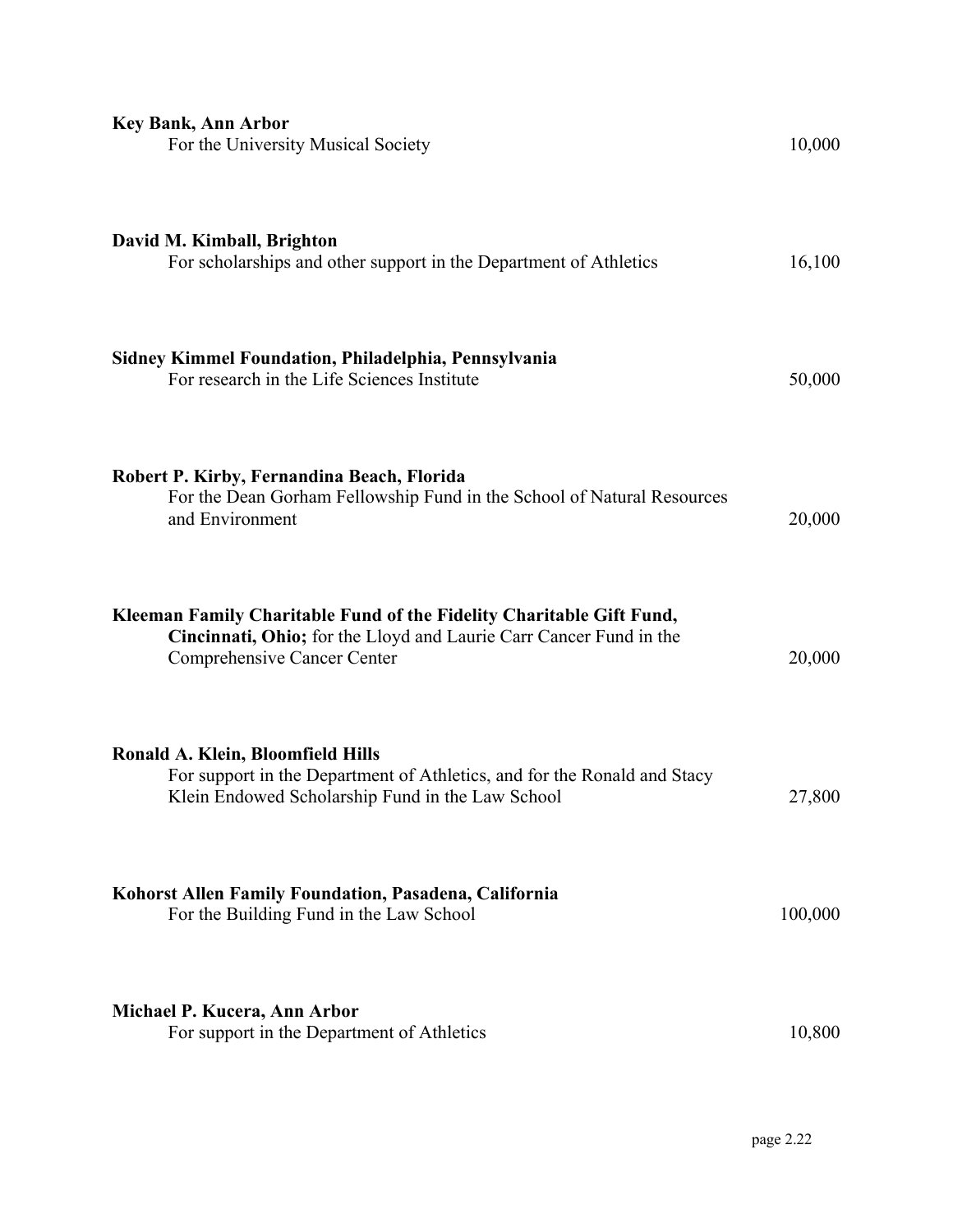**Key Bank, Ann Arbor**
For the University Musical Society 10,000

**David M. Kimball, Brighton**
For scholarships and other support in the Department of Athletics 16,100

**Sidney Kimmel Foundation, Philadelphia, Pennsylvania**
For research in the Life Sciences Institute 50,000

**Robert P. Kirby, Fernandina Beach, Florida**
For the Dean Gorham Fellowship Fund in the School of Natural Resources and Environment 20,000

**Kleeman Family Charitable Fund of the Fidelity Charitable Gift Fund, Cincinnati, Ohio;** for the Lloyd and Laurie Carr Cancer Fund in the Comprehensive Cancer Center 20,000

**Ronald A. Klein, Bloomfield Hills**
For support in the Department of Athletics, and for the Ronald and Stacy Klein Endowed Scholarship Fund in the Law School 27,800

**Kohorst Allen Family Foundation, Pasadena, California**
For the Building Fund in the Law School 100,000

**Michael P. Kucera, Ann Arbor**
For support in the Department of Athletics 10,800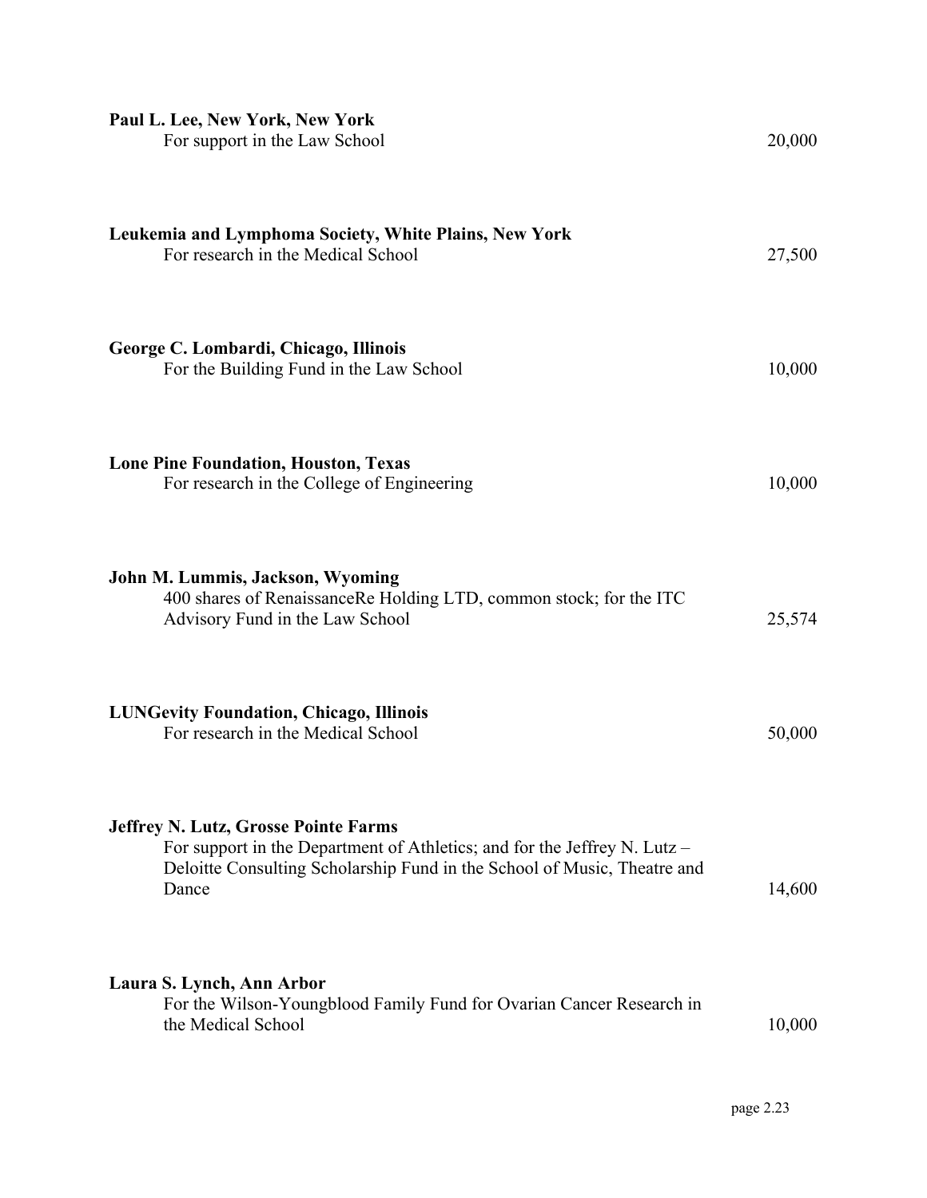**Paul L. Lee, New York, New York**
For support in the Law School 20,000

**Leukemia and Lymphoma Society, White Plains, New York**
For research in the Medical School 27,500

**George C. Lombardi, Chicago, Illinois**
For the Building Fund in the Law School 10,000

**Lone Pine Foundation, Houston, Texas**
For research in the College of Engineering 10,000

**John M. Lummis, Jackson, Wyoming**
400 shares of RenaissanceRe Holding LTD, common stock; for the ITC Advisory Fund in the Law School 25,574

**LUNGevity Foundation, Chicago, Illinois**
For research in the Medical School 50,000

**Jeffrey N. Lutz, Grosse Pointe Farms**
For support in the Department of Athletics; and for the Jeffrey N. Lutz – Deloitte Consulting Scholarship Fund in the School of Music, Theatre and Dance 14,600

**Laura S. Lynch, Ann Arbor**
For the Wilson-Youngblood Family Fund for Ovarian Cancer Research in the Medical School 10,000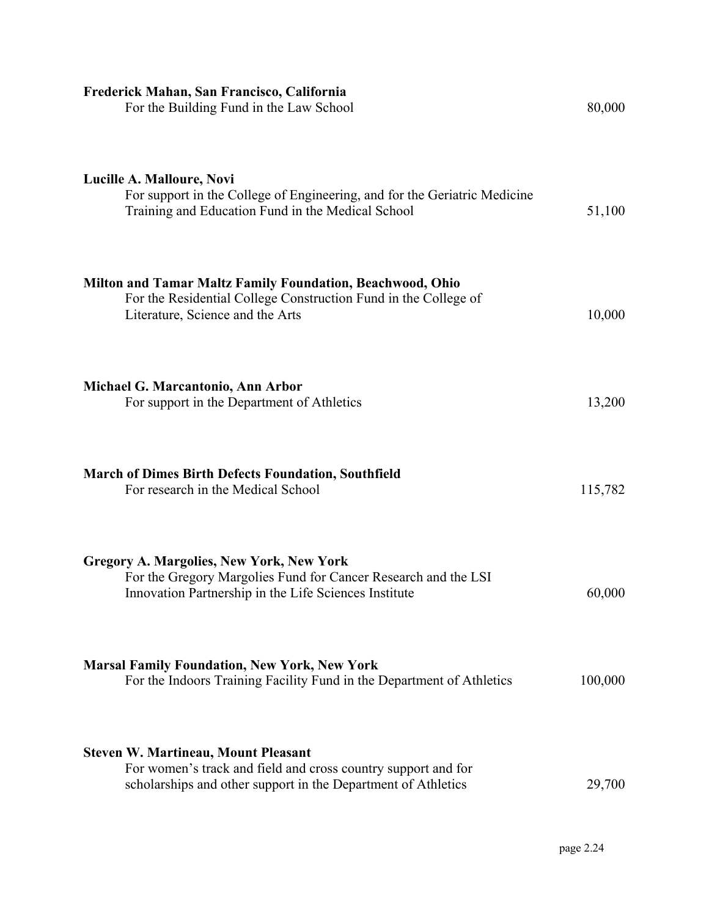**Frederick Mahan, San Francisco, California**
For the Building Fund in the Law School 80,000

**Lucille A. Malloure, Novi**
For support in the College of Engineering, and for the Geriatric Medicine Training and Education Fund in the Medical School 51,100

**Milton and Tamar Maltz Family Foundation, Beachwood, Ohio**
For the Residential College Construction Fund in the College of Literature, Science and the Arts 10,000

**Michael G. Marcantonio, Ann Arbor**
For support in the Department of Athletics 13,200

**March of Dimes Birth Defects Foundation, Southfield**
For research in the Medical School 115,782

**Gregory A. Margolies, New York, New York**
For the Gregory Margolies Fund for Cancer Research and the LSI Innovation Partnership in the Life Sciences Institute 60,000

**Marsal Family Foundation, New York, New York**
For the Indoors Training Facility Fund in the Department of Athletics 100,000

**Steven W. Martineau, Mount Pleasant**
For women's track and field and cross country support and for scholarships and other support in the Department of Athletics 29,700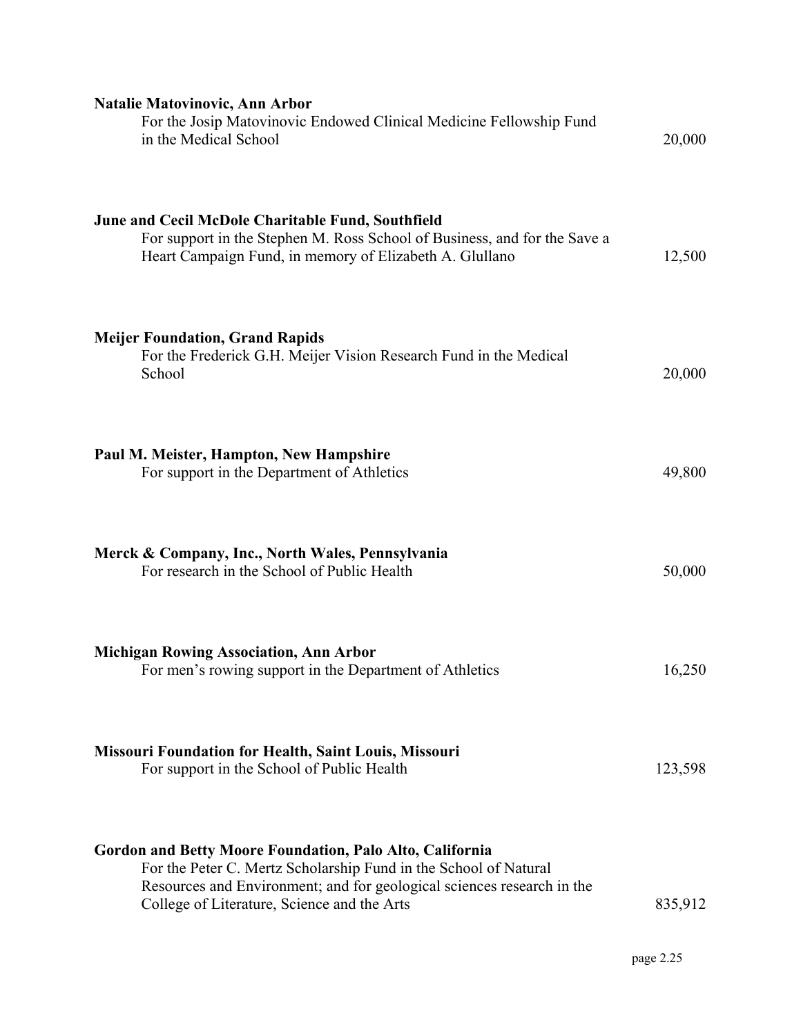**Natalie Matovinovic, Ann Arbor**
For the Josip Matovinovic Endowed Clinical Medicine Fellowship Fund in the Medical School — 20,000

**June and Cecil McDole Charitable Fund, Southfield**
For support in the Stephen M. Ross School of Business, and for the Save a Heart Campaign Fund, in memory of Elizabeth A. Glullano — 12,500

**Meijer Foundation, Grand Rapids**
For the Frederick G.H. Meijer Vision Research Fund in the Medical School — 20,000

**Paul M. Meister, Hampton, New Hampshire**
For support in the Department of Athletics — 49,800

**Merck & Company, Inc., North Wales, Pennsylvania**
For research in the School of Public Health — 50,000

**Michigan Rowing Association, Ann Arbor**
For men's rowing support in the Department of Athletics — 16,250

**Missouri Foundation for Health, Saint Louis, Missouri**
For support in the School of Public Health — 123,598

**Gordon and Betty Moore Foundation, Palo Alto, California**
For the Peter C. Mertz Scholarship Fund in the School of Natural Resources and Environment; and for geological sciences research in the College of Literature, Science and the Arts — 835,912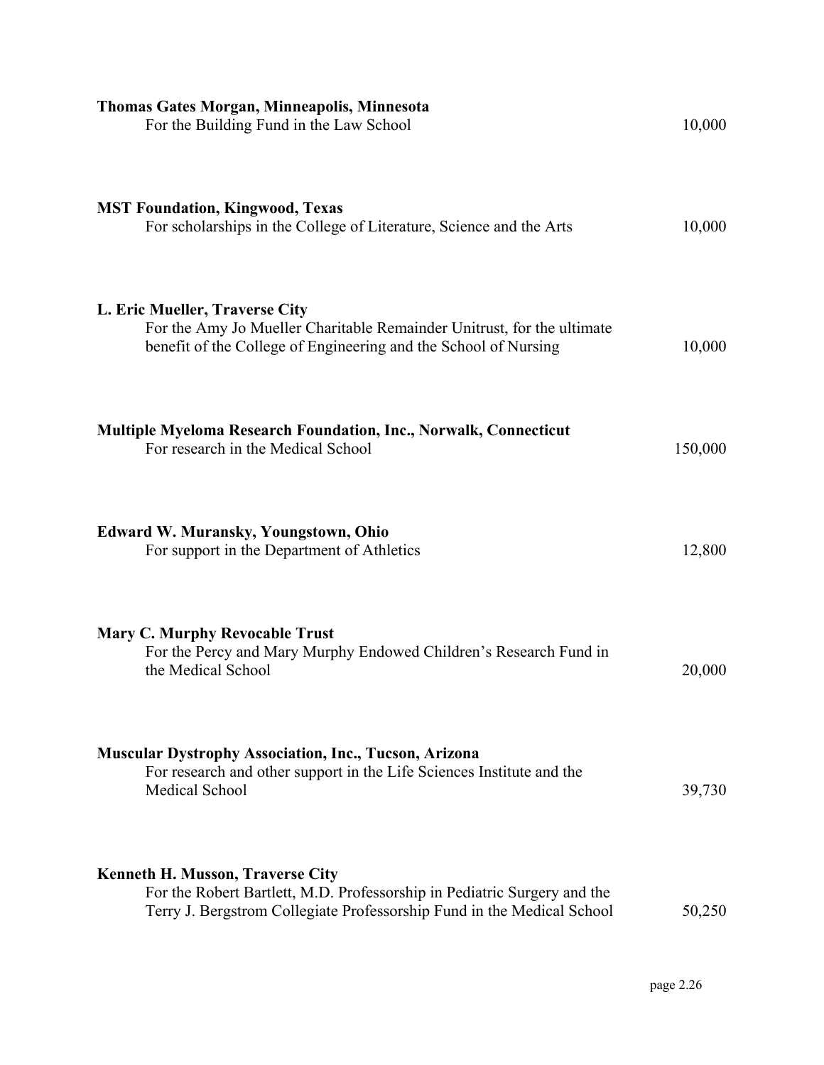**Thomas Gates Morgan, Minneapolis, Minnesota**
For the Building Fund in the Law School — 10,000

**MST Foundation, Kingwood, Texas**
For scholarships in the College of Literature, Science and the Arts — 10,000

**L. Eric Mueller, Traverse City**
For the Amy Jo Mueller Charitable Remainder Unitrust, for the ultimate benefit of the College of Engineering and the School of Nursing — 10,000

**Multiple Myeloma Research Foundation, Inc., Norwalk, Connecticut**
For research in the Medical School — 150,000

**Edward W. Muransky, Youngstown, Ohio**
For support in the Department of Athletics — 12,800

**Mary C. Murphy Revocable Trust**
For the Percy and Mary Murphy Endowed Children's Research Fund in the Medical School — 20,000

**Muscular Dystrophy Association, Inc., Tucson, Arizona**
For research and other support in the Life Sciences Institute and the Medical School — 39,730

**Kenneth H. Musson, Traverse City**
For the Robert Bartlett, M.D. Professorship in Pediatric Surgery and the Terry J. Bergstrom Collegiate Professorship Fund in the Medical School — 50,250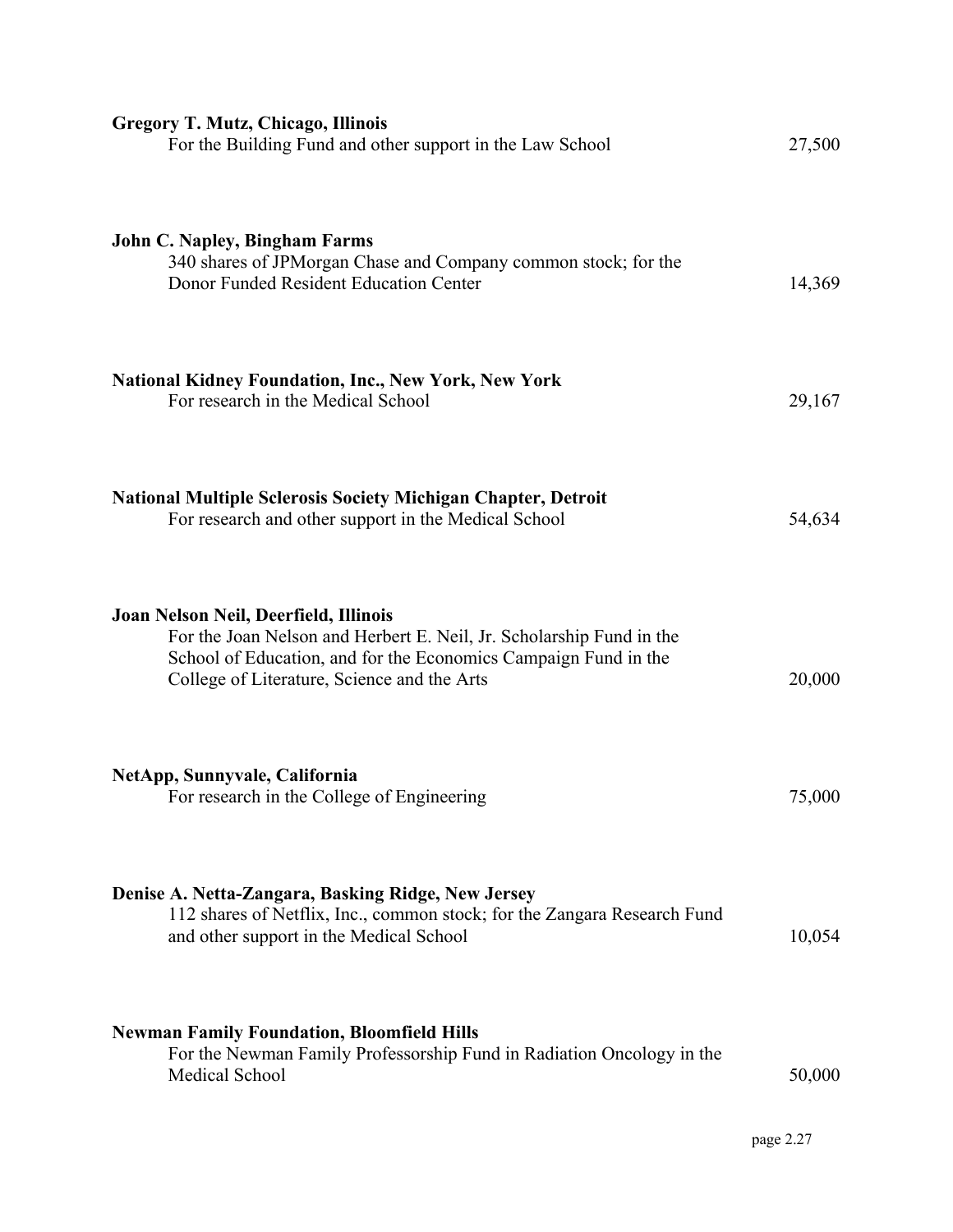**Gregory T. Mutz, Chicago, Illinois**
For the Building Fund and other support in the Law School — 27,500

**John C. Napley, Bingham Farms**
340 shares of JPMorgan Chase and Company common stock; for the Donor Funded Resident Education Center — 14,369

**National Kidney Foundation, Inc., New York, New York**
For research in the Medical School — 29,167

**National Multiple Sclerosis Society Michigan Chapter, Detroit**
For research and other support in the Medical School — 54,634

**Joan Nelson Neil, Deerfield, Illinois**
For the Joan Nelson and Herbert E. Neil, Jr. Scholarship Fund in the School of Education, and for the Economics Campaign Fund in the College of Literature, Science and the Arts — 20,000

**NetApp, Sunnyvale, California**
For research in the College of Engineering — 75,000

**Denise A. Netta-Zangara, Basking Ridge, New Jersey**
112 shares of Netflix, Inc., common stock; for the Zangara Research Fund and other support in the Medical School — 10,054

**Newman Family Foundation, Bloomfield Hills**
For the Newman Family Professorship Fund in Radiation Oncology in the Medical School — 50,000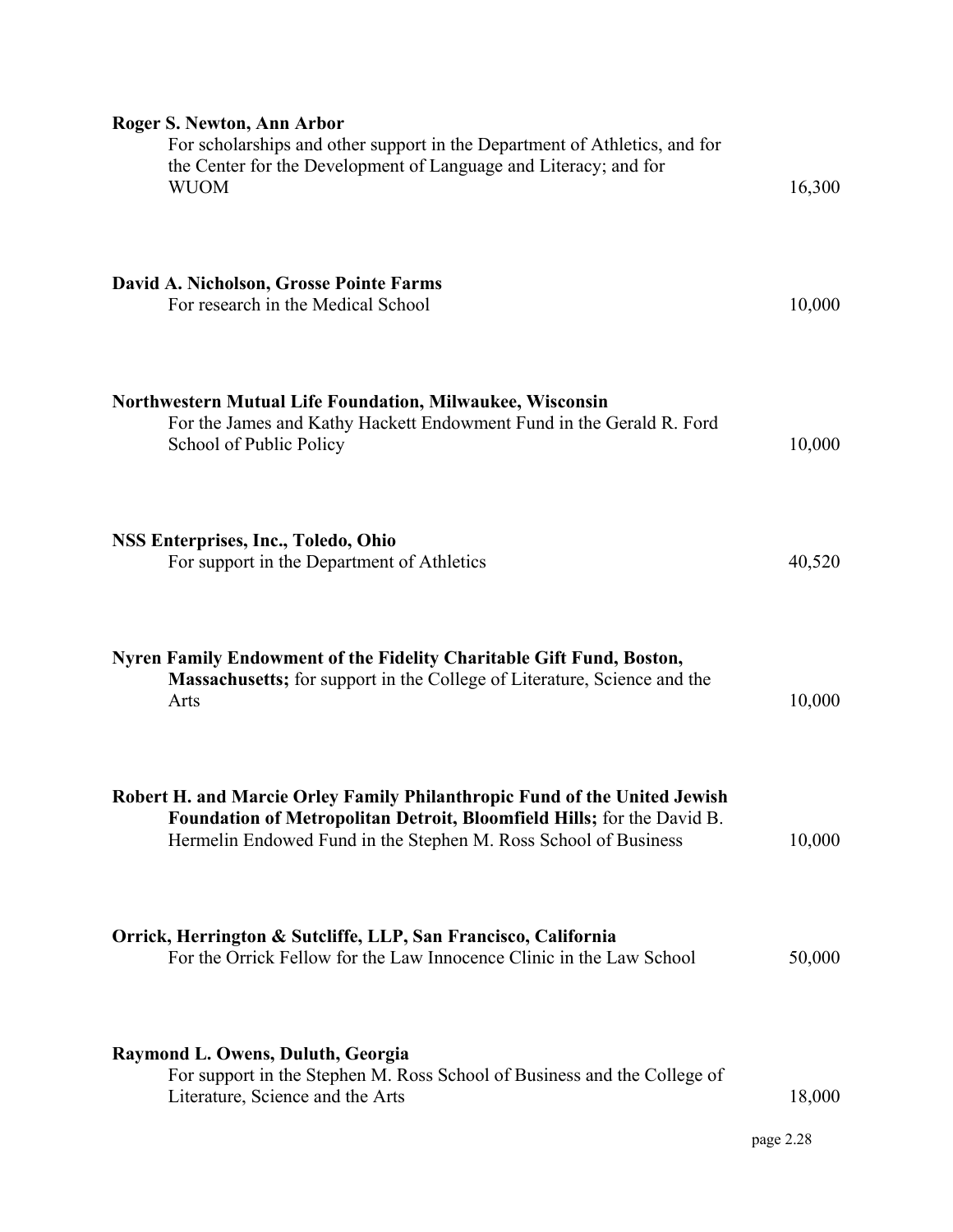**Roger S. Newton, Ann Arbor**
For scholarships and other support in the Department of Athletics, and for the Center for the Development of Language and Literacy; and for WUOM — 16,300

**David A. Nicholson, Grosse Pointe Farms**
For research in the Medical School — 10,000

**Northwestern Mutual Life Foundation, Milwaukee, Wisconsin**
For the James and Kathy Hackett Endowment Fund in the Gerald R. Ford School of Public Policy — 10,000

**NSS Enterprises, Inc., Toledo, Ohio**
For support in the Department of Athletics — 40,520

**Nyren Family Endowment of the Fidelity Charitable Gift Fund, Boston, Massachusetts;** for support in the College of Literature, Science and the Arts — 10,000

**Robert H. and Marcie Orley Family Philanthropic Fund of the United Jewish Foundation of Metropolitan Detroit, Bloomfield Hills;** for the David B. Hermelin Endowed Fund in the Stephen M. Ross School of Business — 10,000

**Orrick, Herrington & Sutcliffe, LLP, San Francisco, California**
For the Orrick Fellow for the Law Innocence Clinic in the Law School — 50,000

**Raymond L. Owens, Duluth, Georgia**
For support in the Stephen M. Ross School of Business and the College of Literature, Science and the Arts — 18,000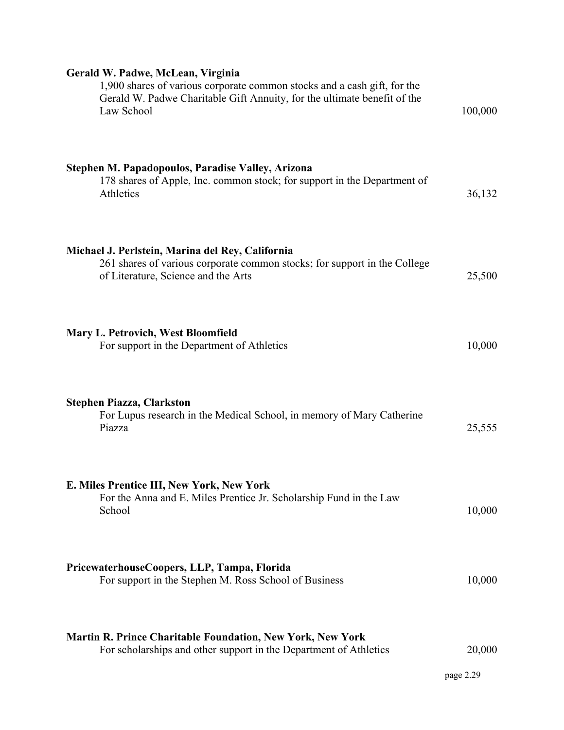**Gerald W. Padwe, McLean, Virginia**
1,900 shares of various corporate common stocks and a cash gift, for the Gerald W. Padwe Charitable Gift Annuity, for the ultimate benefit of the Law School — 100,000

**Stephen M. Papadopoulos, Paradise Valley, Arizona**
178 shares of Apple, Inc. common stock; for support in the Department of Athletics — 36,132

**Michael J. Perlstein, Marina del Rey, California**
261 shares of various corporate common stocks; for support in the College of Literature, Science and the Arts — 25,500

**Mary L. Petrovich, West Bloomfield**
For support in the Department of Athletics — 10,000

**Stephen Piazza, Clarkston**
For Lupus research in the Medical School, in memory of Mary Catherine Piazza — 25,555

**E. Miles Prentice III, New York, New York**
For the Anna and E. Miles Prentice Jr. Scholarship Fund in the Law School — 10,000

**PricewaterhouseCoopers, LLP, Tampa, Florida**
For support in the Stephen M. Ross School of Business — 10,000

**Martin R. Prince Charitable Foundation, New York, New York**
For scholarships and other support in the Department of Athletics — 20,000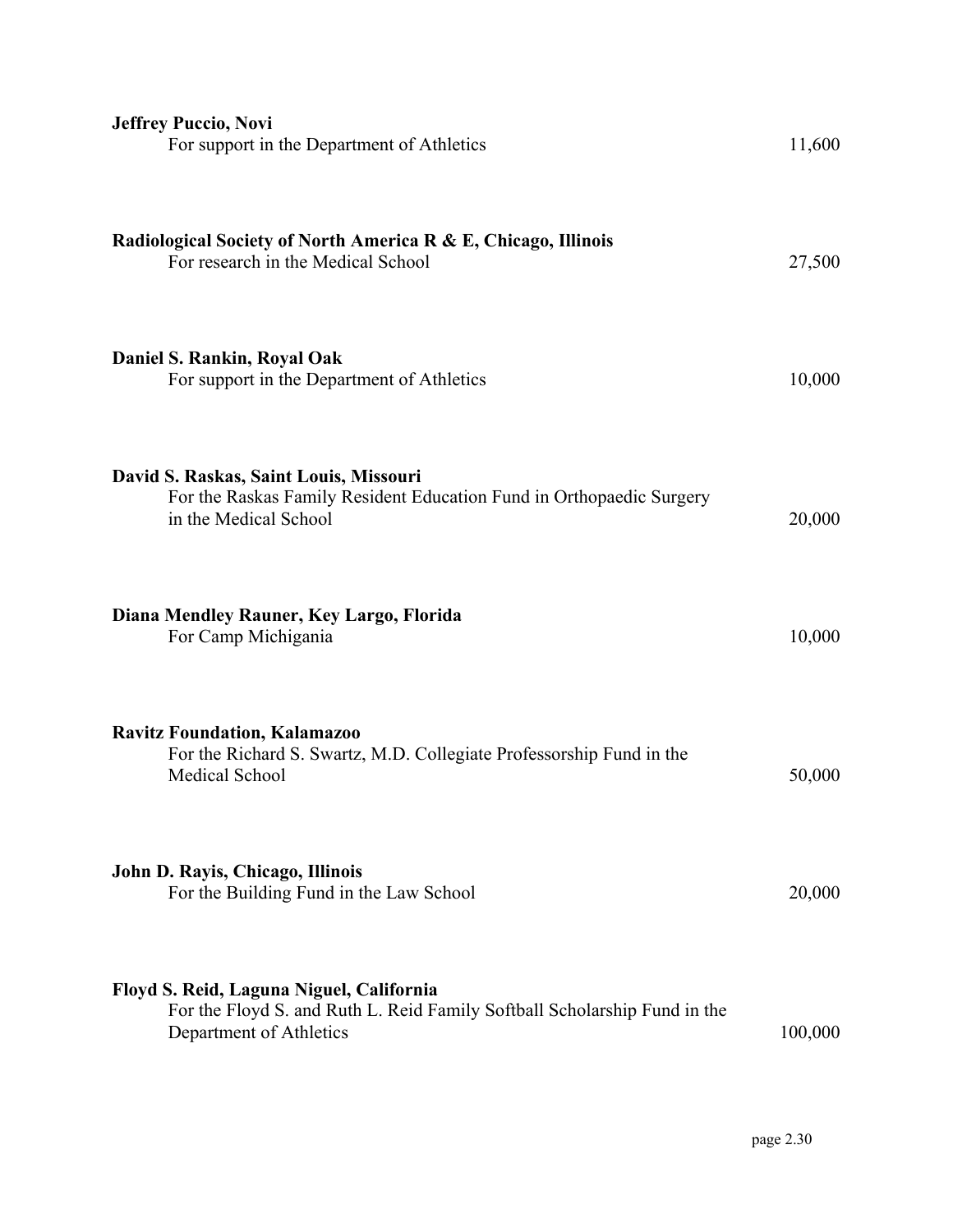**Jeffrey Puccio, Novi**
For support in the Department of Athletics 11,600

**Radiological Society of North America R & E, Chicago, Illinois**
For research in the Medical School 27,500

**Daniel S. Rankin, Royal Oak**
For support in the Department of Athletics 10,000

**David S. Raskas, Saint Louis, Missouri**
For the Raskas Family Resident Education Fund in Orthopaedic Surgery in the Medical School 20,000

**Diana Mendley Rauner, Key Largo, Florida**
For Camp Michigania 10,000

**Ravitz Foundation, Kalamazoo**
For the Richard S. Swartz, M.D. Collegiate Professorship Fund in the Medical School 50,000

**John D. Rayis, Chicago, Illinois**
For the Building Fund in the Law School 20,000

**Floyd S. Reid, Laguna Niguel, California**
For the Floyd S. and Ruth L. Reid Family Softball Scholarship Fund in the Department of Athletics 100,000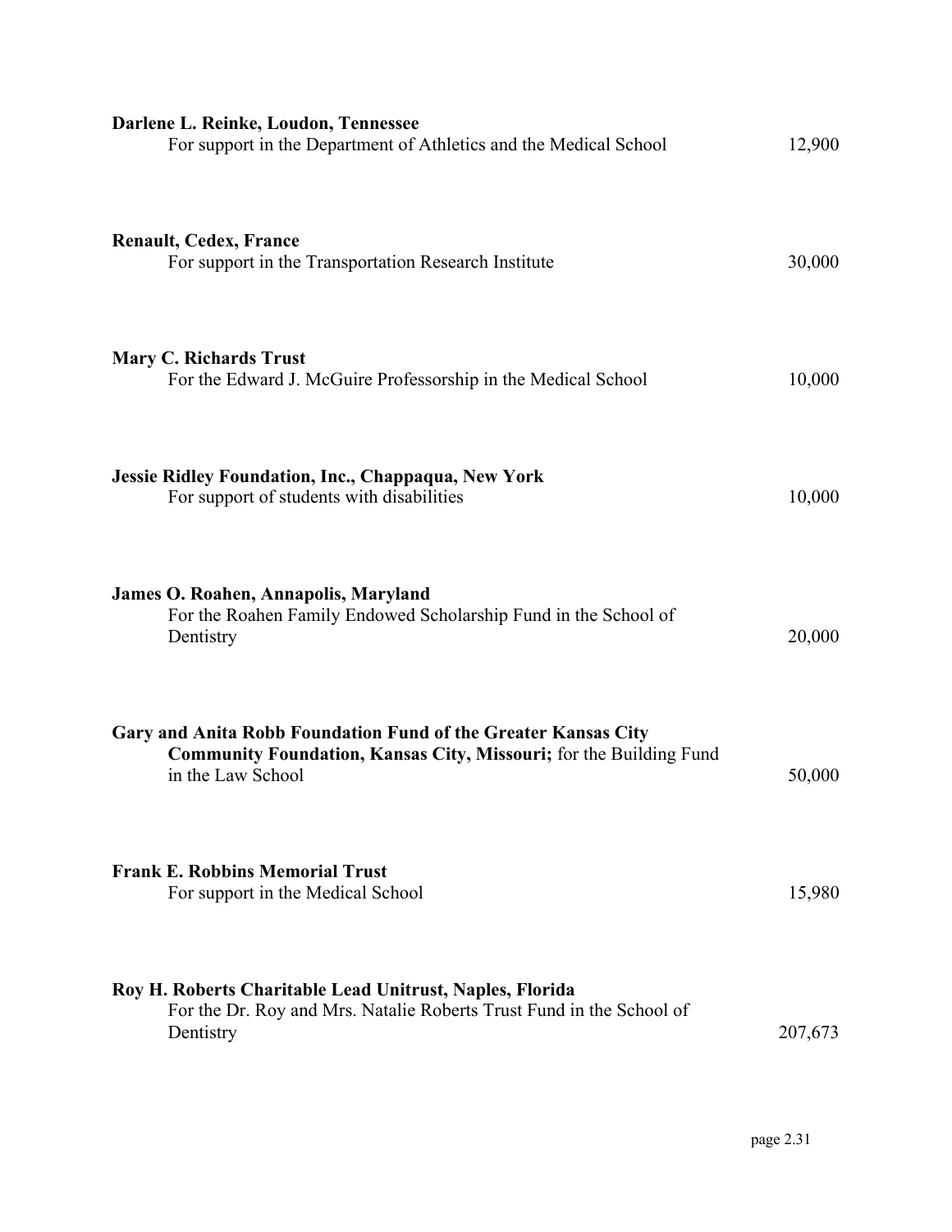**Darlene L. Reinke, Loudon, Tennessee**
For support in the Department of Athletics and the Medical School — 12,900

**Renault, Cedex, France**
For support in the Transportation Research Institute — 30,000

**Mary C. Richards Trust**
For the Edward J. McGuire Professorship in the Medical School — 10,000

**Jessie Ridley Foundation, Inc., Chappaqua, New York**
For support of students with disabilities — 10,000

**James O. Roahen, Annapolis, Maryland**
For the Roahen Family Endowed Scholarship Fund in the School of Dentistry — 20,000

**Gary and Anita Robb Foundation Fund of the Greater Kansas City Community Foundation, Kansas City, Missouri;** for the Building Fund in the Law School — 50,000

**Frank E. Robbins Memorial Trust**
For support in the Medical School — 15,980

**Roy H. Roberts Charitable Lead Unitrust, Naples, Florida**
For the Dr. Roy and Mrs. Natalie Roberts Trust Fund in the School of Dentistry — 207,673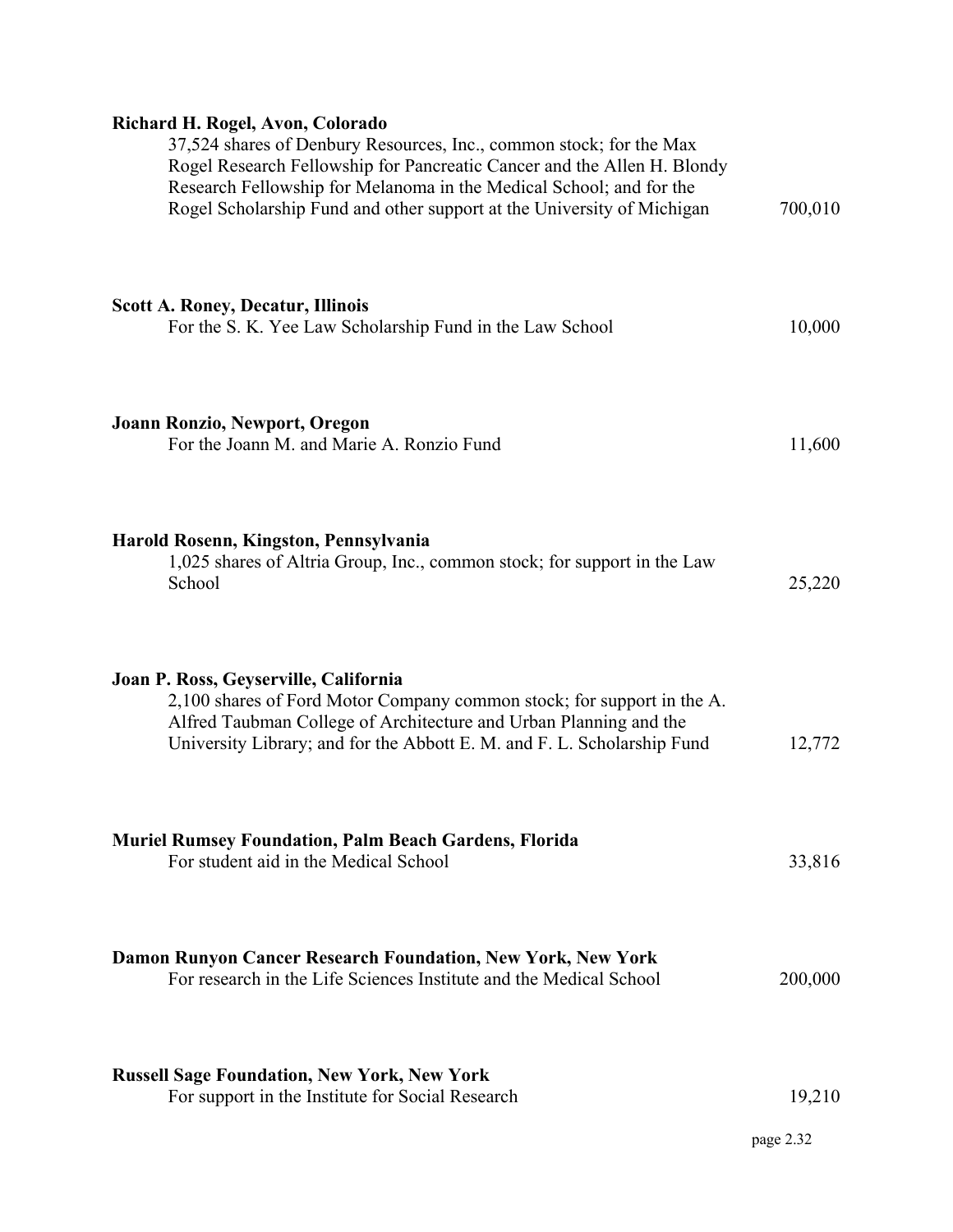**Richard H. Rogel, Avon, Colorado**
37,524 shares of Denbury Resources, Inc., common stock; for the Max Rogel Research Fellowship for Pancreatic Cancer and the Allen H. Blondy Research Fellowship for Melanoma in the Medical School; and for the Rogel Scholarship Fund and other support at the University of Michigan — 700,010

**Scott A. Roney, Decatur, Illinois**
For the S. K. Yee Law Scholarship Fund in the Law School — 10,000

**Joann Ronzio, Newport, Oregon**
For the Joann M. and Marie A. Ronzio Fund — 11,600

**Harold Rosenn, Kingston, Pennsylvania**
1,025 shares of Altria Group, Inc., common stock; for support in the Law School — 25,220

**Joan P. Ross, Geyserville, California**
2,100 shares of Ford Motor Company common stock; for support in the A. Alfred Taubman College of Architecture and Urban Planning and the University Library; and for the Abbott E. M. and F. L. Scholarship Fund — 12,772

**Muriel Rumsey Foundation, Palm Beach Gardens, Florida**
For student aid in the Medical School — 33,816

**Damon Runyon Cancer Research Foundation, New York, New York**
For research in the Life Sciences Institute and the Medical School — 200,000

**Russell Sage Foundation, New York, New York**
For support in the Institute for Social Research — 19,210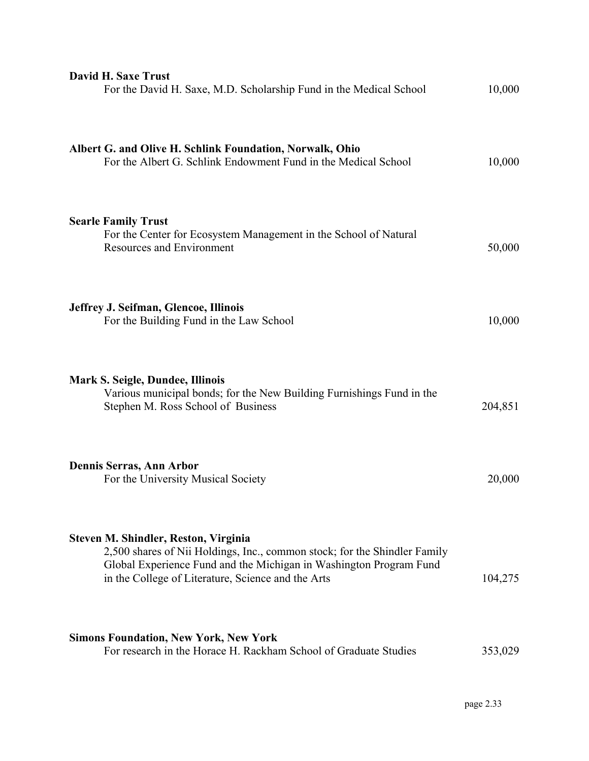**David H. Saxe Trust**
For the David H. Saxe, M.D. Scholarship Fund in the Medical School 10,000

**Albert G. and Olive H. Schlink Foundation, Norwalk, Ohio**
For the Albert G. Schlink Endowment Fund in the Medical School 10,000

**Searle Family Trust**
For the Center for Ecosystem Management in the School of Natural Resources and Environment 50,000

**Jeffrey J. Seifman, Glencoe, Illinois**
For the Building Fund in the Law School 10,000

**Mark S. Seigle, Dundee, Illinois**
Various municipal bonds; for the New Building Furnishings Fund in the Stephen M. Ross School of Business 204,851

**Dennis Serras, Ann Arbor**
For the University Musical Society 20,000

**Steven M. Shindler, Reston, Virginia**
2,500 shares of Nii Holdings, Inc., common stock; for the Shindler Family Global Experience Fund and the Michigan in Washington Program Fund in the College of Literature, Science and the Arts 104,275

**Simons Foundation, New York, New York**
For research in the Horace H. Rackham School of Graduate Studies 353,029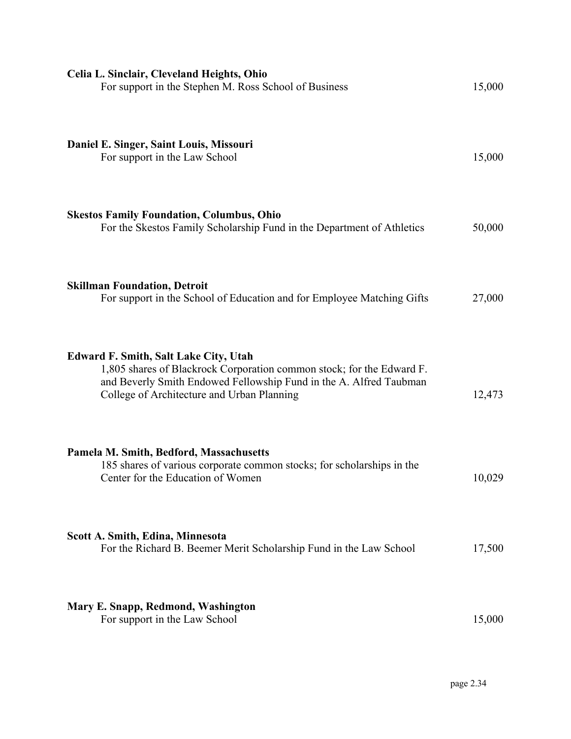**Celia L. Sinclair, Cleveland Heights, Ohio**
For support in the Stephen M. Ross School of Business — 15,000

**Daniel E. Singer, Saint Louis, Missouri**
For support in the Law School — 15,000

**Skestos Family Foundation, Columbus, Ohio**
For the Skestos Family Scholarship Fund in the Department of Athletics — 50,000

**Skillman Foundation, Detroit**
For support in the School of Education and for Employee Matching Gifts — 27,000

**Edward F. Smith, Salt Lake City, Utah**
1,805 shares of Blackrock Corporation common stock; for the Edward F. and Beverly Smith Endowed Fellowship Fund in the A. Alfred Taubman College of Architecture and Urban Planning — 12,473

**Pamela M. Smith, Bedford, Massachusetts**
185 shares of various corporate common stocks; for scholarships in the Center for the Education of Women — 10,029

**Scott A. Smith, Edina, Minnesota**
For the Richard B. Beemer Merit Scholarship Fund in the Law School — 17,500

**Mary E. Snapp, Redmond, Washington**
For support in the Law School — 15,000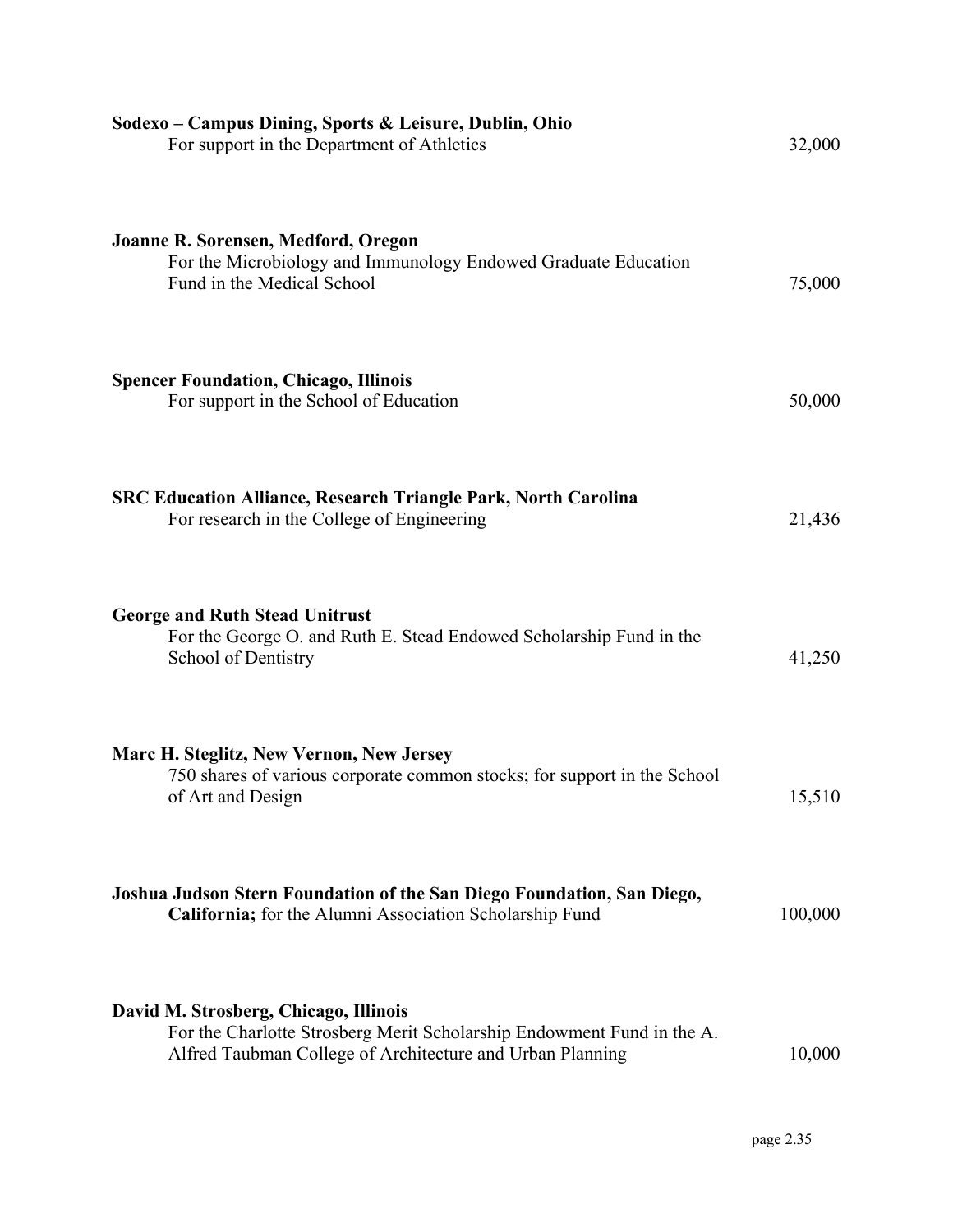**Sodexo – Campus Dining, Sports & Leisure, Dublin, Ohio**
For support in the Department of Athletics 32,000

**Joanne R. Sorensen, Medford, Oregon**
For the Microbiology and Immunology Endowed Graduate Education Fund in the Medical School 75,000

**Spencer Foundation, Chicago, Illinois**
For support in the School of Education 50,000

**SRC Education Alliance, Research Triangle Park, North Carolina**
For research in the College of Engineering 21,436

**George and Ruth Stead Unitrust**
For the George O. and Ruth E. Stead Endowed Scholarship Fund in the School of Dentistry 41,250

**Marc H. Steglitz, New Vernon, New Jersey**
750 shares of various corporate common stocks; for support in the School of Art and Design 15,510

**Joshua Judson Stern Foundation of the San Diego Foundation, San Diego, California;** for the Alumni Association Scholarship Fund 100,000

**David M. Strosberg, Chicago, Illinois**
For the Charlotte Strosberg Merit Scholarship Endowment Fund in the A. Alfred Taubman College of Architecture and Urban Planning 10,000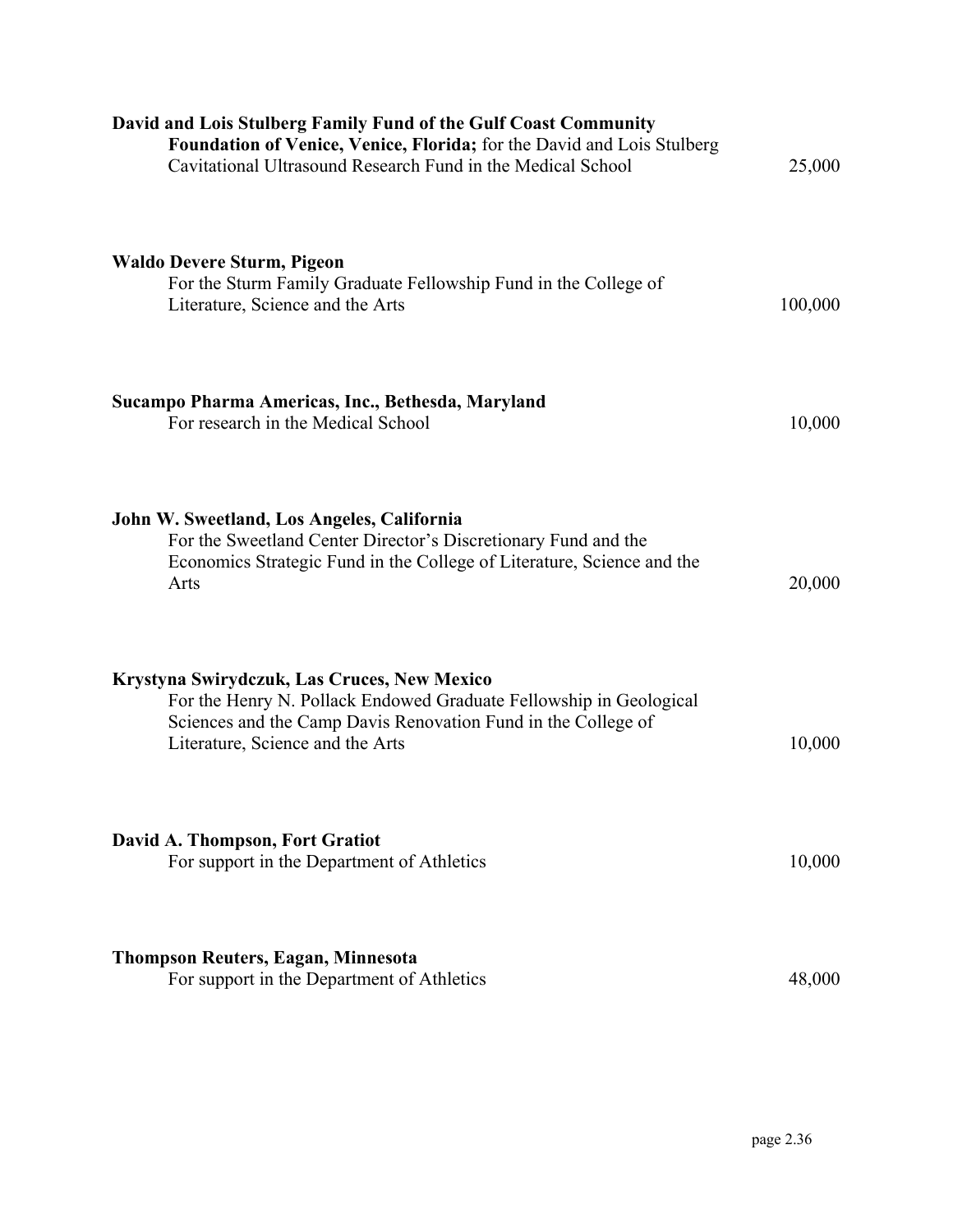**David and Lois Stulberg Family Fund of the Gulf Coast Community Foundation of Venice, Venice, Florida;** for the David and Lois Stulberg Cavitational Ultrasound Research Fund in the Medical School — 25,000

**Waldo Devere Sturm, Pigeon**
For the Sturm Family Graduate Fellowship Fund in the College of Literature, Science and the Arts — 100,000

**Sucampo Pharma Americas, Inc., Bethesda, Maryland**
For research in the Medical School — 10,000

**John W. Sweetland, Los Angeles, California**
For the Sweetland Center Director's Discretionary Fund and the Economics Strategic Fund in the College of Literature, Science and the Arts — 20,000

**Krystyna Swirydczuk, Las Cruces, New Mexico**
For the Henry N. Pollack Endowed Graduate Fellowship in Geological Sciences and the Camp Davis Renovation Fund in the College of Literature, Science and the Arts — 10,000

**David A. Thompson, Fort Gratiot**
For support in the Department of Athletics — 10,000

**Thompson Reuters, Eagan, Minnesota**
For support in the Department of Athletics — 48,000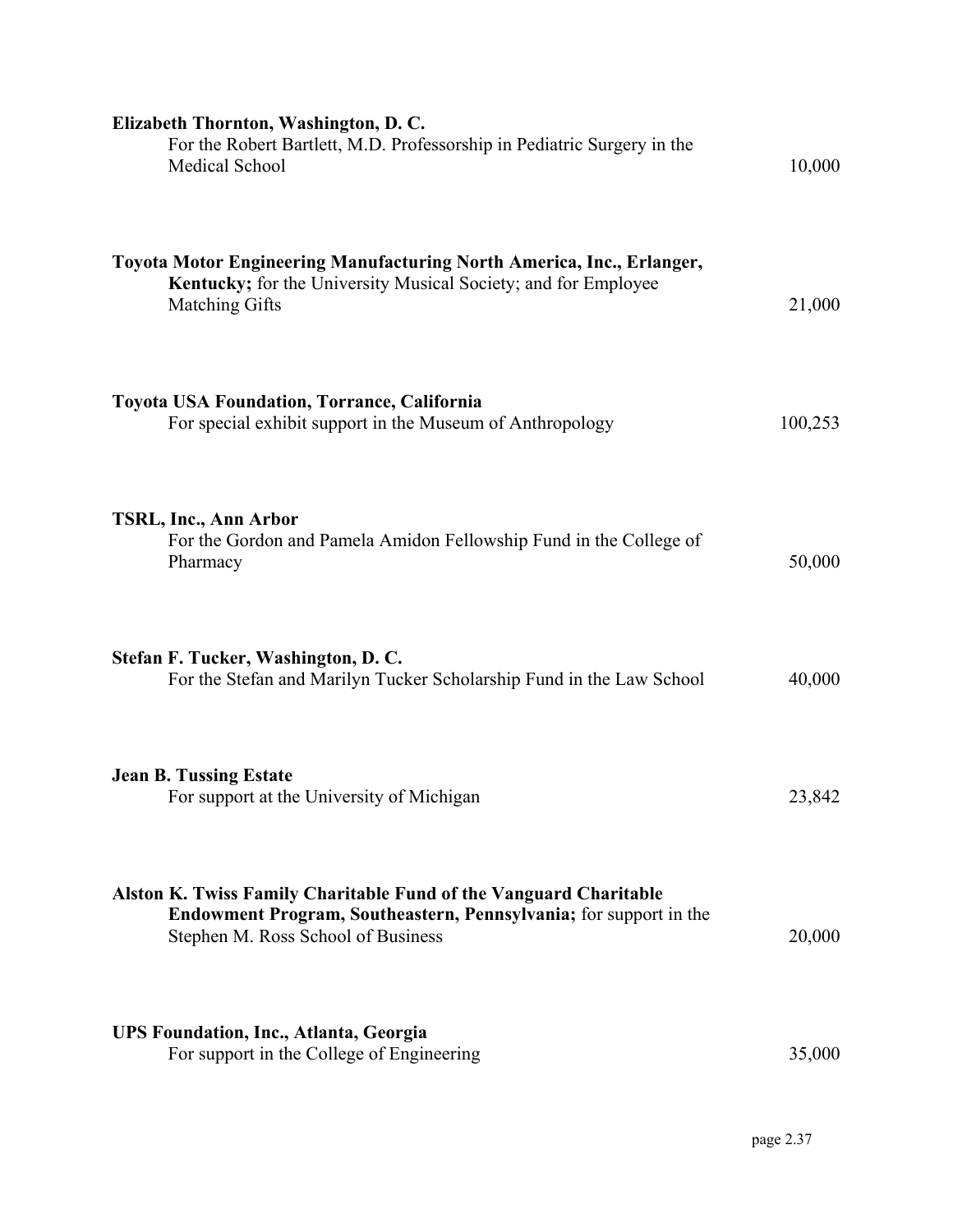**Elizabeth Thornton, Washington, D. C.**
For the Robert Bartlett, M.D. Professorship in Pediatric Surgery in the Medical School — 10,000

**Toyota Motor Engineering Manufacturing North America, Inc., Erlanger, Kentucky;** for the University Musical Society; and for Employee Matching Gifts — 21,000

**Toyota USA Foundation, Torrance, California**
For special exhibit support in the Museum of Anthropology — 100,253

**TSRL, Inc., Ann Arbor**
For the Gordon and Pamela Amidon Fellowship Fund in the College of Pharmacy — 50,000

**Stefan F. Tucker, Washington, D. C.**
For the Stefan and Marilyn Tucker Scholarship Fund in the Law School — 40,000

**Jean B. Tussing Estate**
For support at the University of Michigan — 23,842

**Alston K. Twiss Family Charitable Fund of the Vanguard Charitable Endowment Program, Southeastern, Pennsylvania;** for support in the Stephen M. Ross School of Business — 20,000

**UPS Foundation, Inc., Atlanta, Georgia**
For support in the College of Engineering — 35,000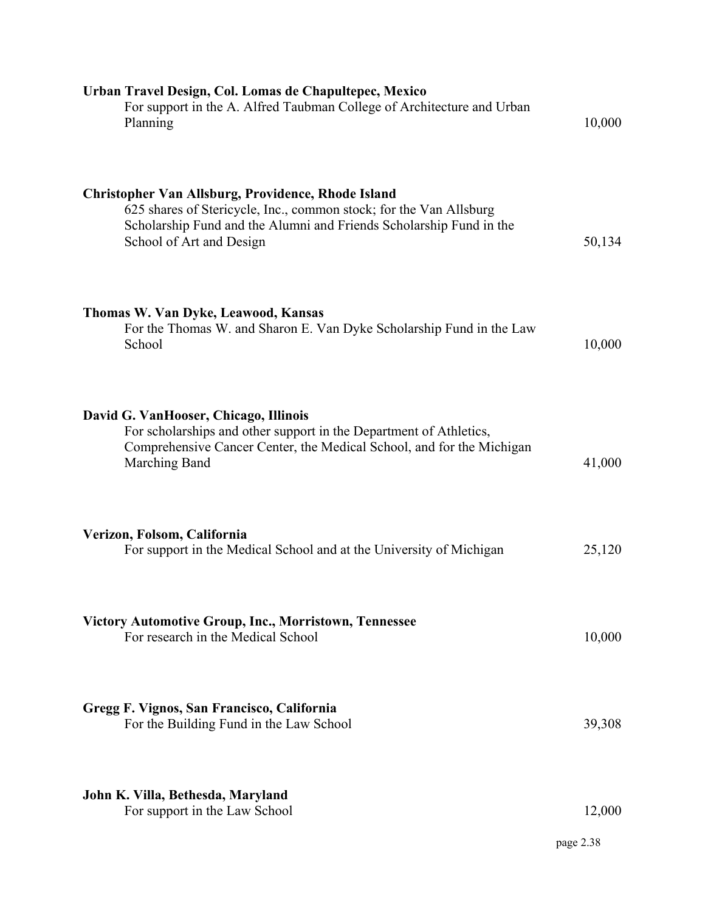**Urban Travel Design, Col. Lomas de Chapultepec, Mexico**
For support in the A. Alfred Taubman College of Architecture and Urban Planning — 10,000

**Christopher Van Allsburg, Providence, Rhode Island**
625 shares of Stericycle, Inc., common stock; for the Van Allsburg Scholarship Fund and the Alumni and Friends Scholarship Fund in the School of Art and Design — 50,134

**Thomas W. Van Dyke, Leawood, Kansas**
For the Thomas W. and Sharon E. Van Dyke Scholarship Fund in the Law School — 10,000

**David G. VanHooser, Chicago, Illinois**
For scholarships and other support in the Department of Athletics, Comprehensive Cancer Center, the Medical School, and for the Michigan Marching Band — 41,000

**Verizon, Folsom, California**
For support in the Medical School and at the University of Michigan — 25,120

**Victory Automotive Group, Inc., Morristown, Tennessee**
For research in the Medical School — 10,000

**Gregg F. Vignos, San Francisco, California**
For the Building Fund in the Law School — 39,308

**John K. Villa, Bethesda, Maryland**
For support in the Law School — 12,000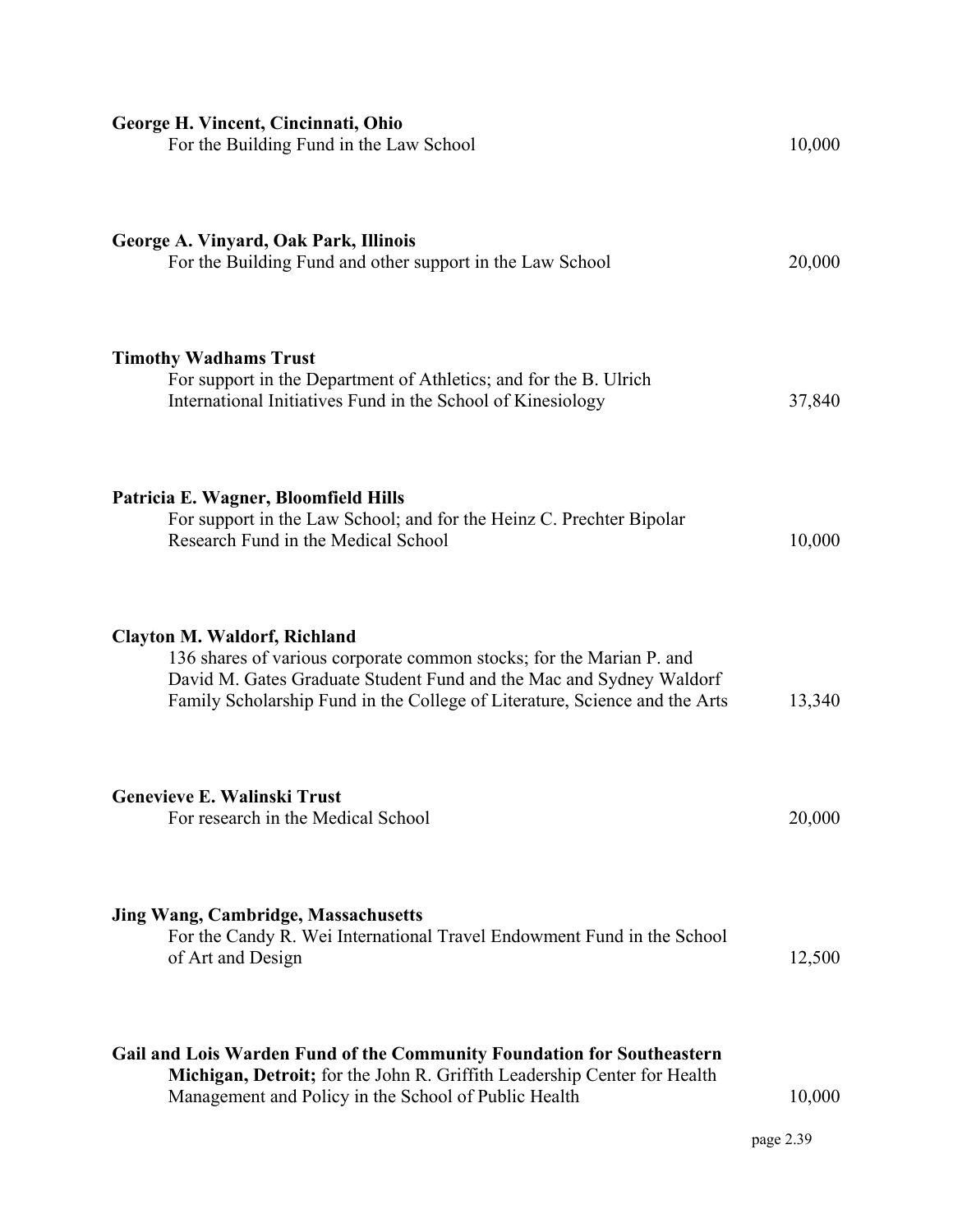**George H. Vincent, Cincinnati, Ohio**
For the Building Fund in the Law School 10,000

**George A. Vinyard, Oak Park, Illinois**
For the Building Fund and other support in the Law School 20,000

**Timothy Wadhams Trust**
For support in the Department of Athletics; and for the B. Ulrich International Initiatives Fund in the School of Kinesiology 37,840

**Patricia E. Wagner, Bloomfield Hills**
For support in the Law School; and for the Heinz C. Prechter Bipolar Research Fund in the Medical School 10,000

**Clayton M. Waldorf, Richland**
136 shares of various corporate common stocks; for the Marian P. and David M. Gates Graduate Student Fund and the Mac and Sydney Waldorf Family Scholarship Fund in the College of Literature, Science and the Arts 13,340

**Genevieve E. Walinski Trust**
For research in the Medical School 20,000

**Jing Wang, Cambridge, Massachusetts**
For the Candy R. Wei International Travel Endowment Fund in the School of Art and Design 12,500

**Gail and Lois Warden Fund of the Community Foundation for Southeastern Michigan, Detroit;** for the John R. Griffith Leadership Center for Health Management and Policy in the School of Public Health 10,000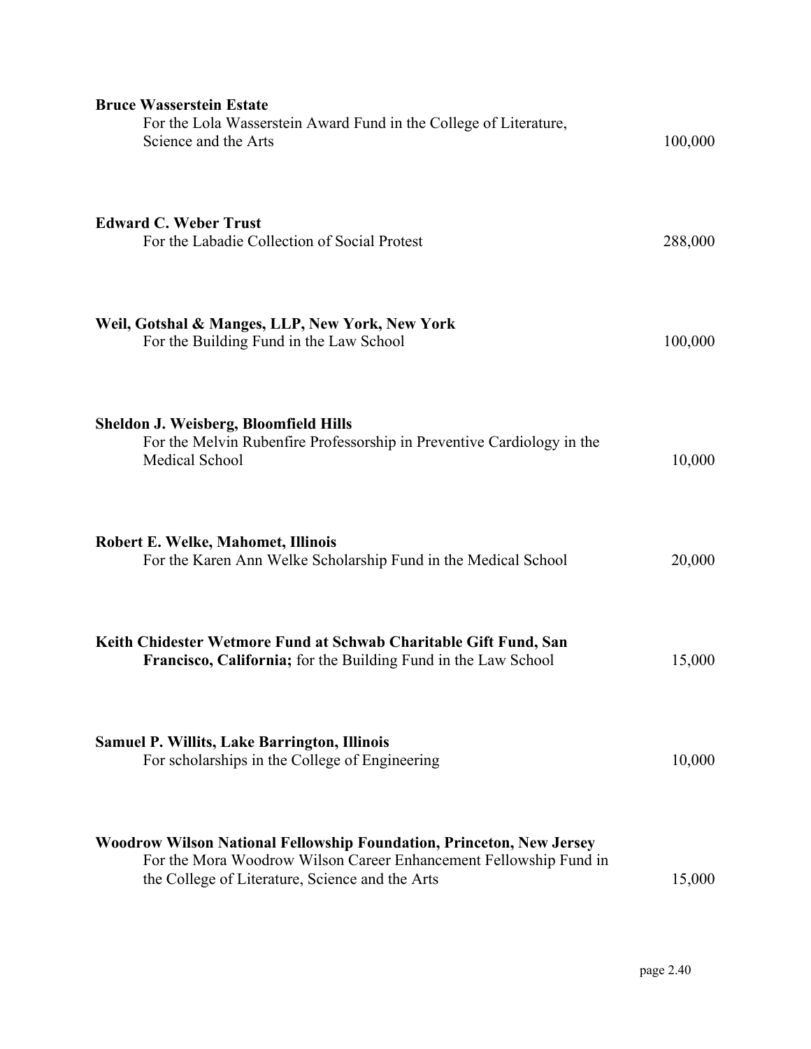**Bruce Wasserstein Estate**
For the Lola Wasserstein Award Fund in the College of Literature, Science and the Arts — 100,000

**Edward C. Weber Trust**
For the Labadie Collection of Social Protest — 288,000

**Weil, Gotshal & Manges, LLP, New York, New York**
For the Building Fund in the Law School — 100,000

**Sheldon J. Weisberg, Bloomfield Hills**
For the Melvin Rubenfire Professorship in Preventive Cardiology in the Medical School — 10,000

**Robert E. Welke, Mahomet, Illinois**
For the Karen Ann Welke Scholarship Fund in the Medical School — 20,000

**Keith Chidester Wetmore Fund at Schwab Charitable Gift Fund, San Francisco, California;** for the Building Fund in the Law School — 15,000

**Samuel P. Willits, Lake Barrington, Illinois**
For scholarships in the College of Engineering — 10,000

**Woodrow Wilson National Fellowship Foundation, Princeton, New Jersey**
For the Mora Woodrow Wilson Career Enhancement Fellowship Fund in the College of Literature, Science and the Arts — 15,000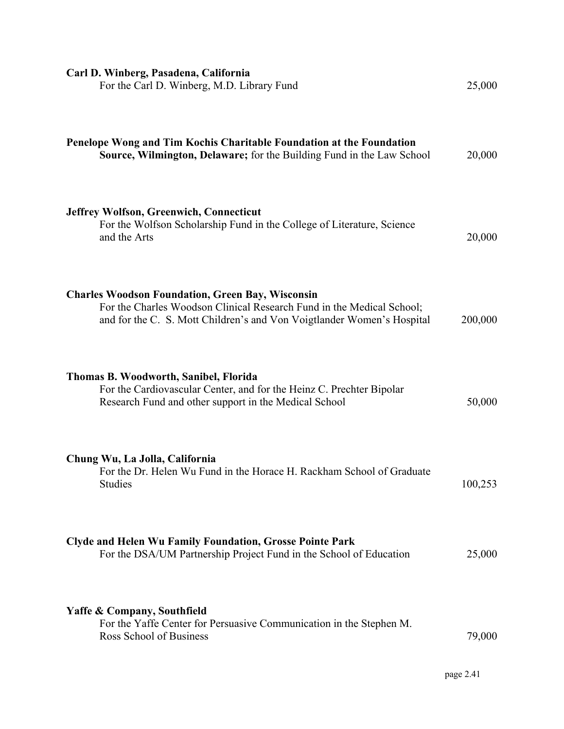**Carl D. Winberg, Pasadena, California**
For the Carl D. Winberg, M.D. Library Fund 25,000

**Penelope Wong and Tim Kochis Charitable Foundation at the Foundation Source, Wilmington, Delaware;** for the Building Fund in the Law School 20,000

**Jeffrey Wolfson, Greenwich, Connecticut**
For the Wolfson Scholarship Fund in the College of Literature, Science and the Arts 20,000

**Charles Woodson Foundation, Green Bay, Wisconsin**
For the Charles Woodson Clinical Research Fund in the Medical School; and for the C. S. Mott Children's and Von Voigtlander Women's Hospital 200,000

**Thomas B. Woodworth, Sanibel, Florida**
For the Cardiovascular Center, and for the Heinz C. Prechter Bipolar Research Fund and other support in the Medical School 50,000

**Chung Wu, La Jolla, California**
For the Dr. Helen Wu Fund in the Horace H. Rackham School of Graduate Studies 100,253

**Clyde and Helen Wu Family Foundation, Grosse Pointe Park**
For the DSA/UM Partnership Project Fund in the School of Education 25,000

**Yaffe & Company, Southfield**
For the Yaffe Center for Persuasive Communication in the Stephen M. Ross School of Business 79,000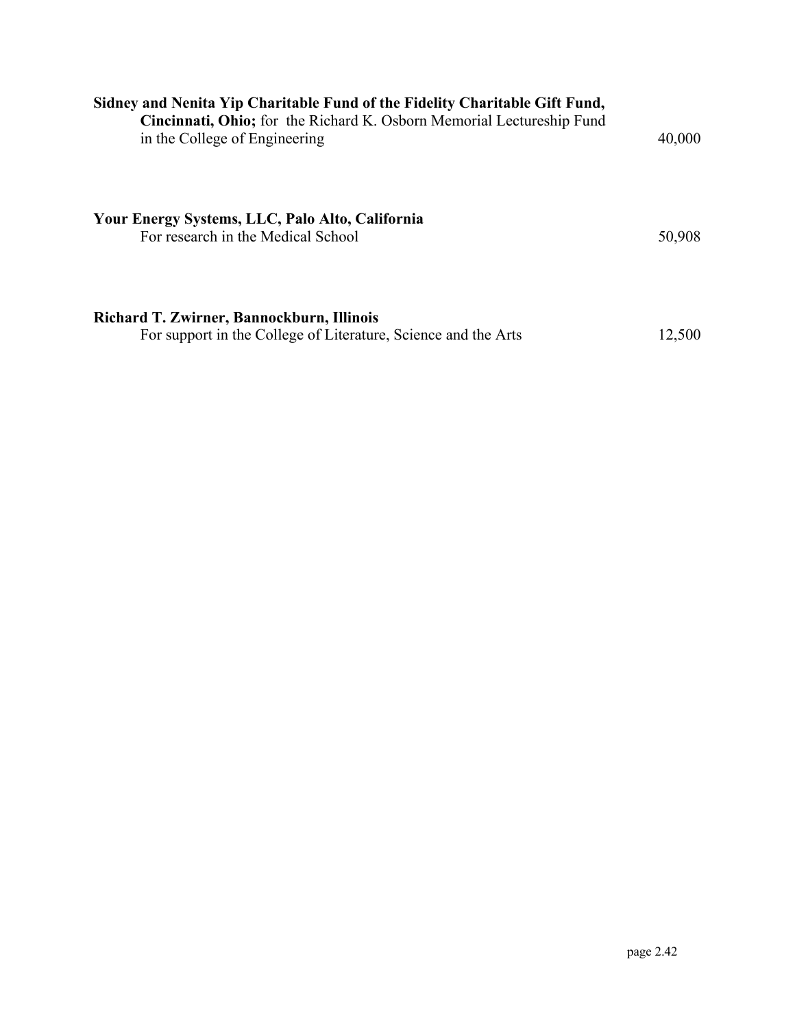**Sidney and Nenita Yip Charitable Fund of the Fidelity Charitable Gift Fund, Cincinnati, Ohio;** for the Richard K. Osborn Memorial Lectureship Fund in the College of Engineering — 40,000

**Your Energy Systems, LLC, Palo Alto, California**
For research in the Medical School — 50,908

**Richard T. Zwirner, Bannockburn, Illinois**
For support in the College of Literature, Science and the Arts — 12,500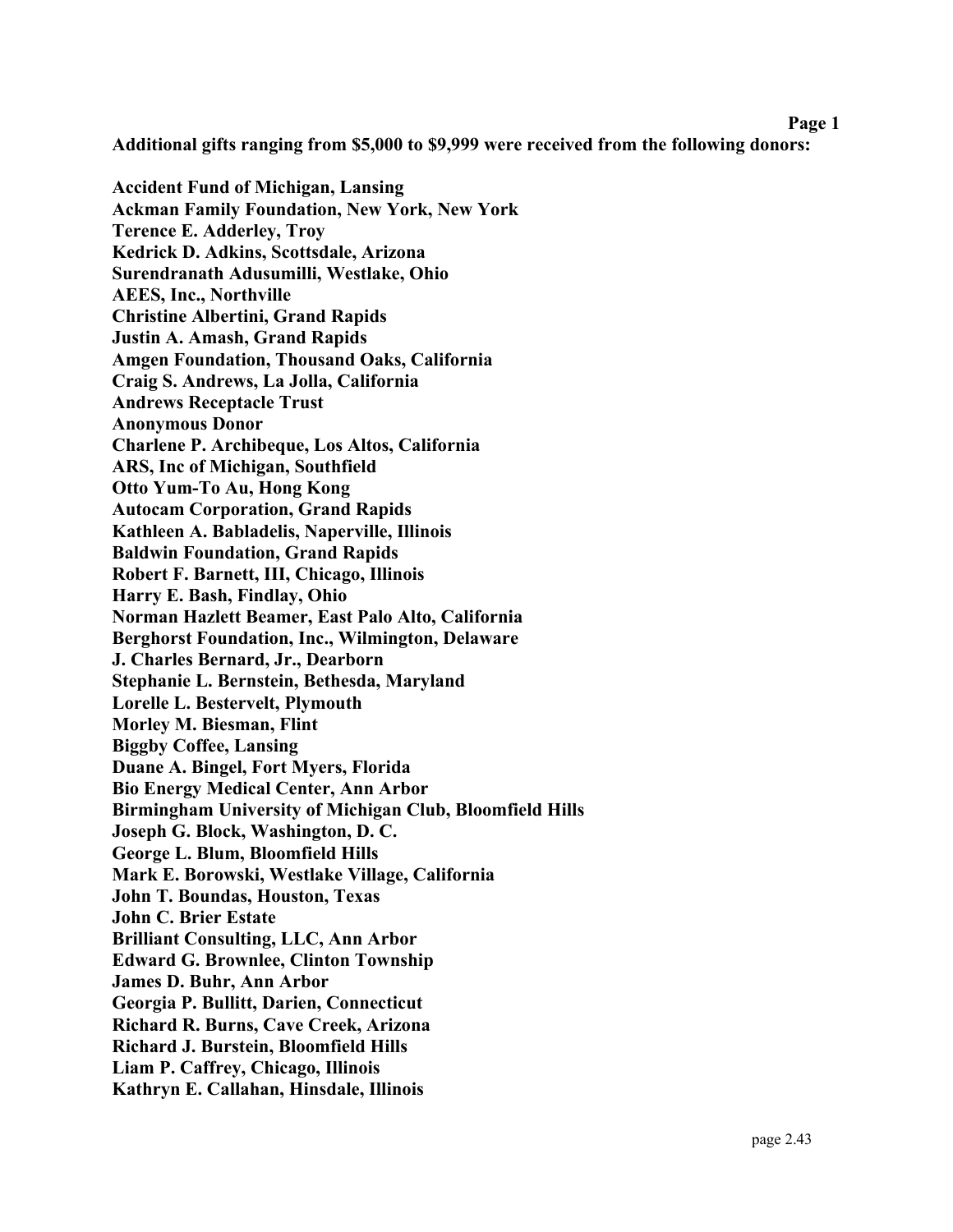**Additional gifts ranging from $5,000 to $9,999 were received from the following donors:**

**Accident Fund of Michigan, Lansing**
**Ackman Family Foundation, New York, New York**
**Terence E. Adderley, Troy**
**Kedrick D. Adkins, Scottsdale, Arizona**
**Surendranath Adusumilli, Westlake, Ohio**
**AEES, Inc., Northville**
**Christine Albertini, Grand Rapids**
**Justin A. Amash, Grand Rapids**
**Amgen Foundation, Thousand Oaks, California**
**Craig S. Andrews, La Jolla, California**
**Andrews Receptacle Trust**
**Anonymous Donor**
**Charlene P. Archibeque, Los Altos, California**
**ARS, Inc of Michigan, Southfield**
**Otto Yum-To Au, Hong Kong**
**Autocam Corporation, Grand Rapids**
**Kathleen A. Babladelis, Naperville, Illinois**
**Baldwin Foundation, Grand Rapids**
**Robert F. Barnett, III, Chicago, Illinois**
**Harry E. Bash, Findlay, Ohio**
**Norman Hazlett Beamer, East Palo Alto, California**
**Berghorst Foundation, Inc., Wilmington, Delaware**
**J. Charles Bernard, Jr., Dearborn**
**Stephanie L. Bernstein, Bethesda, Maryland**
**Lorelle L. Bestervelt, Plymouth**
**Morley M. Biesman, Flint**
**Biggby Coffee, Lansing**
**Duane A. Bingel, Fort Myers, Florida**
**Bio Energy Medical Center, Ann Arbor**
**Birmingham University of Michigan Club, Bloomfield Hills**
**Joseph G. Block, Washington, D. C.**
**George L. Blum, Bloomfield Hills**
**Mark E. Borowski, Westlake Village, California**
**John T. Boundas, Houston, Texas**
**John C. Brier Estate**
**Brilliant Consulting, LLC, Ann Arbor**
**Edward G. Brownlee, Clinton Township**
**James D. Buhr, Ann Arbor**
**Georgia P. Bullitt, Darien, Connecticut**
**Richard R. Burns, Cave Creek, Arizona**
**Richard J. Burstein, Bloomfield Hills**
**Liam P. Caffrey, Chicago, Illinois**
**Kathryn E. Callahan, Hinsdale, Illinois**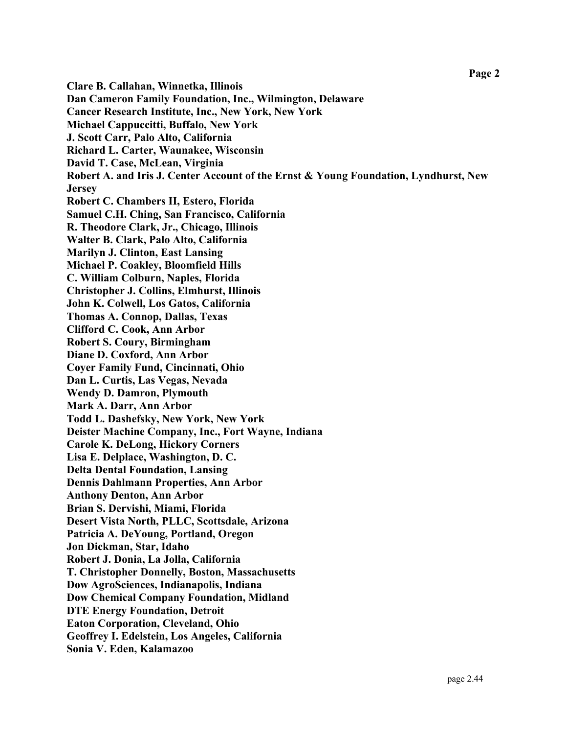**Clare B. Callahan, Winnetka, Illinois**
**Dan Cameron Family Foundation, Inc., Wilmington, Delaware**
**Cancer Research Institute, Inc., New York, New York**
**Michael Cappuccitti, Buffalo, New York**
**J. Scott Carr, Palo Alto, California**
**Richard L. Carter, Waunakee, Wisconsin**
**David T. Case, McLean, Virginia**
**Robert A. and Iris J. Center Account of the Ernst & Young Foundation, Lyndhurst, New Jersey**
**Robert C. Chambers II, Estero, Florida**
**Samuel C.H. Ching, San Francisco, California**
**R. Theodore Clark, Jr., Chicago, Illinois**
**Walter B. Clark, Palo Alto, California**
**Marilyn J. Clinton, East Lansing**
**Michael P. Coakley, Bloomfield Hills**
**C. William Colburn, Naples, Florida**
**Christopher J. Collins, Elmhurst, Illinois**
**John K. Colwell, Los Gatos, California**
**Thomas A. Connop, Dallas, Texas**
**Clifford C. Cook, Ann Arbor**
**Robert S. Coury, Birmingham**
**Diane D. Coxford, Ann Arbor**
**Coyer Family Fund, Cincinnati, Ohio**
**Dan L. Curtis, Las Vegas, Nevada**
**Wendy D. Damron, Plymouth**
**Mark A. Darr, Ann Arbor**
**Todd L. Dashefsky, New York, New York**
**Deister Machine Company, Inc., Fort Wayne, Indiana**
**Carole K. DeLong, Hickory Corners**
**Lisa E. Delplace, Washington, D. C.**
**Delta Dental Foundation, Lansing**
**Dennis Dahlmann Properties, Ann Arbor**
**Anthony Denton, Ann Arbor**
**Brian S. Dervishi, Miami, Florida**
**Desert Vista North, PLLC, Scottsdale, Arizona**
**Patricia A. DeYoung, Portland, Oregon**
**Jon Dickman, Star, Idaho**
**Robert J. Donia, La Jolla, California**
**T. Christopher Donnelly, Boston, Massachusetts**
**Dow AgroSciences, Indianapolis, Indiana**
**Dow Chemical Company Foundation, Midland**
**DTE Energy Foundation, Detroit**
**Eaton Corporation, Cleveland, Ohio**
**Geoffrey I. Edelstein, Los Angeles, California**
**Sonia V. Eden, Kalamazoo**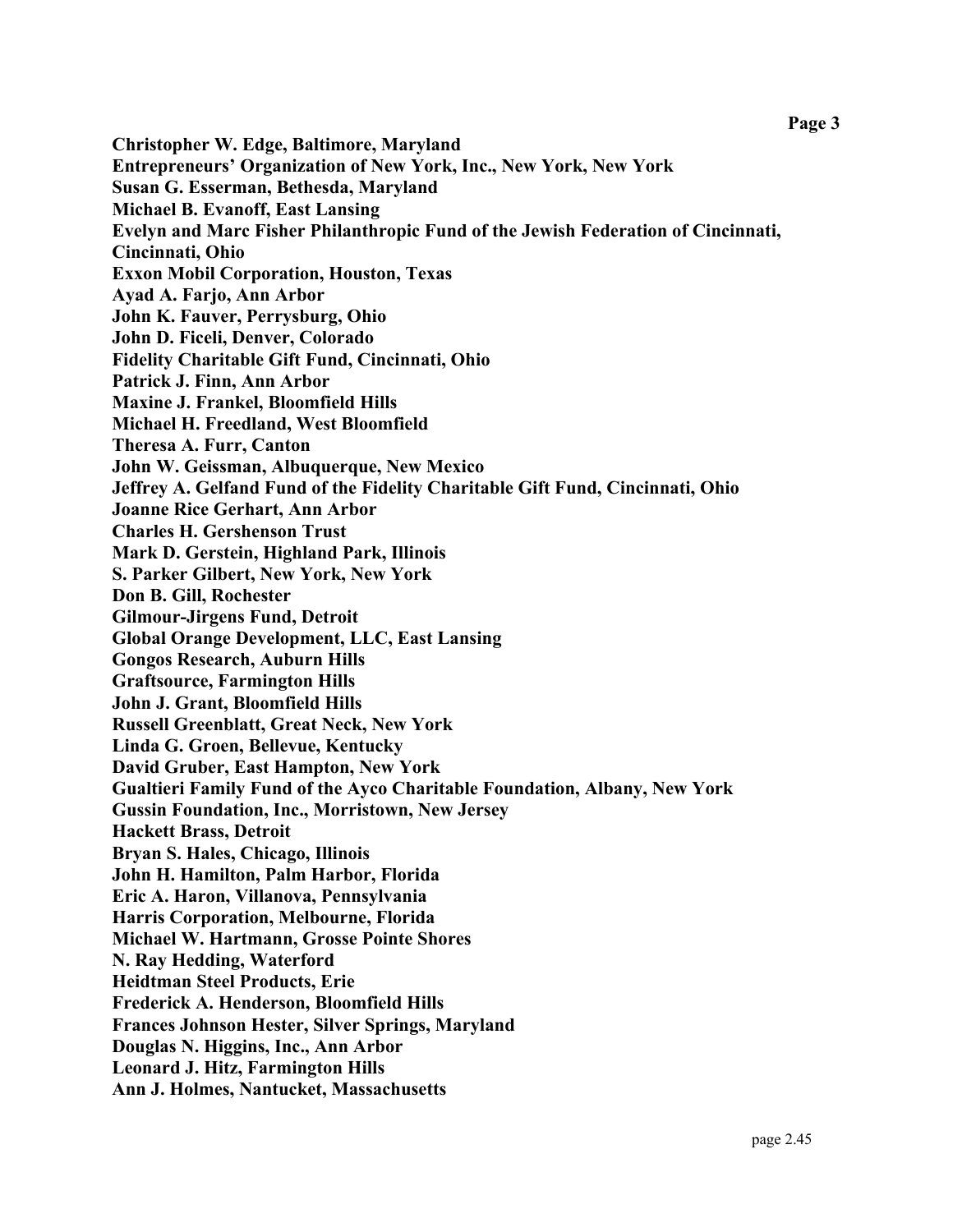**Christopher W. Edge, Baltimore, Maryland**
**Entrepreneurs' Organization of New York, Inc., New York, New York**
**Susan G. Esserman, Bethesda, Maryland**
**Michael B. Evanoff, East Lansing**
**Evelyn and Marc Fisher Philanthropic Fund of the Jewish Federation of Cincinnati, Cincinnati, Ohio**
**Exxon Mobil Corporation, Houston, Texas**
**Ayad A. Farjo, Ann Arbor**
**John K. Fauver, Perrysburg, Ohio**
**John D. Ficeli, Denver, Colorado**
**Fidelity Charitable Gift Fund, Cincinnati, Ohio**
**Patrick J. Finn, Ann Arbor**
**Maxine J. Frankel, Bloomfield Hills**
**Michael H. Freedland, West Bloomfield**
**Theresa A. Furr, Canton**
**John W. Geissman, Albuquerque, New Mexico**
**Jeffrey A. Gelfand Fund of the Fidelity Charitable Gift Fund, Cincinnati, Ohio**
**Joanne Rice Gerhart, Ann Arbor**
**Charles H. Gershenson Trust**
**Mark D. Gerstein, Highland Park, Illinois**
**S. Parker Gilbert, New York, New York**
**Don B. Gill, Rochester**
**Gilmour-Jirgens Fund, Detroit**
**Global Orange Development, LLC, East Lansing**
**Gongos Research, Auburn Hills**
**Graftsource, Farmington Hills**
**John J. Grant, Bloomfield Hills**
**Russell Greenblatt, Great Neck, New York**
**Linda G. Groen, Bellevue, Kentucky**
**David Gruber, East Hampton, New York**
**Gualtieri Family Fund of the Ayco Charitable Foundation, Albany, New York**
**Gussin Foundation, Inc., Morristown, New Jersey**
**Hackett Brass, Detroit**
**Bryan S. Hales, Chicago, Illinois**
**John H. Hamilton, Palm Harbor, Florida**
**Eric A. Haron, Villanova, Pennsylvania**
**Harris Corporation, Melbourne, Florida**
**Michael W. Hartmann, Grosse Pointe Shores**
**N. Ray Hedding, Waterford**
**Heidtman Steel Products, Erie**
**Frederick A. Henderson, Bloomfield Hills**
**Frances Johnson Hester, Silver Springs, Maryland**
**Douglas N. Higgins, Inc., Ann Arbor**
**Leonard J. Hitz, Farmington Hills**
**Ann J. Holmes, Nantucket, Massachusetts**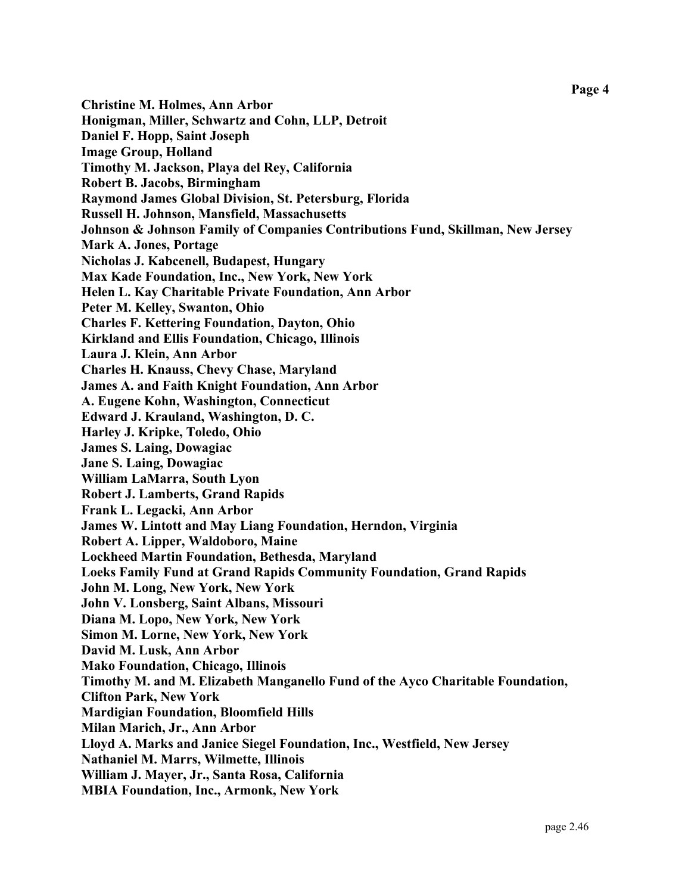**Christine M. Holmes, Ann Arbor**
**Honigman, Miller, Schwartz and Cohn, LLP, Detroit**
**Daniel F. Hopp, Saint Joseph**
**Image Group, Holland**
**Timothy M. Jackson, Playa del Rey, California**
**Robert B. Jacobs, Birmingham**
**Raymond James Global Division, St. Petersburg, Florida**
**Russell H. Johnson, Mansfield, Massachusetts**
**Johnson & Johnson Family of Companies Contributions Fund, Skillman, New Jersey**
**Mark A. Jones, Portage**
**Nicholas J. Kabcenell, Budapest, Hungary**
**Max Kade Foundation, Inc., New York, New York**
**Helen L. Kay Charitable Private Foundation, Ann Arbor**
**Peter M. Kelley, Swanton, Ohio**
**Charles F. Kettering Foundation, Dayton, Ohio**
**Kirkland and Ellis Foundation, Chicago, Illinois**
**Laura J. Klein, Ann Arbor**
**Charles H. Knauss, Chevy Chase, Maryland**
**James A. and Faith Knight Foundation, Ann Arbor**
**A. Eugene Kohn, Washington, Connecticut**
**Edward J. Krauland, Washington, D. C.**
**Harley J. Kripke, Toledo, Ohio**
**James S. Laing, Dowagiac**
**Jane S. Laing, Dowagiac**
**William LaMarra, South Lyon**
**Robert J. Lamberts, Grand Rapids**
**Frank L. Legacki, Ann Arbor**
**James W. Lintott and May Liang Foundation, Herndon, Virginia**
**Robert A. Lipper, Waldoboro, Maine**
**Lockheed Martin Foundation, Bethesda, Maryland**
**Loeks Family Fund at Grand Rapids Community Foundation, Grand Rapids**
**John M. Long, New York, New York**
**John V. Lonsberg, Saint Albans, Missouri**
**Diana M. Lopo, New York, New York**
**Simon M. Lorne, New York, New York**
**David M. Lusk, Ann Arbor**
**Mako Foundation, Chicago, Illinois**
**Timothy M. and M. Elizabeth Manganello Fund of the Ayco Charitable Foundation, Clifton Park, New York**
**Mardigian Foundation, Bloomfield Hills**
**Milan Marich, Jr., Ann Arbor**
**Lloyd A. Marks and Janice Siegel Foundation, Inc., Westfield, New Jersey**
**Nathaniel M. Marrs, Wilmette, Illinois**
**William J. Mayer, Jr., Santa Rosa, California**
**MBIA Foundation, Inc., Armonk, New York**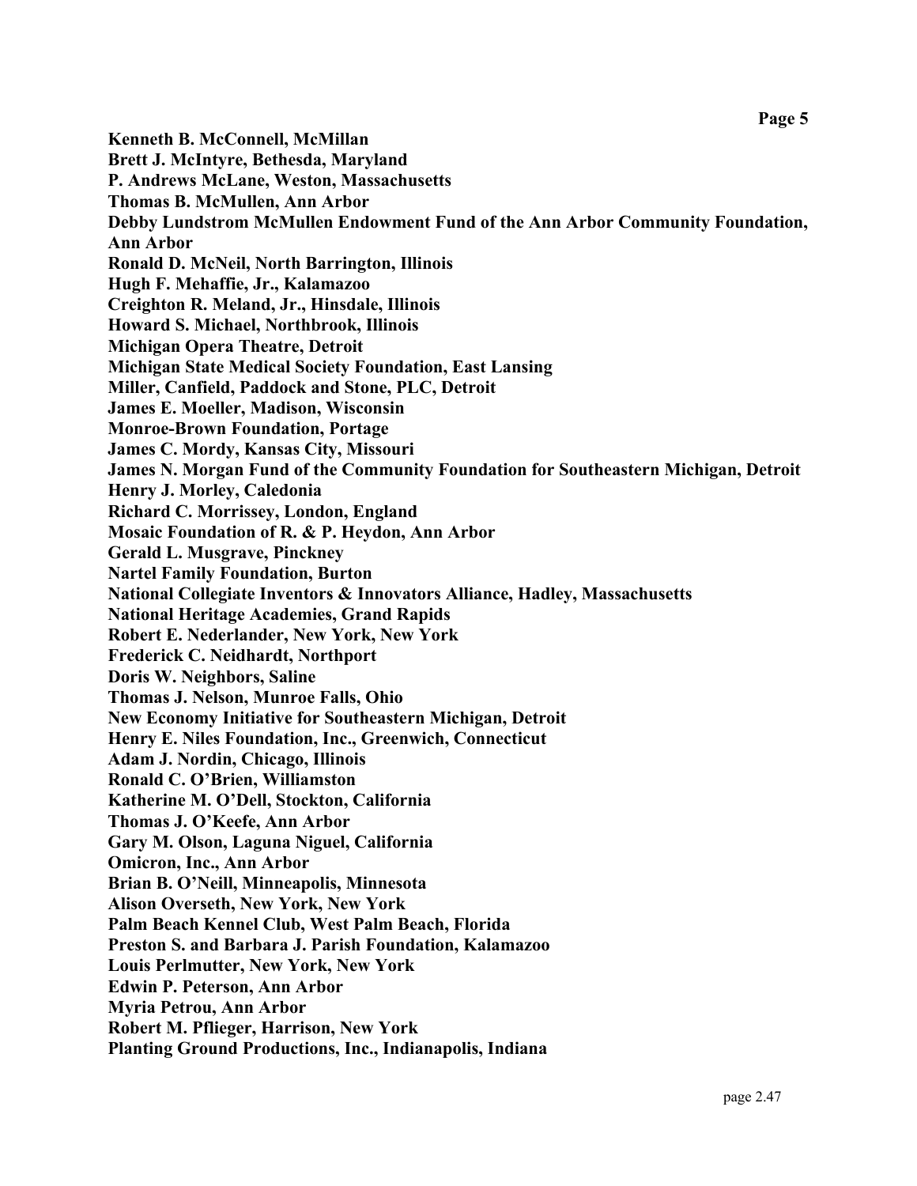**Kenneth B. McConnell, McMillan**
**Brett J. McIntyre, Bethesda, Maryland**
**P. Andrews McLane, Weston, Massachusetts**
**Thomas B. McMullen, Ann Arbor**
**Debby Lundstrom McMullen Endowment Fund of the Ann Arbor Community Foundation, Ann Arbor**
**Ronald D. McNeil, North Barrington, Illinois**
**Hugh F. Mehaffie, Jr., Kalamazoo**
**Creighton R. Meland, Jr., Hinsdale, Illinois**
**Howard S. Michael, Northbrook, Illinois**
**Michigan Opera Theatre, Detroit**
**Michigan State Medical Society Foundation, East Lansing**
**Miller, Canfield, Paddock and Stone, PLC, Detroit**
**James E. Moeller, Madison, Wisconsin**
**Monroe-Brown Foundation, Portage**
**James C. Mordy, Kansas City, Missouri**
**James N. Morgan Fund of the Community Foundation for Southeastern Michigan, Detroit**
**Henry J. Morley, Caledonia**
**Richard C. Morrissey, London, England**
**Mosaic Foundation of R. & P. Heydon, Ann Arbor**
**Gerald L. Musgrave, Pinckney**
**Nartel Family Foundation, Burton**
**National Collegiate Inventors & Innovators Alliance, Hadley, Massachusetts**
**National Heritage Academies, Grand Rapids**
**Robert E. Nederlander, New York, New York**
**Frederick C. Neidhardt, Northport**
**Doris W. Neighbors, Saline**
**Thomas J. Nelson, Munroe Falls, Ohio**
**New Economy Initiative for Southeastern Michigan, Detroit**
**Henry E. Niles Foundation, Inc., Greenwich, Connecticut**
**Adam J. Nordin, Chicago, Illinois**
**Ronald C. O'Brien, Williamston**
**Katherine M. O'Dell, Stockton, California**
**Thomas J. O'Keefe, Ann Arbor**
**Gary M. Olson, Laguna Niguel, California**
**Omicron, Inc., Ann Arbor**
**Brian B. O'Neill, Minneapolis, Minnesota**
**Alison Overseth, New York, New York**
**Palm Beach Kennel Club, West Palm Beach, Florida**
**Preston S. and Barbara J. Parish Foundation, Kalamazoo**
**Louis Perlmutter, New York, New York**
**Edwin P. Peterson, Ann Arbor**
**Myria Petrou, Ann Arbor**
**Robert M. Pflieger, Harrison, New York**
**Planting Ground Productions, Inc., Indianapolis, Indiana**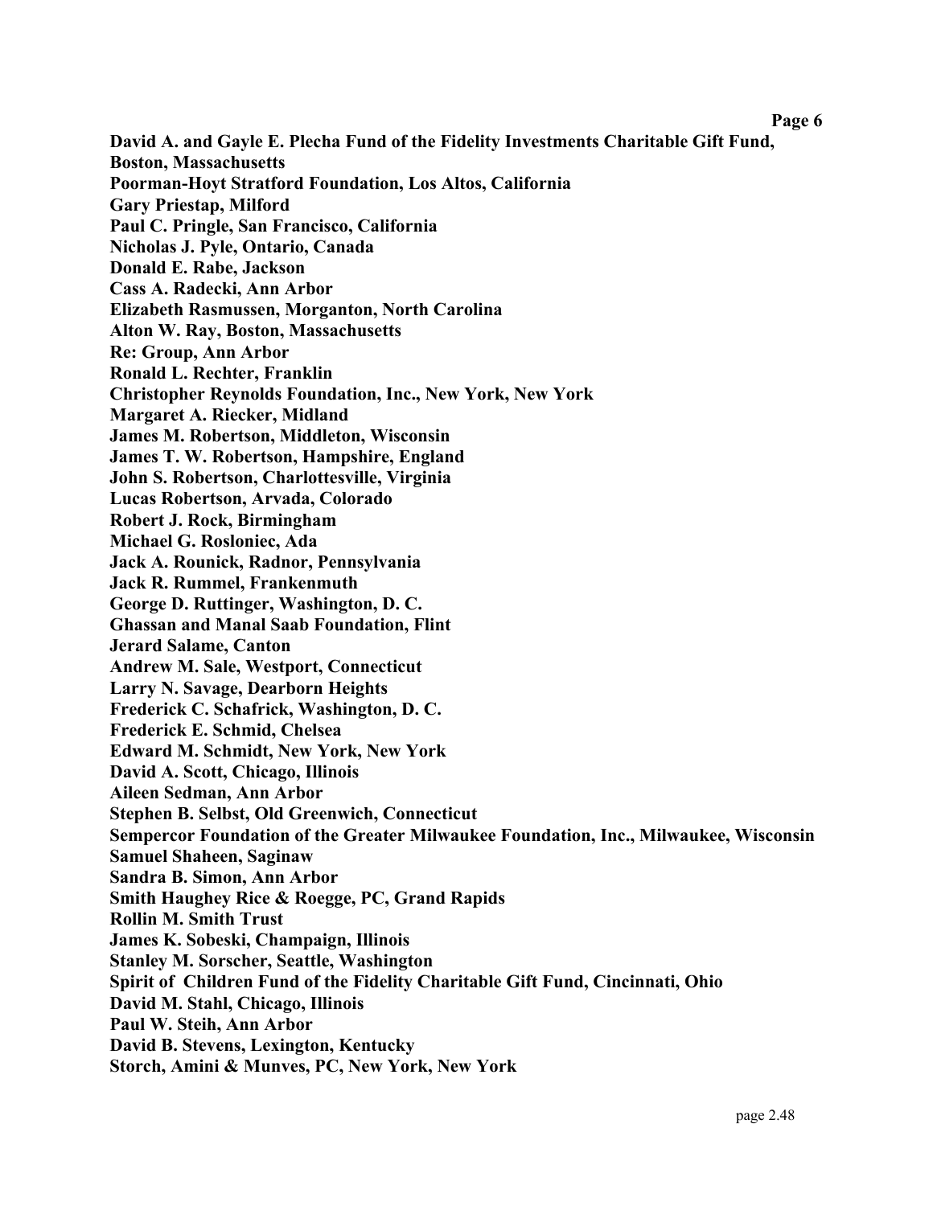**David A. and Gayle E. Plecha Fund of the Fidelity Investments Charitable Gift Fund, Boston, Massachusetts**
**Poorman-Hoyt Stratford Foundation, Los Altos, California**
**Gary Priestap, Milford**
**Paul C. Pringle, San Francisco, California**
**Nicholas J. Pyle, Ontario, Canada**
**Donald E. Rabe, Jackson**
**Cass A. Radecki, Ann Arbor**
**Elizabeth Rasmussen, Morganton, North Carolina**
**Alton W. Ray, Boston, Massachusetts**
**Re: Group, Ann Arbor**
**Ronald L. Rechter, Franklin**
**Christopher Reynolds Foundation, Inc., New York, New York**
**Margaret A. Riecker, Midland**
**James M. Robertson, Middleton, Wisconsin**
**James T. W. Robertson, Hampshire, England**
**John S. Robertson, Charlottesville, Virginia**
**Lucas Robertson, Arvada, Colorado**
**Robert J. Rock, Birmingham**
**Michael G. Rosloniec, Ada**
**Jack A. Rounick, Radnor, Pennsylvania**
**Jack R. Rummel, Frankenmuth**
**George D. Ruttinger, Washington, D. C.**
**Ghassan and Manal Saab Foundation, Flint**
**Jerard Salame, Canton**
**Andrew M. Sale, Westport, Connecticut**
**Larry N. Savage, Dearborn Heights**
**Frederick C. Schafrick, Washington, D. C.**
**Frederick E. Schmid, Chelsea**
**Edward M. Schmidt, New York, New York**
**David A. Scott, Chicago, Illinois**
**Aileen Sedman, Ann Arbor**
**Stephen B. Selbst, Old Greenwich, Connecticut**
**Sempercor Foundation of the Greater Milwaukee Foundation, Inc., Milwaukee, Wisconsin**
**Samuel Shaheen, Saginaw**
**Sandra B. Simon, Ann Arbor**
**Smith Haughey Rice & Roegge, PC, Grand Rapids**
**Rollin M. Smith Trust**
**James K. Sobeski, Champaign, Illinois**
**Stanley M. Sorscher, Seattle, Washington**
**Spirit of Children Fund of the Fidelity Charitable Gift Fund, Cincinnati, Ohio**
**David M. Stahl, Chicago, Illinois**
**Paul W. Steih, Ann Arbor**
**David B. Stevens, Lexington, Kentucky**
**Storch, Amini & Munves, PC, New York, New York**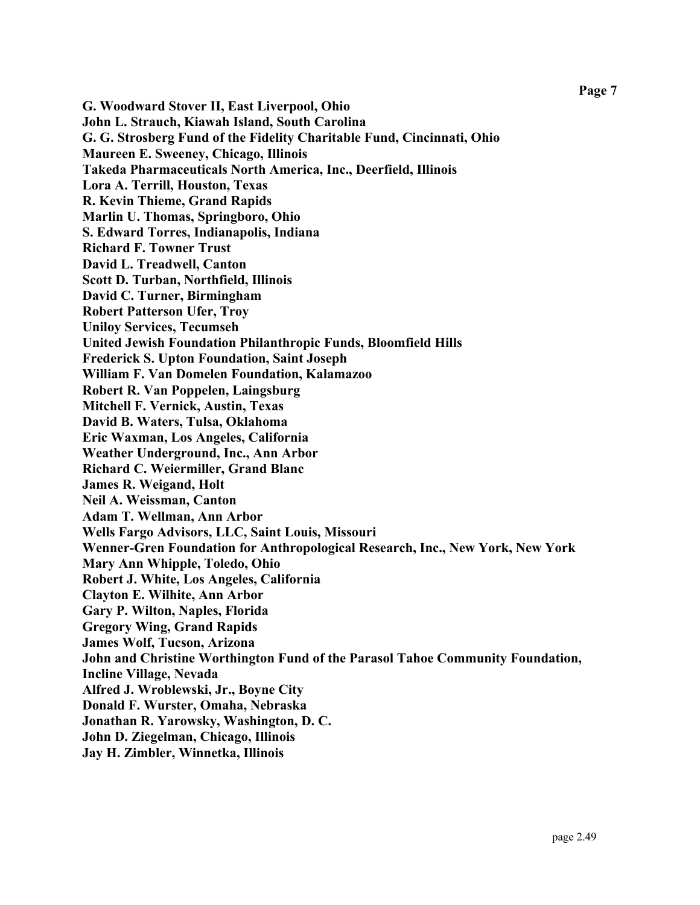**G. Woodward Stover II, East Liverpool, Ohio**
**John L. Strauch, Kiawah Island, South Carolina**
**G. G. Strosberg Fund of the Fidelity Charitable Fund, Cincinnati, Ohio**
**Maureen E. Sweeney, Chicago, Illinois**
**Takeda Pharmaceuticals North America, Inc., Deerfield, Illinois**
**Lora A. Terrill, Houston, Texas**
**R. Kevin Thieme, Grand Rapids**
**Marlin U. Thomas, Springboro, Ohio**
**S. Edward Torres, Indianapolis, Indiana**
**Richard F. Towner Trust**
**David L. Treadwell, Canton**
**Scott D. Turban, Northfield, Illinois**
**David C. Turner, Birmingham**
**Robert Patterson Ufer, Troy**
**Uniloy Services, Tecumseh**
**United Jewish Foundation Philanthropic Funds, Bloomfield Hills**
**Frederick S. Upton Foundation, Saint Joseph**
**William F. Van Domelen Foundation, Kalamazoo**
**Robert R. Van Poppelen, Laingsburg**
**Mitchell F. Vernick, Austin, Texas**
**David B. Waters, Tulsa, Oklahoma**
**Eric Waxman, Los Angeles, California**
**Weather Underground, Inc., Ann Arbor**
**Richard C. Weiermiller, Grand Blanc**
**James R. Weigand, Holt**
**Neil A. Weissman, Canton**
**Adam T. Wellman, Ann Arbor**
**Wells Fargo Advisors, LLC, Saint Louis, Missouri**
**Wenner-Gren Foundation for Anthropological Research, Inc., New York, New York**
**Mary Ann Whipple, Toledo, Ohio**
**Robert J. White, Los Angeles, California**
**Clayton E. Wilhite, Ann Arbor**
**Gary P. Wilton, Naples, Florida**
**Gregory Wing, Grand Rapids**
**James Wolf, Tucson, Arizona**
**John and Christine Worthington Fund of the Parasol Tahoe Community Foundation, Incline Village, Nevada**
**Alfred J. Wroblewski, Jr., Boyne City**
**Donald F. Wurster, Omaha, Nebraska**
**Jonathan R. Yarowsky, Washington, D. C.**
**John D. Ziegelman, Chicago, Illinois**
**Jay H. Zimbler, Winnetka, Illinois**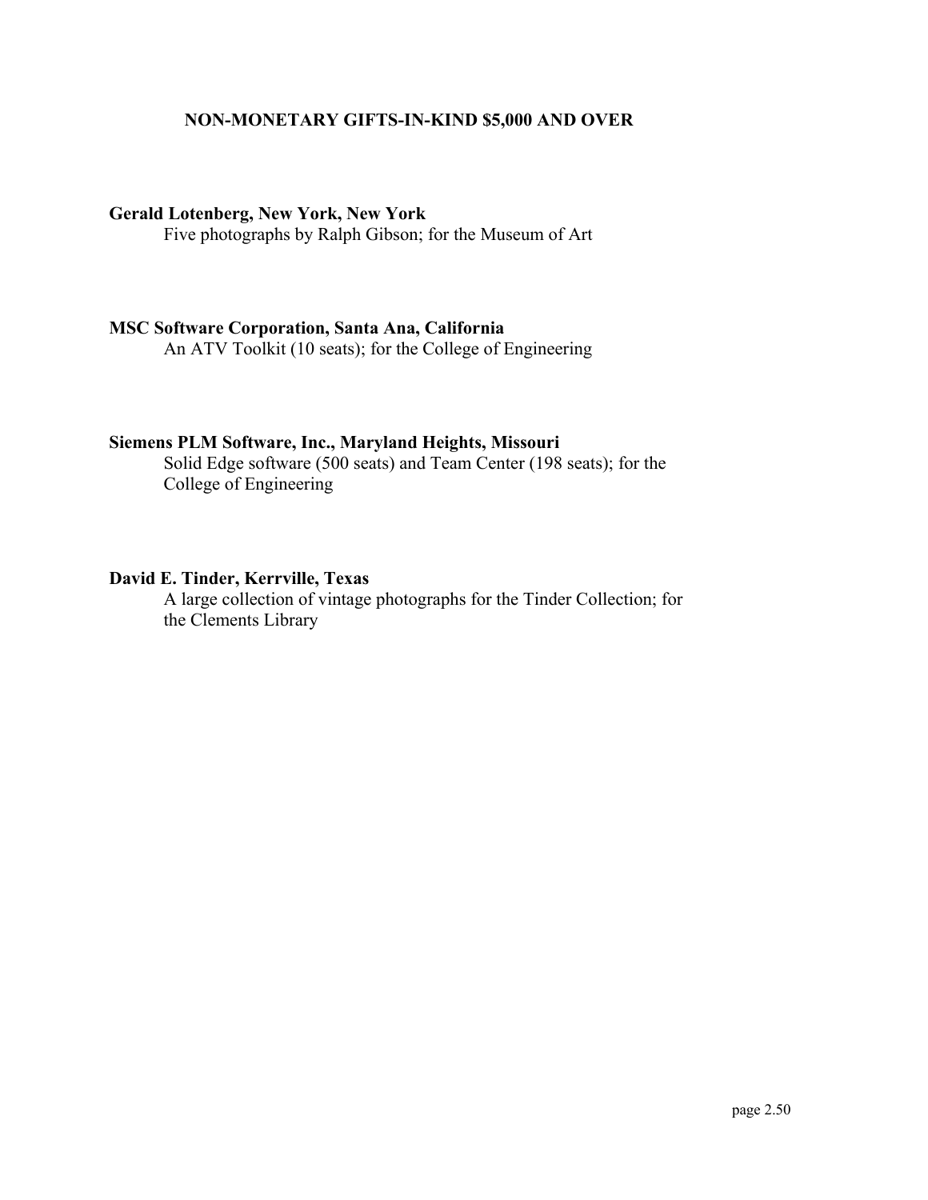## NON-MONETARY GIFTS-IN-KIND $5,000 AND OVER

**Gerald Lotenberg, New York, New York**
Five photographs by Ralph Gibson; for the Museum of Art

**MSC Software Corporation, Santa Ana, California**
An ATV Toolkit (10 seats); for the College of Engineering

**Siemens PLM Software, Inc., Maryland Heights, Missouri**
Solid Edge software (500 seats) and Team Center (198 seats); for the College of Engineering

**David E. Tinder, Kerrville, Texas**
A large collection of vintage photographs for the Tinder Collection; for the Clements Library